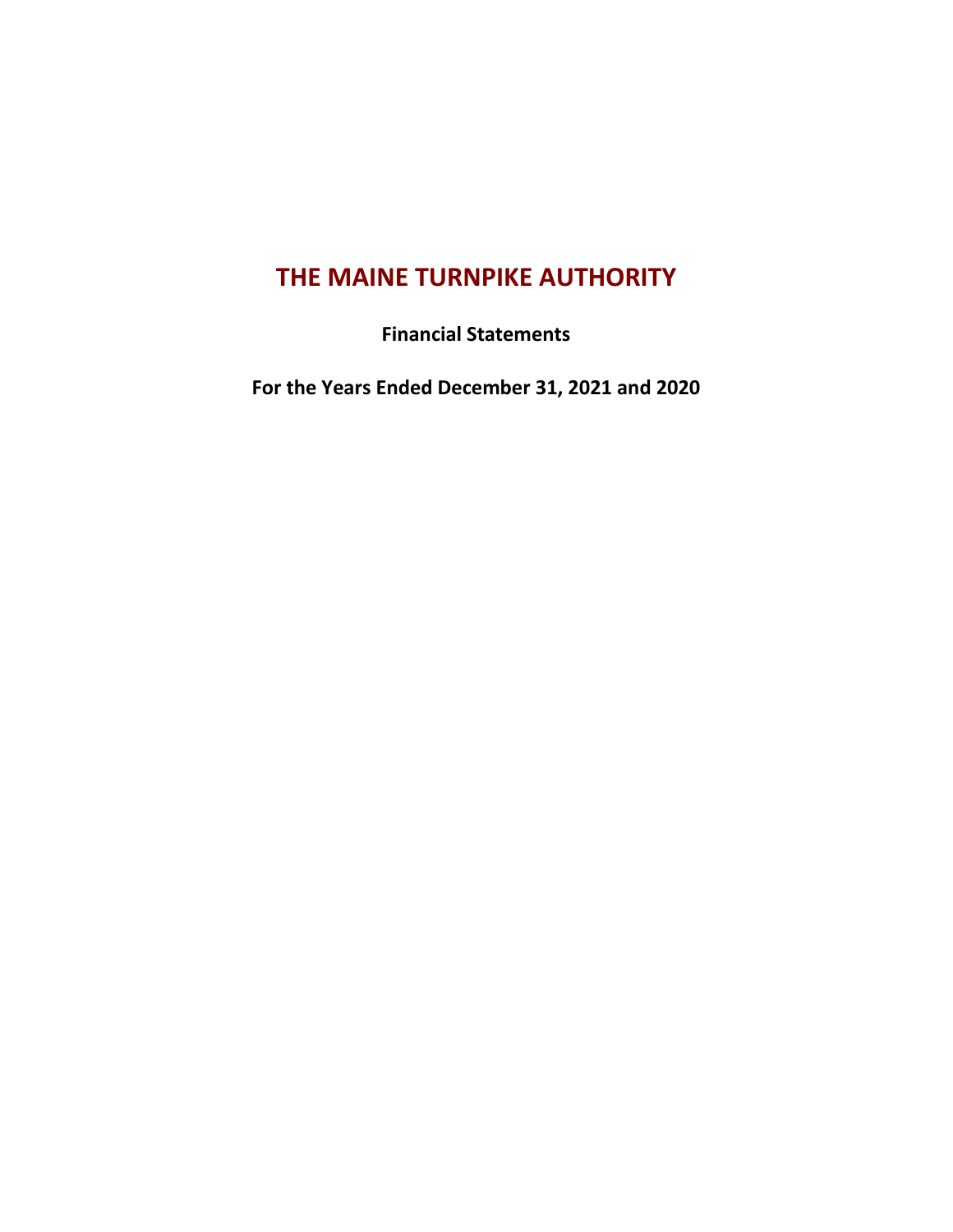# THE MAINE TURNPIKE AUTHORITY

**Financial Statements**

**For the Years Ended December 31, 2021 and 2020**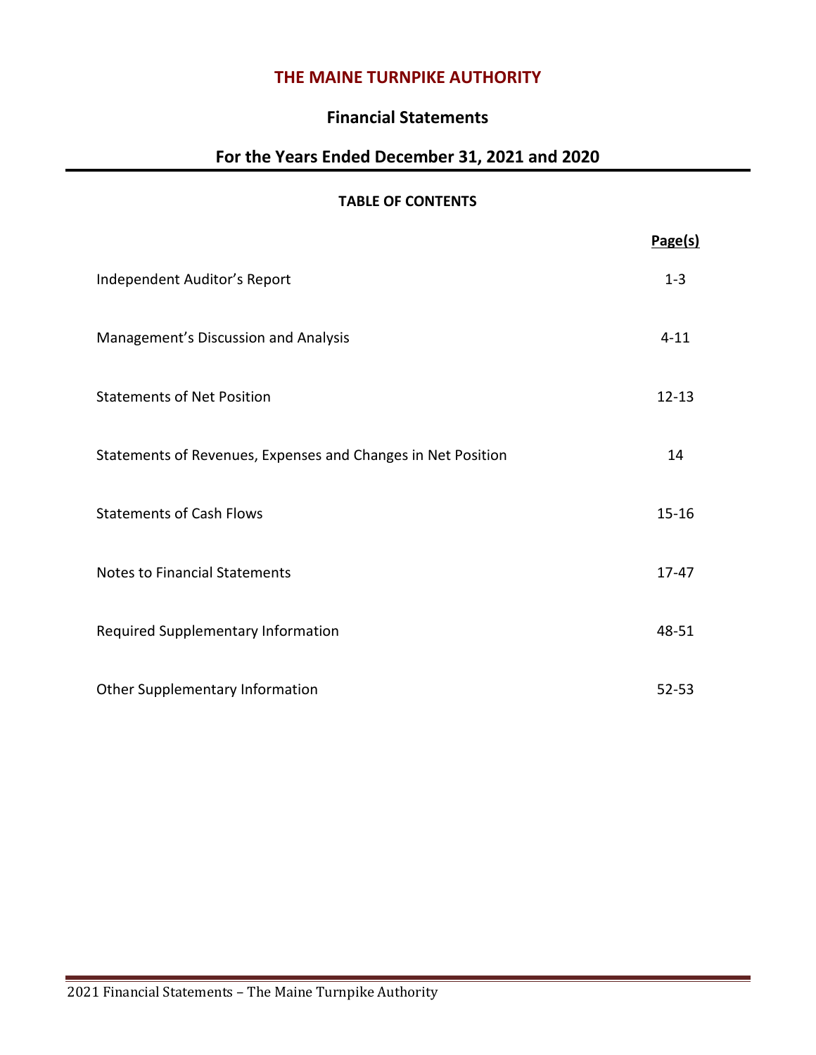# THE MAINE TURNPIKE AUTHORITY

## Financial Statements

## For the Years Ended December 31, 2021 and 2020

**TABLE OF CONTENTS**

| | Page(s) |
|---|---|
| Independent Auditor's Report | 1-3 |
| Management's Discussion and Analysis | 4-11 |
| Statements of Net Position | 12-13 |
| Statements of Revenues, Expenses and Changes in Net Position | 14 |
| Statements of Cash Flows | 15-16 |
| Notes to Financial Statements | 17-47 |
| Required Supplementary Information | 48-51 |
| Other Supplementary Information | 52-53 |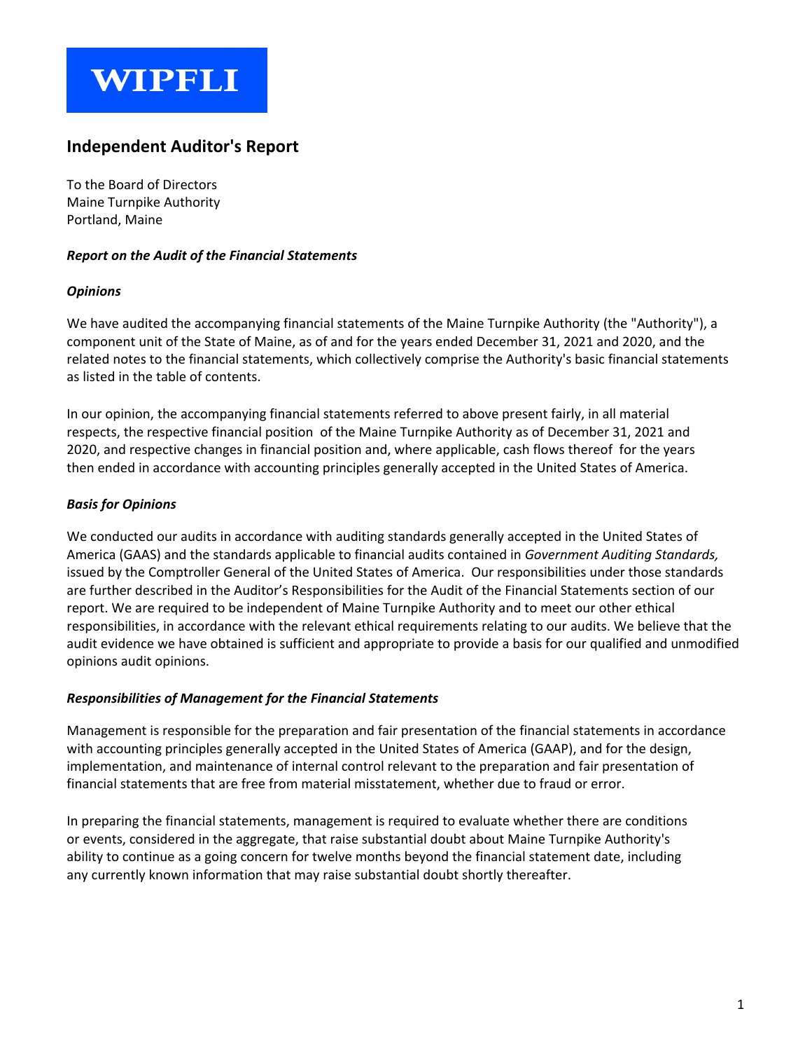**WIPFLI**

## Independent Auditor's Report

To the Board of Directors
Maine Turnpike Authority
Portland, Maine

### ***Report on the Audit of the Financial Statements***

### ***Opinions***

We have audited the accompanying financial statements of the Maine Turnpike Authority (the "Authority"), a component unit of the State of Maine, as of and for the years ended December 31, 2021 and 2020, and the related notes to the financial statements, which collectively comprise the Authority's basic financial statements as listed in the table of contents.

In our opinion, the accompanying financial statements referred to above present fairly, in all material respects, the respective financial position of the Maine Turnpike Authority as of December 31, 2021 and 2020, and respective changes in financial position and, where applicable, cash flows thereof for the years then ended in accordance with accounting principles generally accepted in the United States of America.

### ***Basis for Opinions***

We conducted our audits in accordance with auditing standards generally accepted in the United States of America (GAAS) and the standards applicable to financial audits contained in *Government Auditing Standards,* issued by the Comptroller General of the United States of America. Our responsibilities under those standards are further described in the Auditor's Responsibilities for the Audit of the Financial Statements section of our report. We are required to be independent of Maine Turnpike Authority and to meet our other ethical responsibilities, in accordance with the relevant ethical requirements relating to our audits. We believe that the audit evidence we have obtained is sufficient and appropriate to provide a basis for our qualified and unmodified opinions audit opinions.

### ***Responsibilities of Management for the Financial Statements***

Management is responsible for the preparation and fair presentation of the financial statements in accordance with accounting principles generally accepted in the United States of America (GAAP), and for the design, implementation, and maintenance of internal control relevant to the preparation and fair presentation of financial statements that are free from material misstatement, whether due to fraud or error.

In preparing the financial statements, management is required to evaluate whether there are conditions or events, considered in the aggregate, that raise substantial doubt about Maine Turnpike Authority's ability to continue as a going concern for twelve months beyond the financial statement date, including any currently known information that may raise substantial doubt shortly thereafter.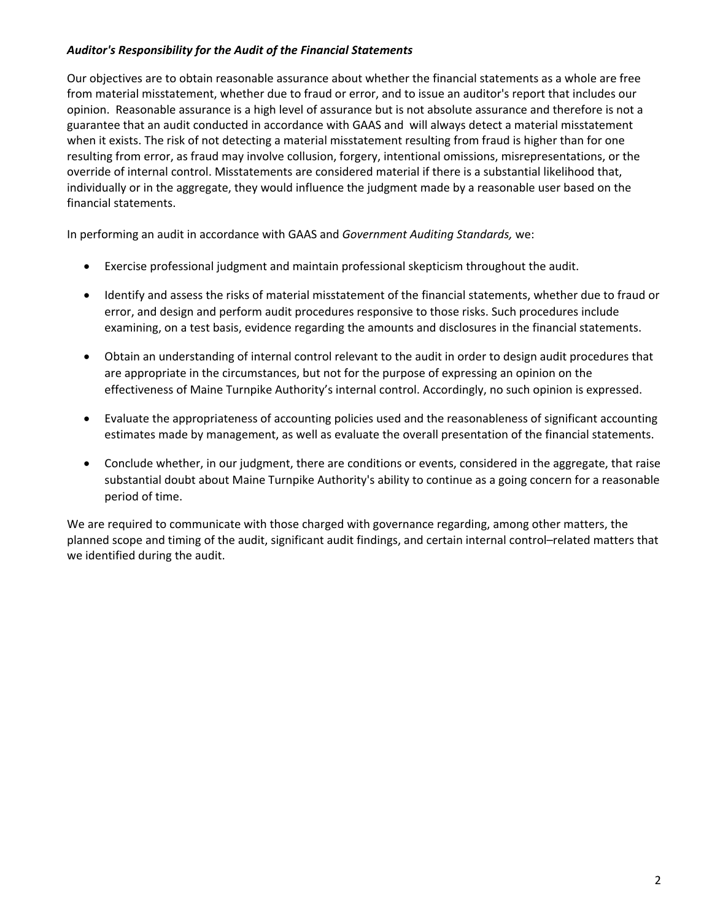***Auditor's Responsibility for the Audit of the Financial Statements***

Our objectives are to obtain reasonable assurance about whether the financial statements as a whole are free from material misstatement, whether due to fraud or error, and to issue an auditor's report that includes our opinion. Reasonable assurance is a high level of assurance but is not absolute assurance and therefore is not a guarantee that an audit conducted in accordance with GAAS and will always detect a material misstatement when it exists. The risk of not detecting a material misstatement resulting from fraud is higher than for one resulting from error, as fraud may involve collusion, forgery, intentional omissions, misrepresentations, or the override of internal control. Misstatements are considered material if there is a substantial likelihood that, individually or in the aggregate, they would influence the judgment made by a reasonable user based on the financial statements.

In performing an audit in accordance with GAAS and *Government Auditing Standards,* we:

- Exercise professional judgment and maintain professional skepticism throughout the audit.
- Identify and assess the risks of material misstatement of the financial statements, whether due to fraud or error, and design and perform audit procedures responsive to those risks. Such procedures include examining, on a test basis, evidence regarding the amounts and disclosures in the financial statements.
- Obtain an understanding of internal control relevant to the audit in order to design audit procedures that are appropriate in the circumstances, but not for the purpose of expressing an opinion on the effectiveness of Maine Turnpike Authority's internal control. Accordingly, no such opinion is expressed.
- Evaluate the appropriateness of accounting policies used and the reasonableness of significant accounting estimates made by management, as well as evaluate the overall presentation of the financial statements.
- Conclude whether, in our judgment, there are conditions or events, considered in the aggregate, that raise substantial doubt about Maine Turnpike Authority's ability to continue as a going concern for a reasonable period of time.

We are required to communicate with those charged with governance regarding, among other matters, the planned scope and timing of the audit, significant audit findings, and certain internal control–related matters that we identified during the audit.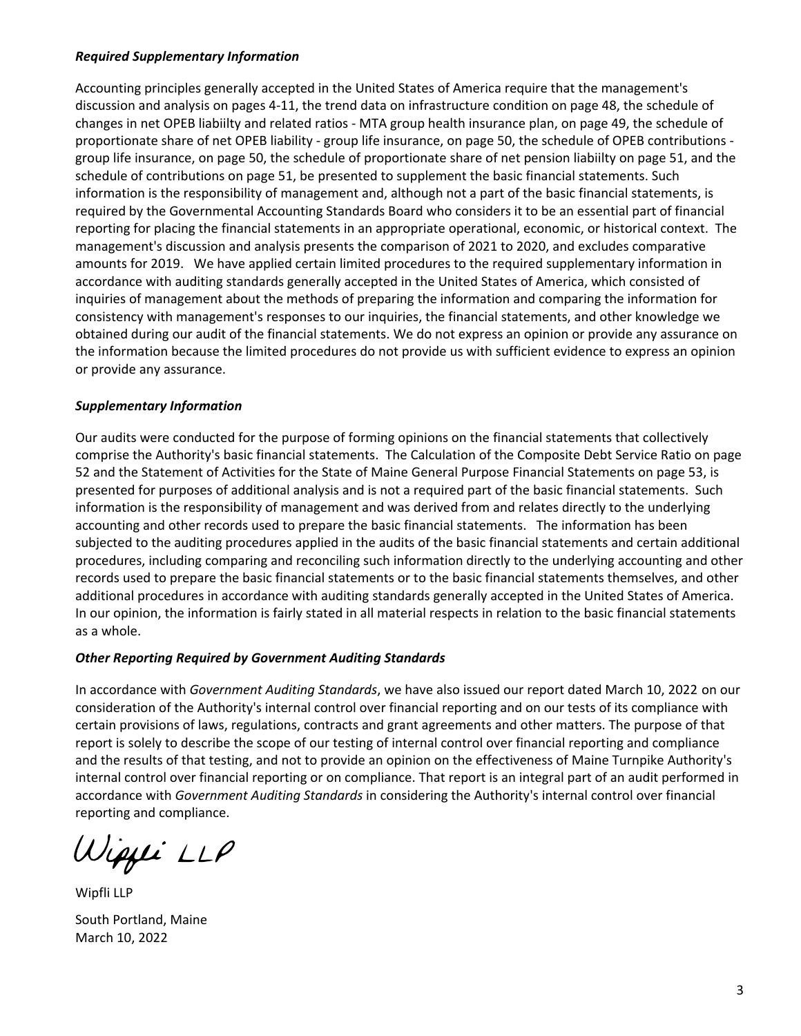***Required Supplementary Information***

Accounting principles generally accepted in the United States of America require that the management's discussion and analysis on pages 4-11, the trend data on infrastructure condition on page 48, the schedule of changes in net OPEB liabiilty and related ratios - MTA group health insurance plan, on page 49, the schedule of proportionate share of net OPEB liability - group life insurance, on page 50, the schedule of OPEB contributions - group life insurance, on page 50, the schedule of proportionate share of net pension liabiilty on page 51, and the schedule of contributions on page 51, be presented to supplement the basic financial statements. Such information is the responsibility of management and, although not a part of the basic financial statements, is required by the Governmental Accounting Standards Board who considers it to be an essential part of financial reporting for placing the financial statements in an appropriate operational, economic, or historical context. The management's discussion and analysis presents the comparison of 2021 to 2020, and excludes comparative amounts for 2019. We have applied certain limited procedures to the required supplementary information in accordance with auditing standards generally accepted in the United States of America, which consisted of inquiries of management about the methods of preparing the information and comparing the information for consistency with management's responses to our inquiries, the financial statements, and other knowledge we obtained during our audit of the financial statements. We do not express an opinion or provide any assurance on the information because the limited procedures do not provide us with sufficient evidence to express an opinion or provide any assurance.

***Supplementary Information***

Our audits were conducted for the purpose of forming opinions on the financial statements that collectively comprise the Authority's basic financial statements. The Calculation of the Composite Debt Service Ratio on page 52 and the Statement of Activities for the State of Maine General Purpose Financial Statements on page 53, is presented for purposes of additional analysis and is not a required part of the basic financial statements. Such information is the responsibility of management and was derived from and relates directly to the underlying accounting and other records used to prepare the basic financial statements. The information has been subjected to the auditing procedures applied in the audits of the basic financial statements and certain additional procedures, including comparing and reconciling such information directly to the underlying accounting and other records used to prepare the basic financial statements or to the basic financial statements themselves, and other additional procedures in accordance with auditing standards generally accepted in the United States of America. In our opinion, the information is fairly stated in all material respects in relation to the basic financial statements as a whole.

***Other Reporting Required by Government Auditing Standards***

In accordance with *Government Auditing Standards*, we have also issued our report dated March 10, 2022 on our consideration of the Authority's internal control over financial reporting and on our tests of its compliance with certain provisions of laws, regulations, contracts and grant agreements and other matters. The purpose of that report is solely to describe the scope of our testing of internal control over financial reporting and compliance and the results of that testing, and not to provide an opinion on the effectiveness of Maine Turnpike Authority's internal control over financial reporting or on compliance. That report is an integral part of an audit performed in accordance with *Government Auditing Standards* in considering the Authority's internal control over financial reporting and compliance.

*Wipfli LLP*

Wipfli LLP

South Portland, Maine
March 10, 2022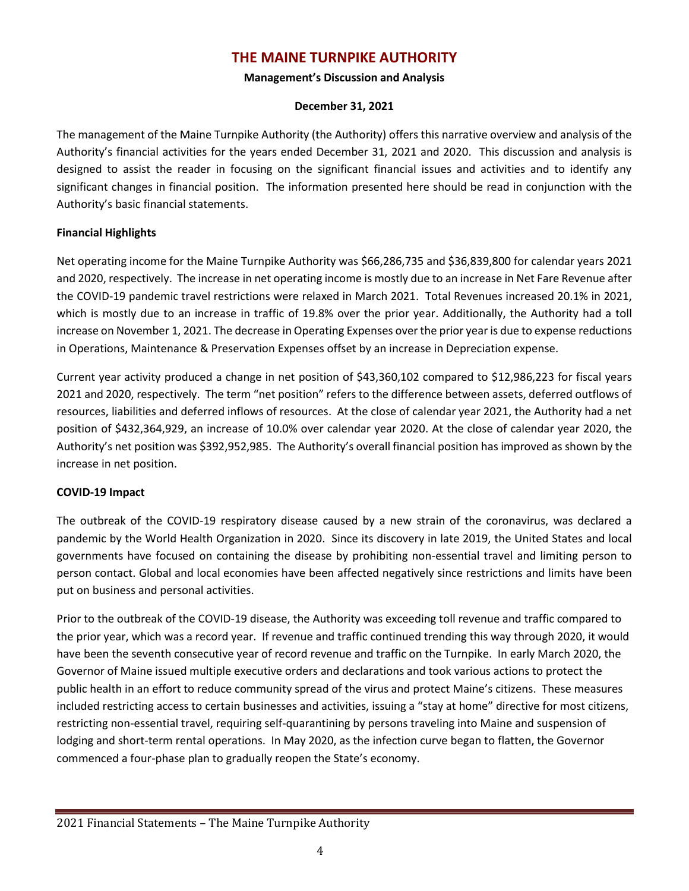# THE MAINE TURNPIKE AUTHORITY

**Management's Discussion and Analysis**

**December 31, 2021**

The management of the Maine Turnpike Authority (the Authority) offers this narrative overview and analysis of the Authority's financial activities for the years ended December 31, 2021 and 2020. This discussion and analysis is designed to assist the reader in focusing on the significant financial issues and activities and to identify any significant changes in financial position. The information presented here should be read in conjunction with the Authority's basic financial statements.

**Financial Highlights**

Net operating income for the Maine Turnpike Authority was $66,286,735 and $36,839,800 for calendar years 2021 and 2020, respectively. The increase in net operating income is mostly due to an increase in Net Fare Revenue after the COVID-19 pandemic travel restrictions were relaxed in March 2021. Total Revenues increased 20.1% in 2021, which is mostly due to an increase in traffic of 19.8% over the prior year. Additionally, the Authority had a toll increase on November 1, 2021. The decrease in Operating Expenses over the prior year is due to expense reductions in Operations, Maintenance & Preservation Expenses offset by an increase in Depreciation expense.

Current year activity produced a change in net position of $43,360,102 compared to $12,986,223 for fiscal years 2021 and 2020, respectively. The term "net position" refers to the difference between assets, deferred outflows of resources, liabilities and deferred inflows of resources. At the close of calendar year 2021, the Authority had a net position of $432,364,929, an increase of 10.0% over calendar year 2020. At the close of calendar year 2020, the Authority's net position was $392,952,985. The Authority's overall financial position has improved as shown by the increase in net position.

**COVID-19 Impact**

The outbreak of the COVID-19 respiratory disease caused by a new strain of the coronavirus, was declared a pandemic by the World Health Organization in 2020. Since its discovery in late 2019, the United States and local governments have focused on containing the disease by prohibiting non-essential travel and limiting person to person contact. Global and local economies have been affected negatively since restrictions and limits have been put on business and personal activities.

Prior to the outbreak of the COVID-19 disease, the Authority was exceeding toll revenue and traffic compared to the prior year, which was a record year. If revenue and traffic continued trending this way through 2020, it would have been the seventh consecutive year of record revenue and traffic on the Turnpike. In early March 2020, the Governor of Maine issued multiple executive orders and declarations and took various actions to protect the public health in an effort to reduce community spread of the virus and protect Maine's citizens. These measures included restricting access to certain businesses and activities, issuing a "stay at home" directive for most citizens, restricting non-essential travel, requiring self-quarantining by persons traveling into Maine and suspension of lodging and short-term rental operations. In May 2020, as the infection curve began to flatten, the Governor commenced a four-phase plan to gradually reopen the State's economy.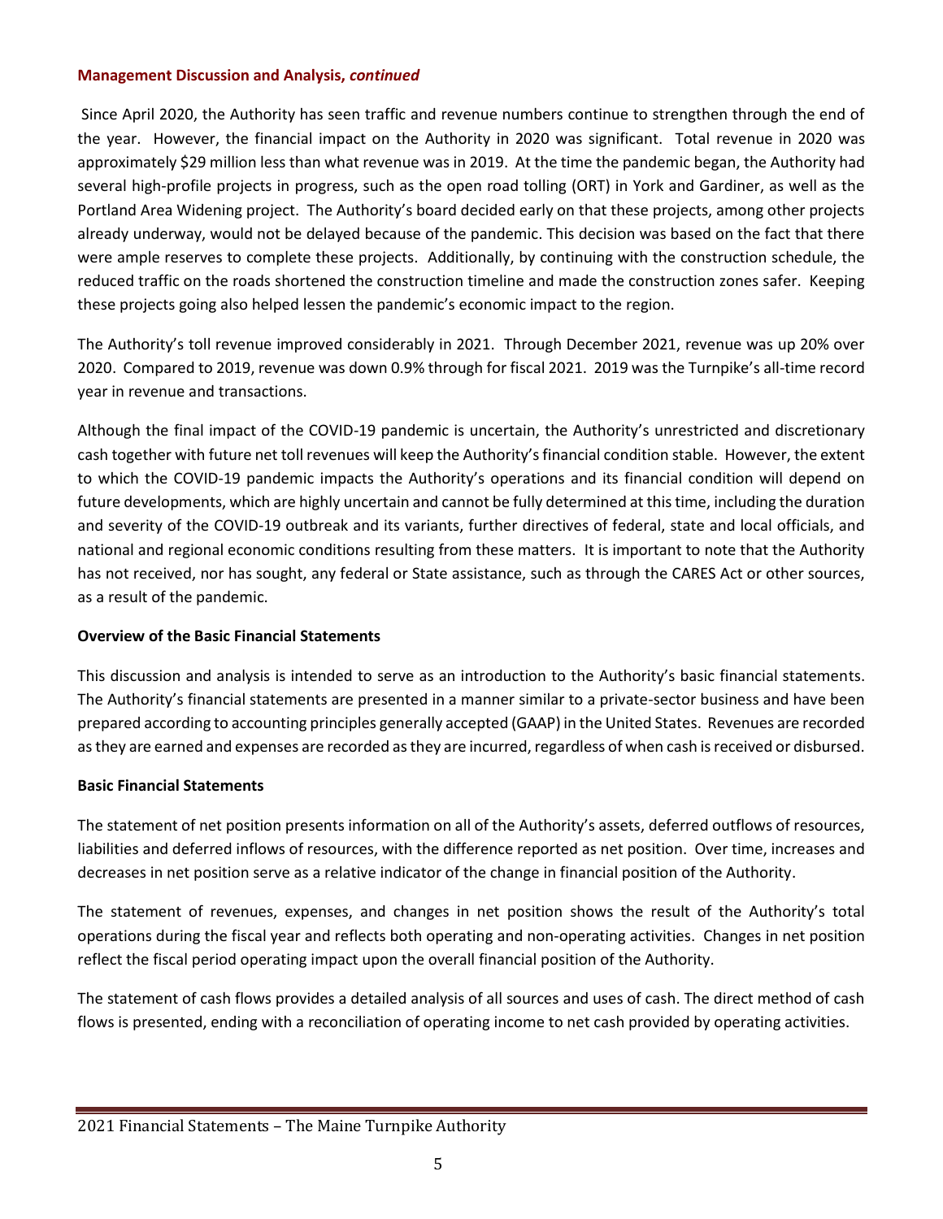**Management Discussion and Analysis, *continued***

Since April 2020, the Authority has seen traffic and revenue numbers continue to strengthen through the end of the year. However, the financial impact on the Authority in 2020 was significant. Total revenue in 2020 was approximately $29 million less than what revenue was in 2019. At the time the pandemic began, the Authority had several high-profile projects in progress, such as the open road tolling (ORT) in York and Gardiner, as well as the Portland Area Widening project. The Authority's board decided early on that these projects, among other projects already underway, would not be delayed because of the pandemic. This decision was based on the fact that there were ample reserves to complete these projects. Additionally, by continuing with the construction schedule, the reduced traffic on the roads shortened the construction timeline and made the construction zones safer. Keeping these projects going also helped lessen the pandemic's economic impact to the region.

The Authority's toll revenue improved considerably in 2021. Through December 2021, revenue was up 20% over 2020. Compared to 2019, revenue was down 0.9% through for fiscal 2021. 2019 was the Turnpike's all-time record year in revenue and transactions.

Although the final impact of the COVID-19 pandemic is uncertain, the Authority's unrestricted and discretionary cash together with future net toll revenues will keep the Authority's financial condition stable. However, the extent to which the COVID-19 pandemic impacts the Authority's operations and its financial condition will depend on future developments, which are highly uncertain and cannot be fully determined at this time, including the duration and severity of the COVID-19 outbreak and its variants, further directives of federal, state and local officials, and national and regional economic conditions resulting from these matters. It is important to note that the Authority has not received, nor has sought, any federal or State assistance, such as through the CARES Act or other sources, as a result of the pandemic.

**Overview of the Basic Financial Statements**

This discussion and analysis is intended to serve as an introduction to the Authority's basic financial statements. The Authority's financial statements are presented in a manner similar to a private-sector business and have been prepared according to accounting principles generally accepted (GAAP) in the United States. Revenues are recorded as they are earned and expenses are recorded as they are incurred, regardless of when cash is received or disbursed.

**Basic Financial Statements**

The statement of net position presents information on all of the Authority's assets, deferred outflows of resources, liabilities and deferred inflows of resources, with the difference reported as net position. Over time, increases and decreases in net position serve as a relative indicator of the change in financial position of the Authority.

The statement of revenues, expenses, and changes in net position shows the result of the Authority's total operations during the fiscal year and reflects both operating and non-operating activities. Changes in net position reflect the fiscal period operating impact upon the overall financial position of the Authority.

The statement of cash flows provides a detailed analysis of all sources and uses of cash. The direct method of cash flows is presented, ending with a reconciliation of operating income to net cash provided by operating activities.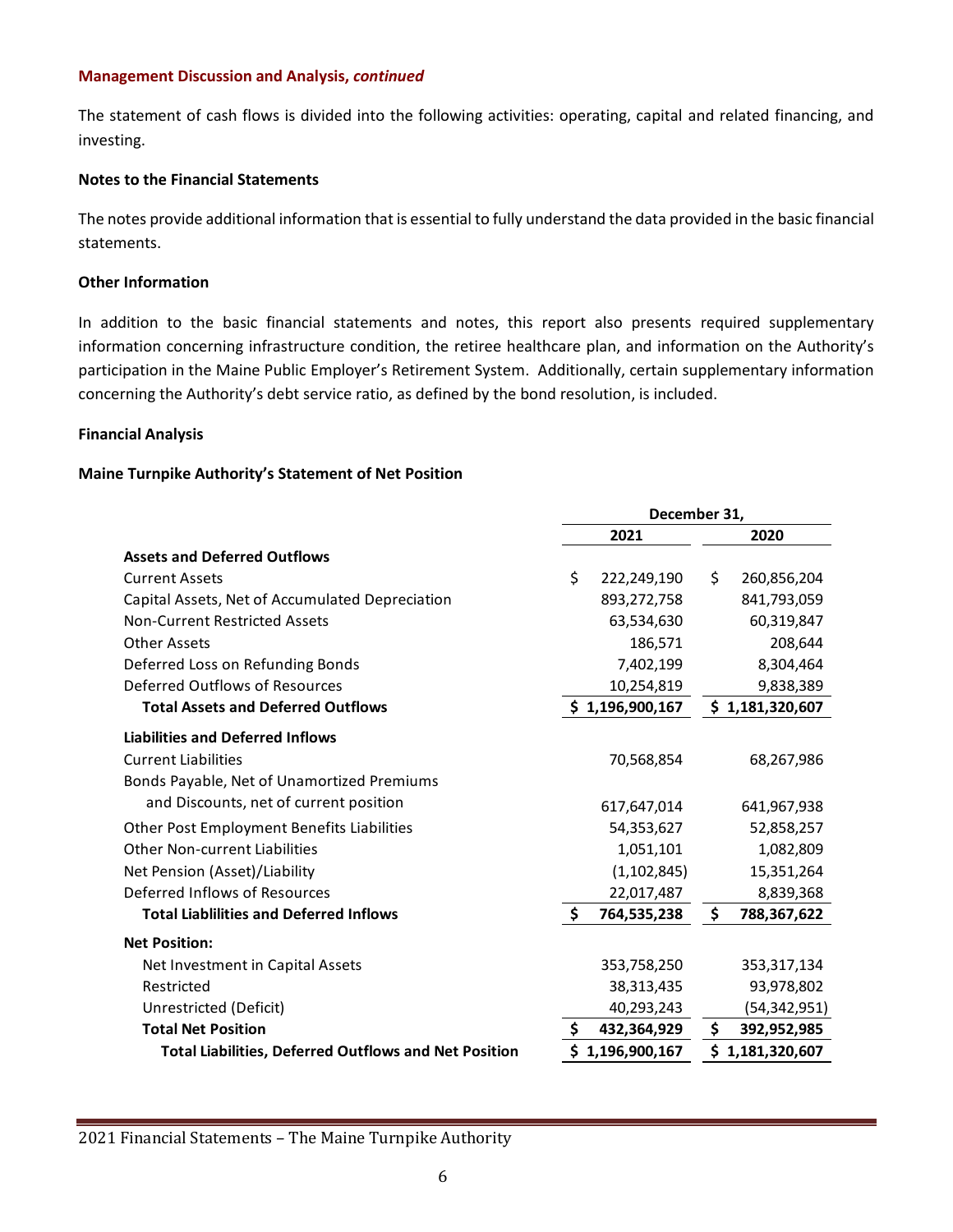**Management Discussion and Analysis, *continued***

The statement of cash flows is divided into the following activities: operating, capital and related financing, and investing.

**Notes to the Financial Statements**

The notes provide additional information that is essential to fully understand the data provided in the basic financial statements.

**Other Information**

In addition to the basic financial statements and notes, this report also presents required supplementary information concerning infrastructure condition, the retiree healthcare plan, and information on the Authority's participation in the Maine Public Employer's Retirement System. Additionally, certain supplementary information concerning the Authority's debt service ratio, as defined by the bond resolution, is included.

**Financial Analysis**

**Maine Turnpike Authority's Statement of Net Position**

| | December 31, 2021 | December 31, 2020 |
|---|---|---|
| **Assets and Deferred Outflows** | | |
| Current Assets | $ 222,249,190 | $ 260,856,204 |
| Capital Assets, Net of Accumulated Depreciation | 893,272,758 | 841,793,059 |
| Non-Current Restricted Assets | 63,534,630 | 60,319,847 |
| Other Assets | 186,571 | 208,644 |
| Deferred Loss on Refunding Bonds | 7,402,199 | 8,304,464 |
| Deferred Outflows of Resources | 10,254,819 | 9,838,389 |
| **Total Assets and Deferred Outflows** | **$ 1,196,900,167** | **$ 1,181,320,607** |
| **Liabilities and Deferred Inflows** | | |
| Current Liabilities | 70,568,854 | 68,267,986 |
| Bonds Payable, Net of Unamortized Premiums and Discounts, net of current position | 617,647,014 | 641,967,938 |
| Other Post Employment Benefits Liabilities | 54,353,627 | 52,858,257 |
| Other Non-current Liabilities | 1,051,101 | 1,082,809 |
| Net Pension (Asset)/Liability | (1,102,845) | 15,351,264 |
| Deferred Inflows of Resources | 22,017,487 | 8,839,368 |
| **Total Liablilities and Deferred Inflows** | **$ 764,535,238** | **$ 788,367,622** |
| **Net Position:** | | |
| Net Investment in Capital Assets | 353,758,250 | 353,317,134 |
| Restricted | 38,313,435 | 93,978,802 |
| Unrestricted (Deficit) | 40,293,243 | (54,342,951) |
| **Total Net Position** | **$ 432,364,929** | **$ 392,952,985** |
| **Total Liabilities, Deferred Outflows and Net Position** | **$ 1,196,900,167** | **$ 1,181,320,607** |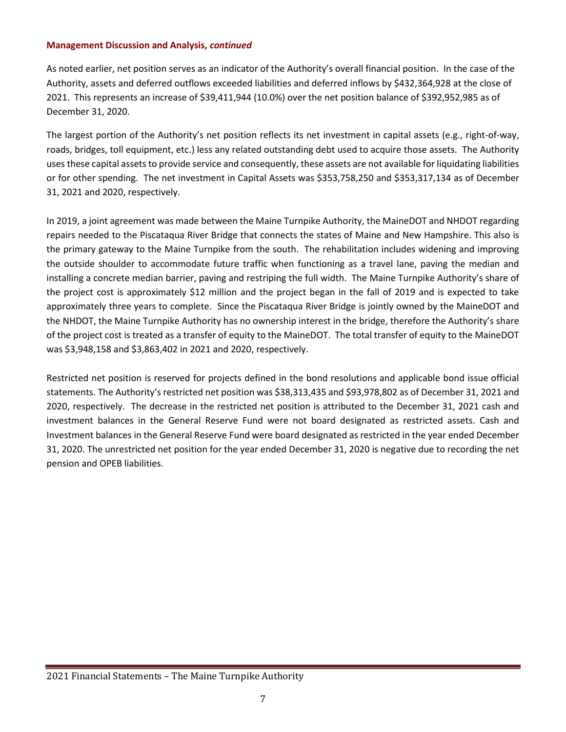**Management Discussion and Analysis, *continued***

As noted earlier, net position serves as an indicator of the Authority's overall financial position. In the case of the Authority, assets and deferred outflows exceeded liabilities and deferred inflows by $432,364,928 at the close of 2021. This represents an increase of $39,411,944 (10.0%) over the net position balance of $392,952,985 as of December 31, 2020.

The largest portion of the Authority's net position reflects its net investment in capital assets (e.g., right-of-way, roads, bridges, toll equipment, etc.) less any related outstanding debt used to acquire those assets. The Authority uses these capital assets to provide service and consequently, these assets are not available for liquidating liabilities or for other spending. The net investment in Capital Assets was $353,758,250 and $353,317,134 as of December 31, 2021 and 2020, respectively.

In 2019, a joint agreement was made between the Maine Turnpike Authority, the MaineDOT and NHDOT regarding repairs needed to the Piscataqua River Bridge that connects the states of Maine and New Hampshire. This also is the primary gateway to the Maine Turnpike from the south. The rehabilitation includes widening and improving the outside shoulder to accommodate future traffic when functioning as a travel lane, paving the median and installing a concrete median barrier, paving and restriping the full width. The Maine Turnpike Authority's share of the project cost is approximately $12 million and the project began in the fall of 2019 and is expected to take approximately three years to complete. Since the Piscataqua River Bridge is jointly owned by the MaineDOT and the NHDOT, the Maine Turnpike Authority has no ownership interest in the bridge, therefore the Authority's share of the project cost is treated as a transfer of equity to the MaineDOT. The total transfer of equity to the MaineDOT was $3,948,158 and $3,863,402 in 2021 and 2020, respectively.

Restricted net position is reserved for projects defined in the bond resolutions and applicable bond issue official statements. The Authority's restricted net position was $38,313,435 and $93,978,802 as of December 31, 2021 and 2020, respectively. The decrease in the restricted net position is attributed to the December 31, 2021 cash and investment balances in the General Reserve Fund were not board designated as restricted assets. Cash and Investment balances in the General Reserve Fund were board designated as restricted in the year ended December 31, 2020. The unrestricted net position for the year ended December 31, 2020 is negative due to recording the net pension and OPEB liabilities.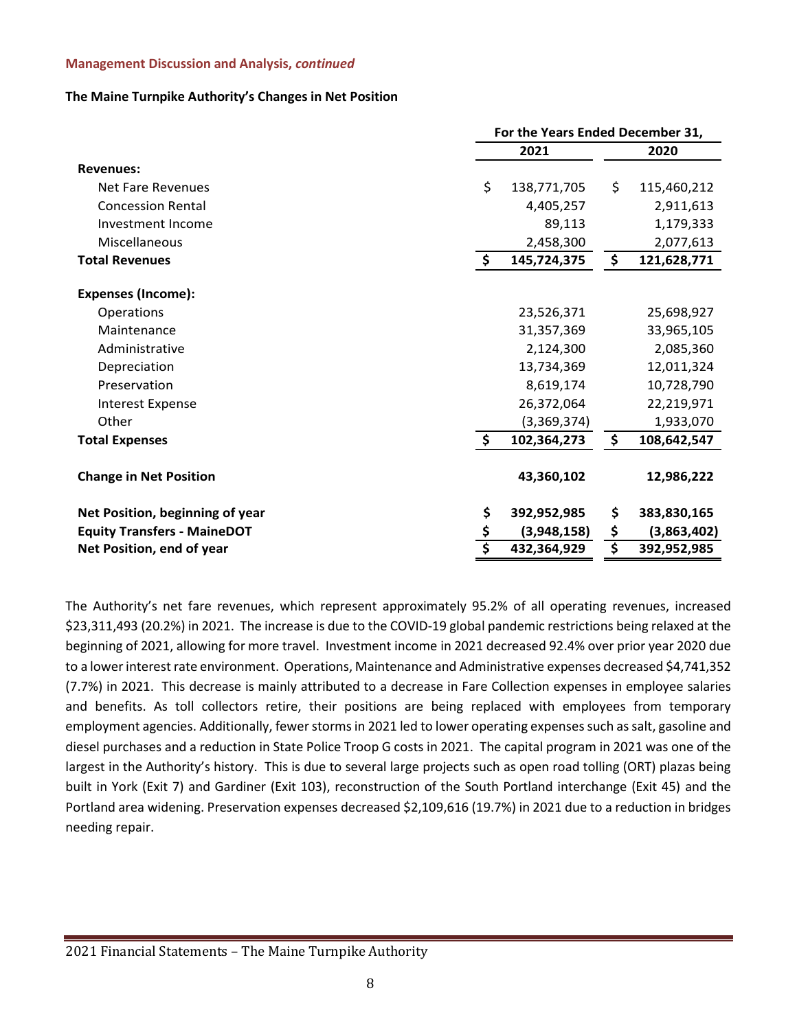**Management Discussion and Analysis, *continued***

**The Maine Turnpike Authority's Changes in Net Position**

| | For the Years Ended December 31, | |
|---|---|---|
| | **2021** | **2020** |
| **Revenues:** | | |
| Net Fare Revenues | $ 138,771,705 | $ 115,460,212 |
| Concession Rental | 4,405,257 | 2,911,613 |
| Investment Income | 89,113 | 1,179,333 |
| Miscellaneous | 2,458,300 | 2,077,613 |
| **Total Revenues** | **$ 145,724,375** | **$ 121,628,771** |
| **Expenses (Income):** | | |
| Operations | 23,526,371 | 25,698,927 |
| Maintenance | 31,357,369 | 33,965,105 |
| Administrative | 2,124,300 | 2,085,360 |
| Depreciation | 13,734,369 | 12,011,324 |
| Preservation | 8,619,174 | 10,728,790 |
| Interest Expense | 26,372,064 | 22,219,971 |
| Other | (3,369,374) | 1,933,070 |
| **Total Expenses** | **$ 102,364,273** | **$ 108,642,547** |
| **Change in Net Position** | **43,360,102** | **12,986,222** |
| **Net Position, beginning of year** | **$ 392,952,985** | **$ 383,830,165** |
| **Equity Transfers - MaineDOT** | **$ (3,948,158)** | **$ (3,863,402)** |
| **Net Position, end of year** | **$ 432,364,929** | **$ 392,952,985** |

The Authority's net fare revenues, which represent approximately 95.2% of all operating revenues, increased $23,311,493 (20.2%) in 2021. The increase is due to the COVID-19 global pandemic restrictions being relaxed at the beginning of 2021, allowing for more travel. Investment income in 2021 decreased 92.4% over prior year 2020 due to a lower interest rate environment. Operations, Maintenance and Administrative expenses decreased $4,741,352 (7.7%) in 2021. This decrease is mainly attributed to a decrease in Fare Collection expenses in employee salaries and benefits. As toll collectors retire, their positions are being replaced with employees from temporary employment agencies. Additionally, fewer storms in 2021 led to lower operating expenses such as salt, gasoline and diesel purchases and a reduction in State Police Troop G costs in 2021. The capital program in 2021 was one of the largest in the Authority's history. This is due to several large projects such as open road tolling (ORT) plazas being built in York (Exit 7) and Gardiner (Exit 103), reconstruction of the South Portland interchange (Exit 45) and the Portland area widening. Preservation expenses decreased $2,109,616 (19.7%) in 2021 due to a reduction in bridges needing repair.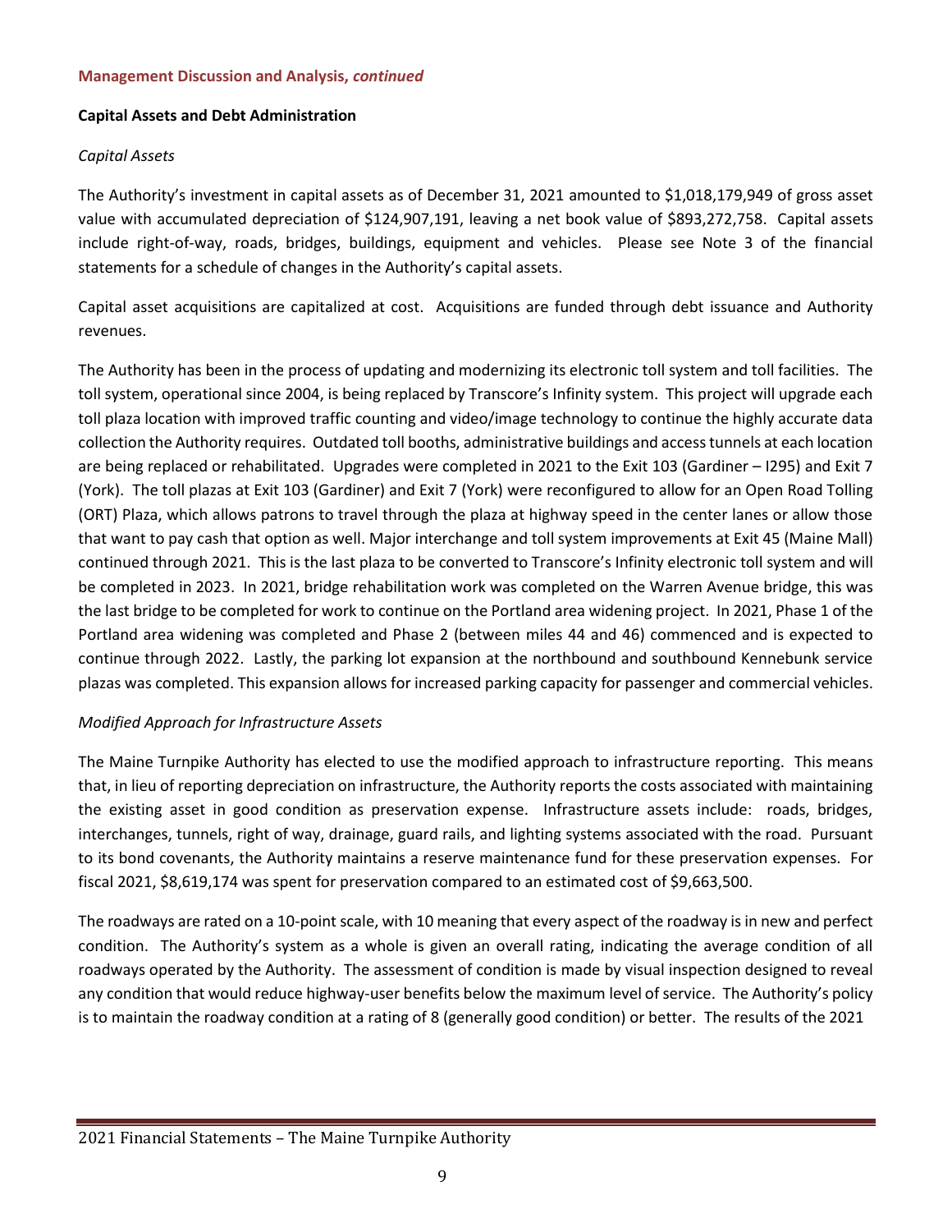**Management Discussion and Analysis, *continued***

**Capital Assets and Debt Administration**

*Capital Assets*

The Authority's investment in capital assets as of December 31, 2021 amounted to $1,018,179,949 of gross asset value with accumulated depreciation of $124,907,191, leaving a net book value of $893,272,758. Capital assets include right-of-way, roads, bridges, buildings, equipment and vehicles. Please see Note 3 of the financial statements for a schedule of changes in the Authority's capital assets.

Capital asset acquisitions are capitalized at cost. Acquisitions are funded through debt issuance and Authority revenues.

The Authority has been in the process of updating and modernizing its electronic toll system and toll facilities. The toll system, operational since 2004, is being replaced by Transcore's Infinity system. This project will upgrade each toll plaza location with improved traffic counting and video/image technology to continue the highly accurate data collection the Authority requires. Outdated toll booths, administrative buildings and access tunnels at each location are being replaced or rehabilitated. Upgrades were completed in 2021 to the Exit 103 (Gardiner – I295) and Exit 7 (York). The toll plazas at Exit 103 (Gardiner) and Exit 7 (York) were reconfigured to allow for an Open Road Tolling (ORT) Plaza, which allows patrons to travel through the plaza at highway speed in the center lanes or allow those that want to pay cash that option as well. Major interchange and toll system improvements at Exit 45 (Maine Mall) continued through 2021. This is the last plaza to be converted to Transcore's Infinity electronic toll system and will be completed in 2023. In 2021, bridge rehabilitation work was completed on the Warren Avenue bridge, this was the last bridge to be completed for work to continue on the Portland area widening project. In 2021, Phase 1 of the Portland area widening was completed and Phase 2 (between miles 44 and 46) commenced and is expected to continue through 2022. Lastly, the parking lot expansion at the northbound and southbound Kennebunk service plazas was completed. This expansion allows for increased parking capacity for passenger and commercial vehicles.

*Modified Approach for Infrastructure Assets*

The Maine Turnpike Authority has elected to use the modified approach to infrastructure reporting. This means that, in lieu of reporting depreciation on infrastructure, the Authority reports the costs associated with maintaining the existing asset in good condition as preservation expense. Infrastructure assets include: roads, bridges, interchanges, tunnels, right of way, drainage, guard rails, and lighting systems associated with the road. Pursuant to its bond covenants, the Authority maintains a reserve maintenance fund for these preservation expenses. For fiscal 2021, $8,619,174 was spent for preservation compared to an estimated cost of $9,663,500.

The roadways are rated on a 10-point scale, with 10 meaning that every aspect of the roadway is in new and perfect condition. The Authority's system as a whole is given an overall rating, indicating the average condition of all roadways operated by the Authority. The assessment of condition is made by visual inspection designed to reveal any condition that would reduce highway-user benefits below the maximum level of service. The Authority's policy is to maintain the roadway condition at a rating of 8 (generally good condition) or better. The results of the 2021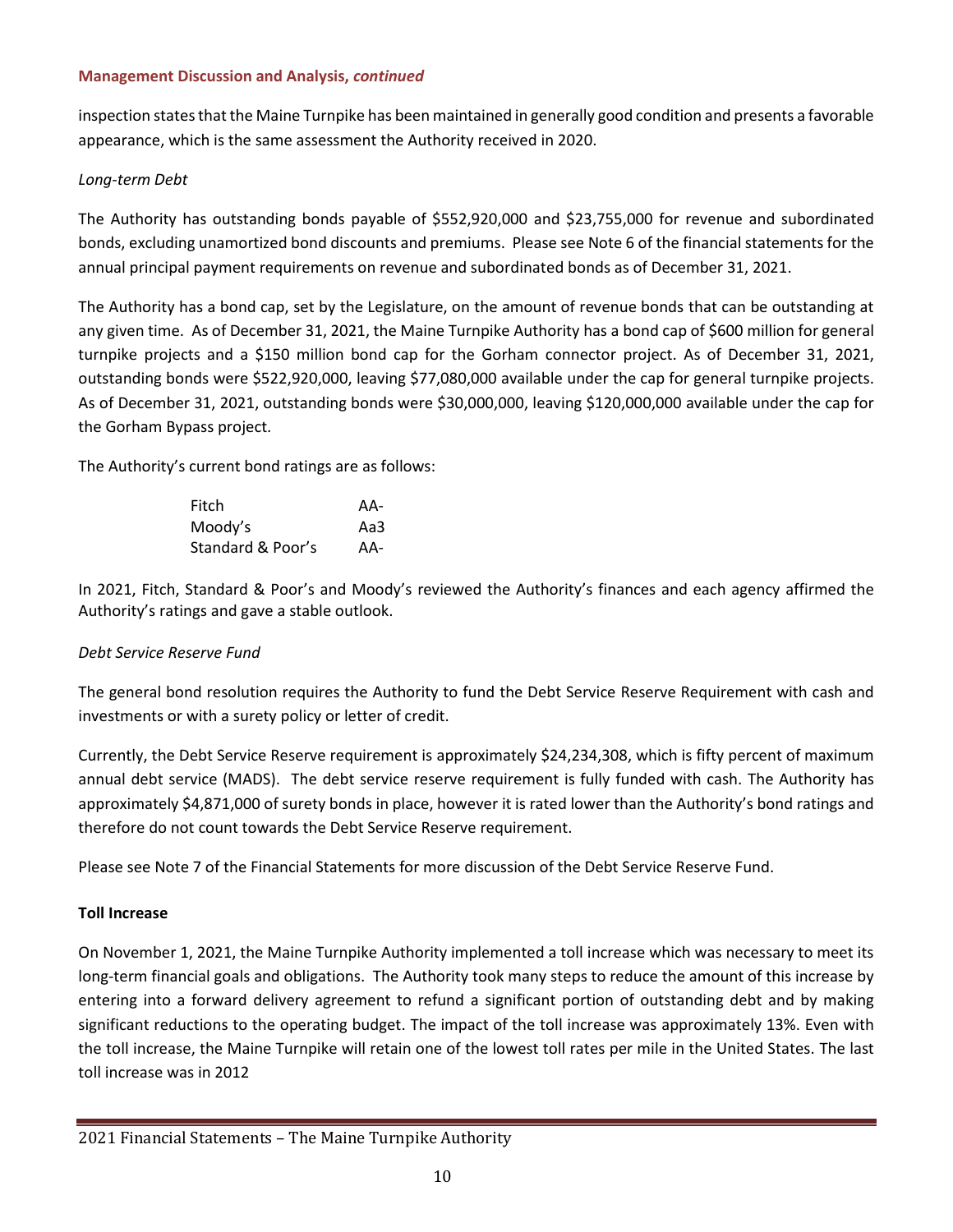### Management Discussion and Analysis, *continued*

inspection states that the Maine Turnpike has been maintained in generally good condition and presents a favorable appearance, which is the same assessment the Authority received in 2020.

*Long-term Debt*

The Authority has outstanding bonds payable of $552,920,000 and $23,755,000 for revenue and subordinated bonds, excluding unamortized bond discounts and premiums. Please see Note 6 of the financial statements for the annual principal payment requirements on revenue and subordinated bonds as of December 31, 2021.

The Authority has a bond cap, set by the Legislature, on the amount of revenue bonds that can be outstanding at any given time. As of December 31, 2021, the Maine Turnpike Authority has a bond cap of $600 million for general turnpike projects and a $150 million bond cap for the Gorham connector project. As of December 31, 2021, outstanding bonds were $522,920,000, leaving $77,080,000 available under the cap for general turnpike projects. As of December 31, 2021, outstanding bonds were $30,000,000, leaving $120,000,000 available under the cap for the Gorham Bypass project.

The Authority's current bond ratings are as follows:

| | |
|---|---|
| Fitch | AA- |
| Moody's | Aa3 |
| Standard & Poor's | AA- |

In 2021, Fitch, Standard & Poor's and Moody's reviewed the Authority's finances and each agency affirmed the Authority's ratings and gave a stable outlook.

*Debt Service Reserve Fund*

The general bond resolution requires the Authority to fund the Debt Service Reserve Requirement with cash and investments or with a surety policy or letter of credit.

Currently, the Debt Service Reserve requirement is approximately $24,234,308, which is fifty percent of maximum annual debt service (MADS). The debt service reserve requirement is fully funded with cash. The Authority has approximately $4,871,000 of surety bonds in place, however it is rated lower than the Authority's bond ratings and therefore do not count towards the Debt Service Reserve requirement.

Please see Note 7 of the Financial Statements for more discussion of the Debt Service Reserve Fund.

**Toll Increase**

On November 1, 2021, the Maine Turnpike Authority implemented a toll increase which was necessary to meet its long-term financial goals and obligations. The Authority took many steps to reduce the amount of this increase by entering into a forward delivery agreement to refund a significant portion of outstanding debt and by making significant reductions to the operating budget. The impact of the toll increase was approximately 13%. Even with the toll increase, the Maine Turnpike will retain one of the lowest toll rates per mile in the United States. The last toll increase was in 2012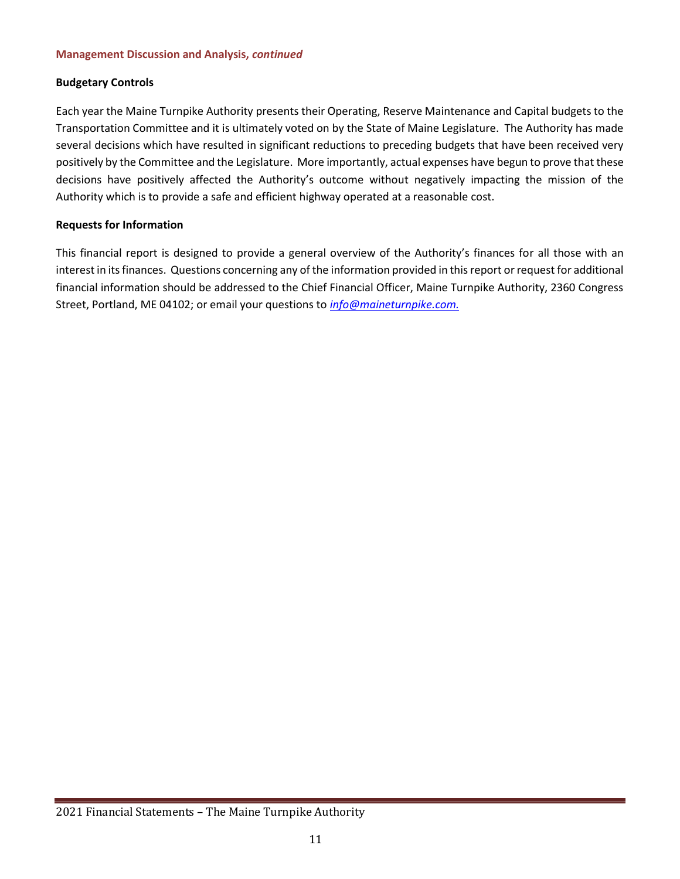**Management Discussion and Analysis, *continued***

## Budgetary Controls

Each year the Maine Turnpike Authority presents their Operating, Reserve Maintenance and Capital budgets to the Transportation Committee and it is ultimately voted on by the State of Maine Legislature. The Authority has made several decisions which have resulted in significant reductions to preceding budgets that have been received very positively by the Committee and the Legislature. More importantly, actual expenses have begun to prove that these decisions have positively affected the Authority's outcome without negatively impacting the mission of the Authority which is to provide a safe and efficient highway operated at a reasonable cost.

## Requests for Information

This financial report is designed to provide a general overview of the Authority's finances for all those with an interest in its finances. Questions concerning any of the information provided in this report or request for additional financial information should be addressed to the Chief Financial Officer, Maine Turnpike Authority, 2360 Congress Street, Portland, ME 04102; or email your questions to *info@maineturnpike.com.*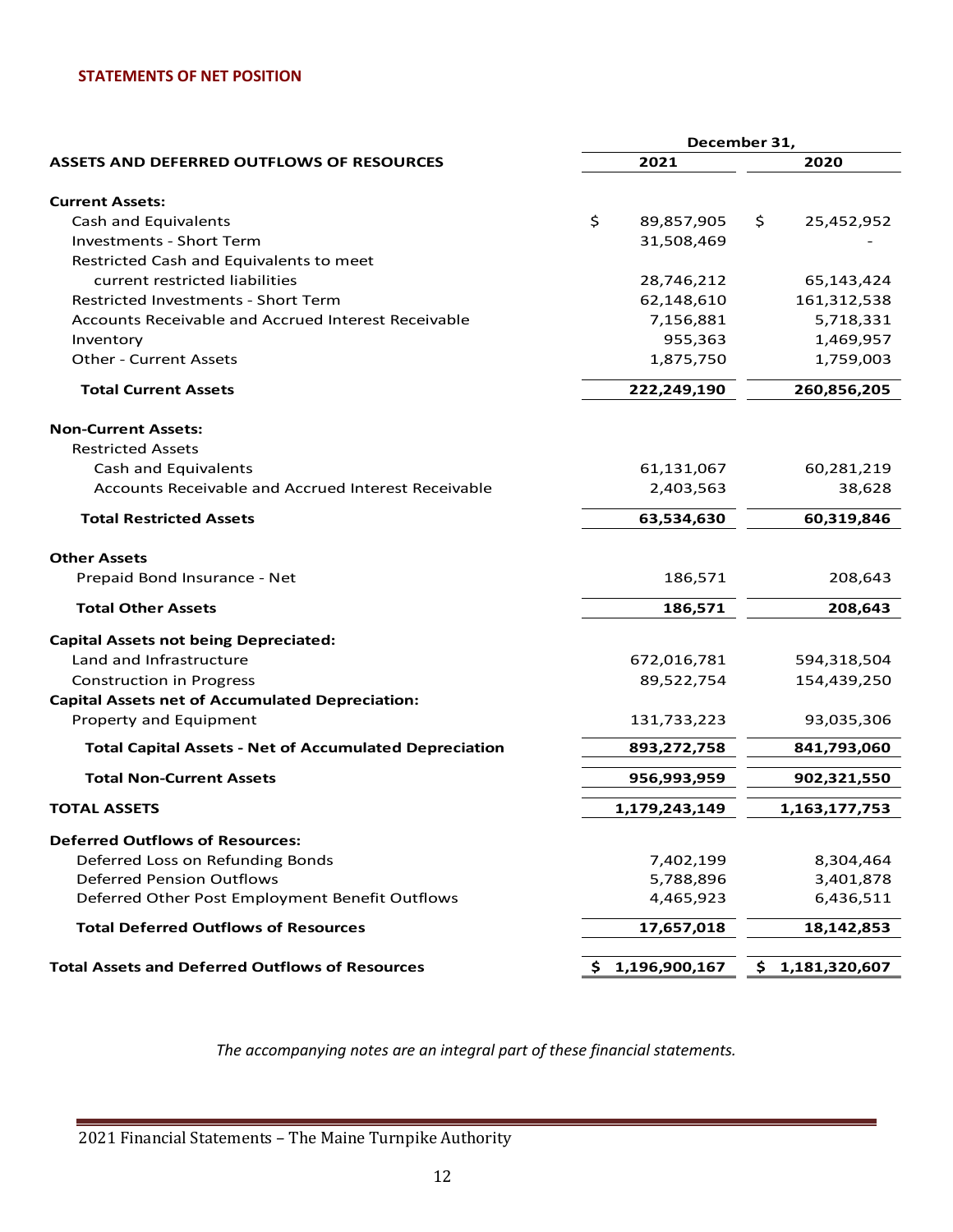## STATEMENTS OF NET POSITION

| | December 31, | |
|---|---|---|
| **ASSETS AND DEFERRED OUTFLOWS OF RESOURCES** | **2021** | **2020** |
| **Current Assets:** | | |
| Cash and Equivalents | $ 89,857,905 | $ 25,452,952 |
| Investments - Short Term | 31,508,469 | - |
| Restricted Cash and Equivalents to meet current restricted liabilities | 28,746,212 | 65,143,424 |
| Restricted Investments - Short Term | 62,148,610 | 161,312,538 |
| Accounts Receivable and Accrued Interest Receivable | 7,156,881 | 5,718,331 |
| Inventory | 955,363 | 1,469,957 |
| Other - Current Assets | 1,875,750 | 1,759,003 |
| **Total Current Assets** | **222,249,190** | **260,856,205** |
| **Non-Current Assets:** | | |
| Restricted Assets | | |
| Cash and Equivalents | 61,131,067 | 60,281,219 |
| Accounts Receivable and Accrued Interest Receivable | 2,403,563 | 38,628 |
| **Total Restricted Assets** | **63,534,630** | **60,319,846** |
| **Other Assets** | | |
| Prepaid Bond Insurance - Net | 186,571 | 208,643 |
| **Total Other Assets** | **186,571** | **208,643** |
| **Capital Assets not being Depreciated:** | | |
| Land and Infrastructure | 672,016,781 | 594,318,504 |
| Construction in Progress | 89,522,754 | 154,439,250 |
| **Capital Assets net of Accumulated Depreciation:** | | |
| Property and Equipment | 131,733,223 | 93,035,306 |
| **Total Capital Assets - Net of Accumulated Depreciation** | **893,272,758** | **841,793,060** |
| **Total Non-Current Assets** | **956,993,959** | **902,321,550** |
| **TOTAL ASSETS** | **1,179,243,149** | **1,163,177,753** |
| **Deferred Outflows of Resources:** | | |
| Deferred Loss on Refunding Bonds | 7,402,199 | 8,304,464 |
| Deferred Pension Outflows | 5,788,896 | 3,401,878 |
| Deferred Other Post Employment Benefit Outflows | 4,465,923 | 6,436,511 |
| **Total Deferred Outflows of Resources** | **17,657,018** | **18,142,853** |
| **Total Assets and Deferred Outflows of Resources** | **$ 1,196,900,167** | **$ 1,181,320,607** |

*The accompanying notes are an integral part of these financial statements.*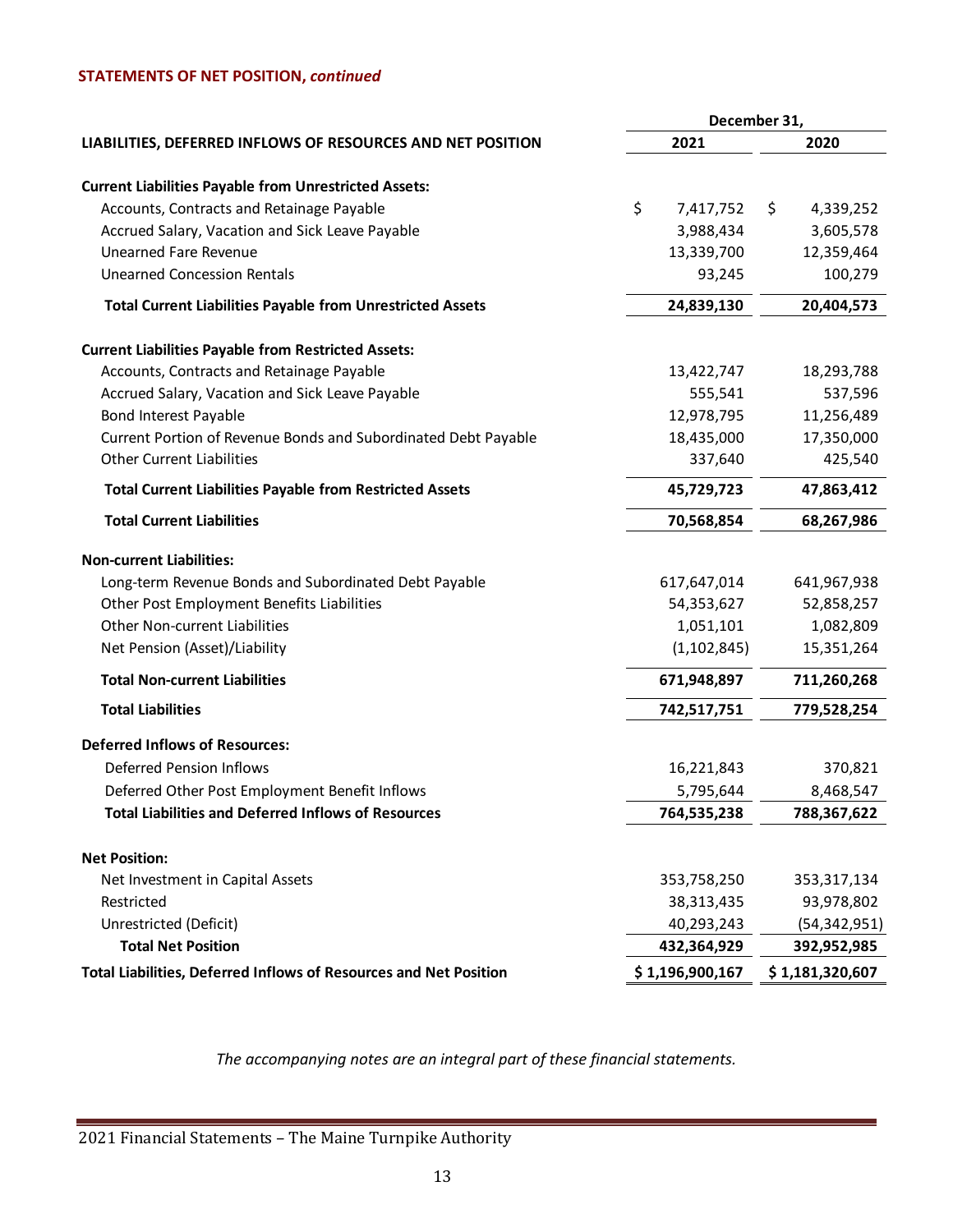**STATEMENTS OF NET POSITION, *continued***

| LIABILITIES, DEFERRED INFLOWS OF RESOURCES AND NET POSITION | December 31, 2021 | December 31, 2020 |
|---|---|---|
| **Current Liabilities Payable from Unrestricted Assets:** | | |
| Accounts, Contracts and Retainage Payable | $ 7,417,752 | $ 4,339,252 |
| Accrued Salary, Vacation and Sick Leave Payable | 3,988,434 | 3,605,578 |
| Unearned Fare Revenue | 13,339,700 | 12,359,464 |
| Unearned Concession Rentals | 93,245 | 100,279 |
| **Total Current Liabilities Payable from Unrestricted Assets** | **24,839,130** | **20,404,573** |
| **Current Liabilities Payable from Restricted Assets:** | | |
| Accounts, Contracts and Retainage Payable | 13,422,747 | 18,293,788 |
| Accrued Salary, Vacation and Sick Leave Payable | 555,541 | 537,596 |
| Bond Interest Payable | 12,978,795 | 11,256,489 |
| Current Portion of Revenue Bonds and Subordinated Debt Payable | 18,435,000 | 17,350,000 |
| Other Current Liabilities | 337,640 | 425,540 |
| **Total Current Liabilities Payable from Restricted Assets** | **45,729,723** | **47,863,412** |
| **Total Current Liabilities** | **70,568,854** | **68,267,986** |
| **Non-current Liabilities:** | | |
| Long-term Revenue Bonds and Subordinated Debt Payable | 617,647,014 | 641,967,938 |
| Other Post Employment Benefits Liabilities | 54,353,627 | 52,858,257 |
| Other Non-current Liabilities | 1,051,101 | 1,082,809 |
| Net Pension (Asset)/Liability | (1,102,845) | 15,351,264 |
| **Total Non-current Liabilities** | **671,948,897** | **711,260,268** |
| **Total Liabilities** | **742,517,751** | **779,528,254** |
| **Deferred Inflows of Resources:** | | |
| Deferred Pension Inflows | 16,221,843 | 370,821 |
| Deferred Other Post Employment Benefit Inflows | 5,795,644 | 8,468,547 |
| **Total Liabilities and Deferred Inflows of Resources** | **764,535,238** | **788,367,622** |
| **Net Position:** | | |
| Net Investment in Capital Assets | 353,758,250 | 353,317,134 |
| Restricted | 38,313,435 | 93,978,802 |
| Unrestricted (Deficit) | 40,293,243 | (54,342,951) |
| **Total Net Position** | **432,364,929** | **392,952,985** |
| **Total Liabilities, Deferred Inflows of Resources and Net Position** | **$ 1,196,900,167** | **$ 1,181,320,607** |

*The accompanying notes are an integral part of these financial statements.*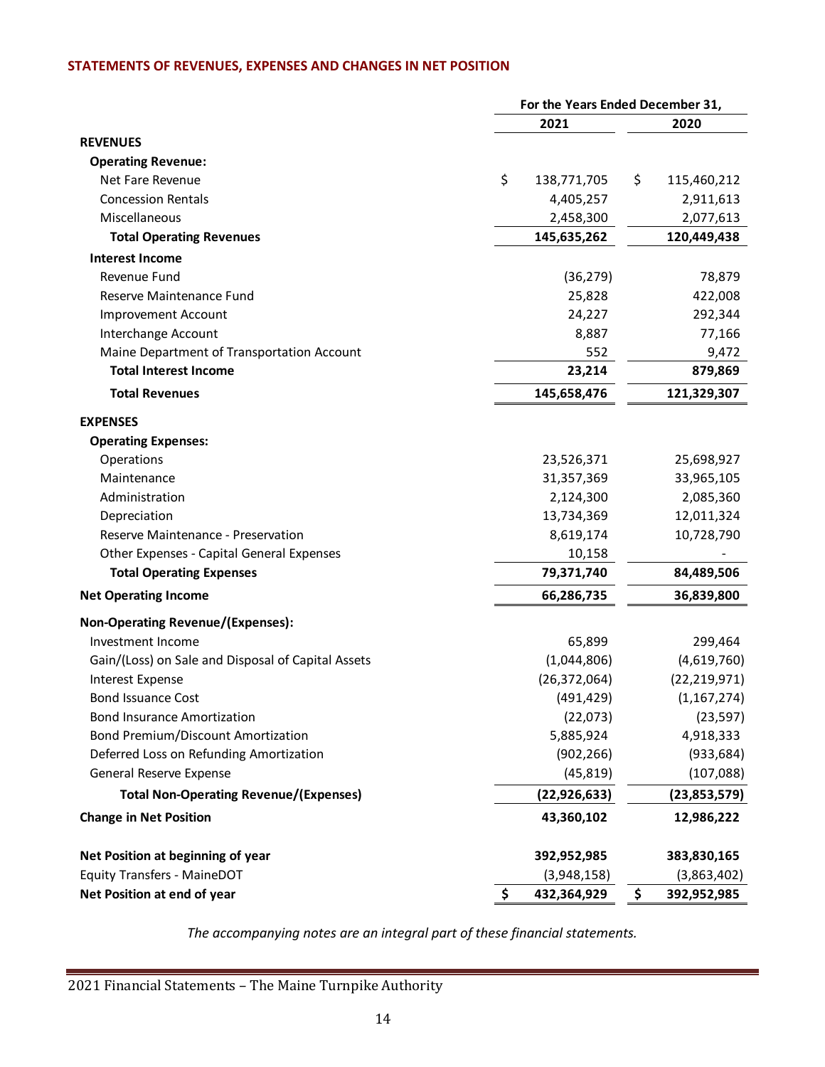## STATEMENTS OF REVENUES, EXPENSES AND CHANGES IN NET POSITION

| | For the Years Ended December 31, | |
|---|---|---|
| | 2021 | 2020 |
| **REVENUES** | | |
| **Operating Revenue:** | | |
| Net Fare Revenue | $ 138,771,705 | $ 115,460,212 |
| Concession Rentals | 4,405,257 | 2,911,613 |
| Miscellaneous | 2,458,300 | 2,077,613 |
| **Total Operating Revenues** | **145,635,262** | **120,449,438** |
| **Interest Income** | | |
| Revenue Fund | (36,279) | 78,879 |
| Reserve Maintenance Fund | 25,828 | 422,008 |
| Improvement Account | 24,227 | 292,344 |
| Interchange Account | 8,887 | 77,166 |
| Maine Department of Transportation Account | 552 | 9,472 |
| **Total Interest Income** | **23,214** | **879,869** |
| **Total Revenues** | **145,658,476** | **121,329,307** |
| **EXPENSES** | | |
| **Operating Expenses:** | | |
| Operations | 23,526,371 | 25,698,927 |
| Maintenance | 31,357,369 | 33,965,105 |
| Administration | 2,124,300 | 2,085,360 |
| Depreciation | 13,734,369 | 12,011,324 |
| Reserve Maintenance - Preservation | 8,619,174 | 10,728,790 |
| Other Expenses - Capital General Expenses | 10,158 | - |
| **Total Operating Expenses** | **79,371,740** | **84,489,506** |
| **Net Operating Income** | **66,286,735** | **36,839,800** |
| **Non-Operating Revenue/(Expenses):** | | |
| Investment Income | 65,899 | 299,464 |
| Gain/(Loss) on Sale and Disposal of Capital Assets | (1,044,806) | (4,619,760) |
| Interest Expense | (26,372,064) | (22,219,971) |
| Bond Issuance Cost | (491,429) | (1,167,274) |
| Bond Insurance Amortization | (22,073) | (23,597) |
| Bond Premium/Discount Amortization | 5,885,924 | 4,918,333 |
| Deferred Loss on Refunding Amortization | (902,266) | (933,684) |
| General Reserve Expense | (45,819) | (107,088) |
| **Total Non-Operating Revenue/(Expenses)** | **(22,926,633)** | **(23,853,579)** |
| **Change in Net Position** | **43,360,102** | **12,986,222** |
| **Net Position at beginning of year** | **392,952,985** | **383,830,165** |
| Equity Transfers - MaineDOT | (3,948,158) | (3,863,402) |
| **Net Position at end of year** | **$ 432,364,929** | **$ 392,952,985** |

*The accompanying notes are an integral part of these financial statements.*

2021 Financial Statements – The Maine Turnpike Authority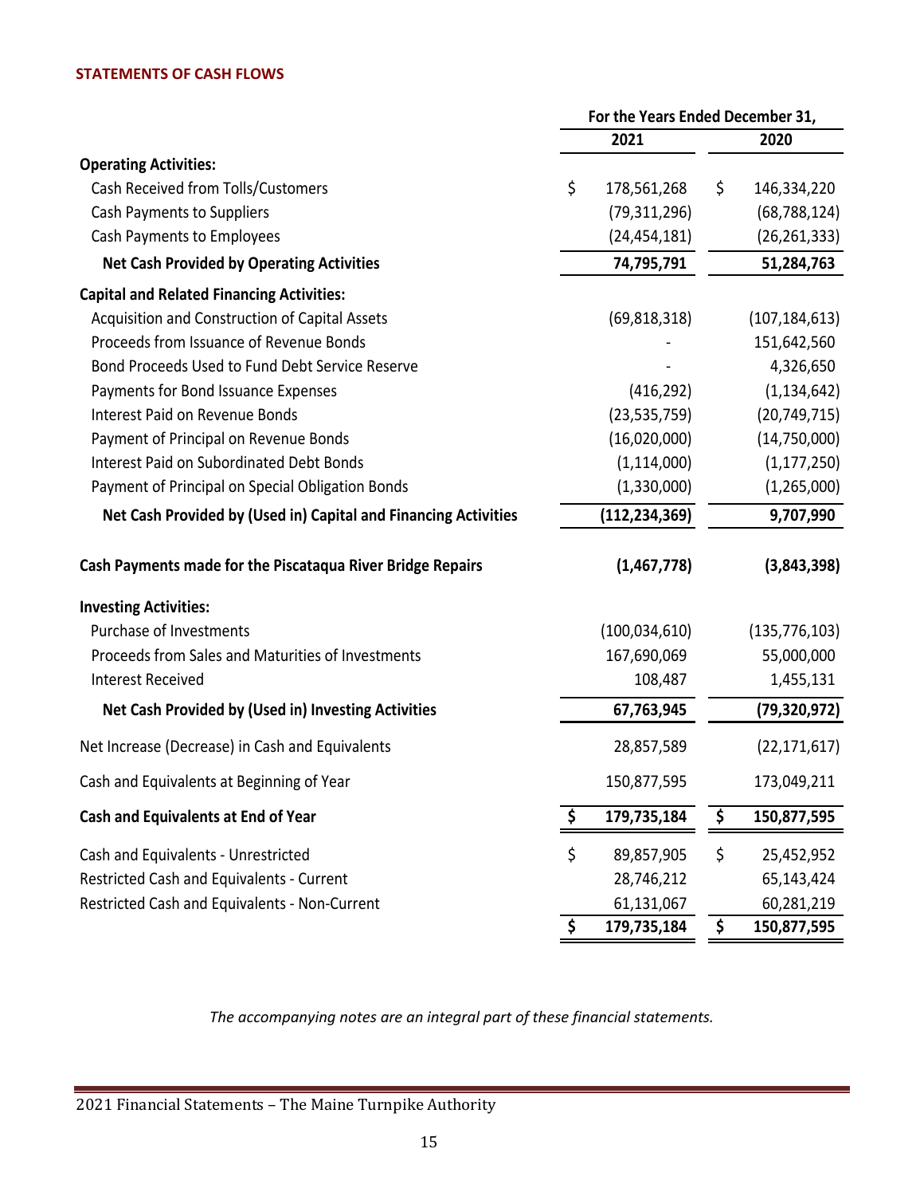### STATEMENTS OF CASH FLOWS

| | For the Years Ended December 31, | |
|---|---|---|
| | 2021 | 2020 |
| **Operating Activities:** | | |
| Cash Received from Tolls/Customers | $ 178,561,268 | $ 146,334,220 |
| Cash Payments to Suppliers | (79,311,296) | (68,788,124) |
| Cash Payments to Employees | (24,454,181) | (26,261,333) |
| **Net Cash Provided by Operating Activities** | **74,795,791** | **51,284,763** |
| **Capital and Related Financing Activities:** | | |
| Acquisition and Construction of Capital Assets | (69,818,318) | (107,184,613) |
| Proceeds from Issuance of Revenue Bonds | - | 151,642,560 |
| Bond Proceeds Used to Fund Debt Service Reserve | - | 4,326,650 |
| Payments for Bond Issuance Expenses | (416,292) | (1,134,642) |
| Interest Paid on Revenue Bonds | (23,535,759) | (20,749,715) |
| Payment of Principal on Revenue Bonds | (16,020,000) | (14,750,000) |
| Interest Paid on Subordinated Debt Bonds | (1,114,000) | (1,177,250) |
| Payment of Principal on Special Obligation Bonds | (1,330,000) | (1,265,000) |
| **Net Cash Provided by (Used in) Capital and Financing Activities** | **(112,234,369)** | **9,707,990** |
| **Cash Payments made for the Piscataqua River Bridge Repairs** | **(1,467,778)** | **(3,843,398)** |
| **Investing Activities:** | | |
| Purchase of Investments | (100,034,610) | (135,776,103) |
| Proceeds from Sales and Maturities of Investments | 167,690,069 | 55,000,000 |
| Interest Received | 108,487 | 1,455,131 |
| **Net Cash Provided by (Used in) Investing Activities** | **67,763,945** | **(79,320,972)** |
| Net Increase (Decrease) in Cash and Equivalents | 28,857,589 | (22,171,617) |
| Cash and Equivalents at Beginning of Year | 150,877,595 | 173,049,211 |
| **Cash and Equivalents at End of Year** | **$ 179,735,184** | **$ 150,877,595** |
| Cash and Equivalents - Unrestricted | $ 89,857,905 | $ 25,452,952 |
| Restricted Cash and Equivalents - Current | 28,746,212 | 65,143,424 |
| Restricted Cash and Equivalents - Non-Current | 61,131,067 | 60,281,219 |
| | **$ 179,735,184** | **$ 150,877,595** |

*The accompanying notes are an integral part of these financial statements.*

2021 Financial Statements – The Maine Turnpike Authority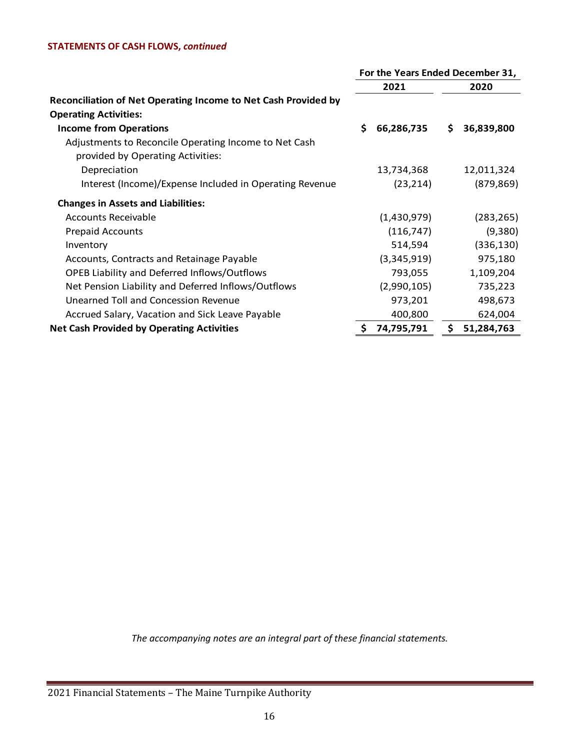**STATEMENTS OF CASH FLOWS, *continued***

| | For the Years Ended December 31, | |
|---|---|---|
| | **2021** | **2020** |
| **Reconciliation of Net Operating Income to Net Cash Provided by Operating Activities:** | | |
| **Income from Operations** | **$ 66,286,735** | **$ 36,839,800** |
| Adjustments to Reconcile Operating Income to Net Cash provided by Operating Activities: | | |
| Depreciation | 13,734,368 | 12,011,324 |
| Interest (Income)/Expense Included in Operating Revenue | (23,214) | (879,869) |
| **Changes in Assets and Liabilities:** | | |
| Accounts Receivable | (1,430,979) | (283,265) |
| Prepaid Accounts | (116,747) | (9,380) |
| Inventory | 514,594 | (336,130) |
| Accounts, Contracts and Retainage Payable | (3,345,919) | 975,180 |
| OPEB Liability and Deferred Inflows/Outflows | 793,055 | 1,109,204 |
| Net Pension Liability and Deferred Inflows/Outflows | (2,990,105) | 735,223 |
| Unearned Toll and Concession Revenue | 973,201 | 498,673 |
| Accrued Salary, Vacation and Sick Leave Payable | 400,800 | 624,004 |
| **Net Cash Provided by Operating Activities** | **$ 74,795,791** | **$ 51,284,763** |

*The accompanying notes are an integral part of these financial statements.*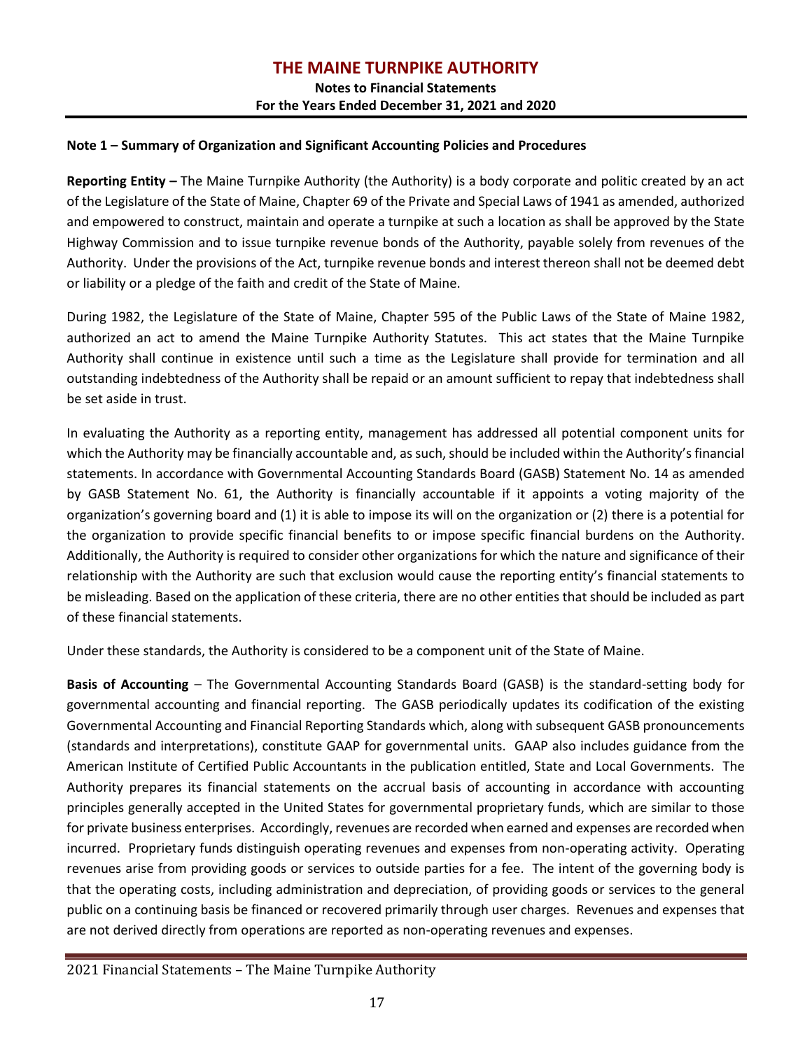## Note 1 – Summary of Organization and Significant Accounting Policies and Procedures

**Reporting Entity –** The Maine Turnpike Authority (the Authority) is a body corporate and politic created by an act of the Legislature of the State of Maine, Chapter 69 of the Private and Special Laws of 1941 as amended, authorized and empowered to construct, maintain and operate a turnpike at such a location as shall be approved by the State Highway Commission and to issue turnpike revenue bonds of the Authority, payable solely from revenues of the Authority. Under the provisions of the Act, turnpike revenue bonds and interest thereon shall not be deemed debt or liability or a pledge of the faith and credit of the State of Maine.

During 1982, the Legislature of the State of Maine, Chapter 595 of the Public Laws of the State of Maine 1982, authorized an act to amend the Maine Turnpike Authority Statutes. This act states that the Maine Turnpike Authority shall continue in existence until such a time as the Legislature shall provide for termination and all outstanding indebtedness of the Authority shall be repaid or an amount sufficient to repay that indebtedness shall be set aside in trust.

In evaluating the Authority as a reporting entity, management has addressed all potential component units for which the Authority may be financially accountable and, as such, should be included within the Authority's financial statements. In accordance with Governmental Accounting Standards Board (GASB) Statement No. 14 as amended by GASB Statement No. 61, the Authority is financially accountable if it appoints a voting majority of the organization's governing board and (1) it is able to impose its will on the organization or (2) there is a potential for the organization to provide specific financial benefits to or impose specific financial burdens on the Authority. Additionally, the Authority is required to consider other organizations for which the nature and significance of their relationship with the Authority are such that exclusion would cause the reporting entity's financial statements to be misleading. Based on the application of these criteria, there are no other entities that should be included as part of these financial statements.

Under these standards, the Authority is considered to be a component unit of the State of Maine.

**Basis of Accounting** – The Governmental Accounting Standards Board (GASB) is the standard-setting body for governmental accounting and financial reporting. The GASB periodically updates its codification of the existing Governmental Accounting and Financial Reporting Standards which, along with subsequent GASB pronouncements (standards and interpretations), constitute GAAP for governmental units. GAAP also includes guidance from the American Institute of Certified Public Accountants in the publication entitled, State and Local Governments. The Authority prepares its financial statements on the accrual basis of accounting in accordance with accounting principles generally accepted in the United States for governmental proprietary funds, which are similar to those for private business enterprises. Accordingly, revenues are recorded when earned and expenses are recorded when incurred. Proprietary funds distinguish operating revenues and expenses from non-operating activity. Operating revenues arise from providing goods or services to outside parties for a fee. The intent of the governing body is that the operating costs, including administration and depreciation, of providing goods or services to the general public on a continuing basis be financed or recovered primarily through user charges. Revenues and expenses that are not derived directly from operations are reported as non-operating revenues and expenses.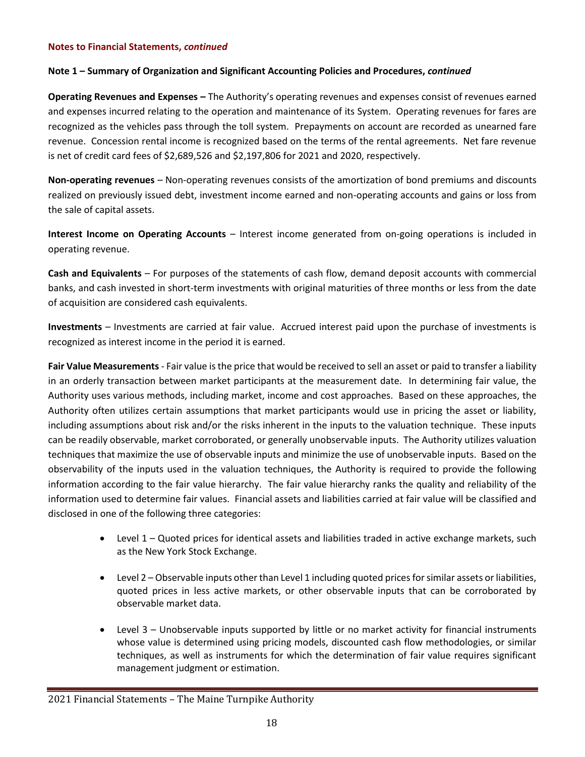**Notes to Financial Statements, *continued***

**Note 1 – Summary of Organization and Significant Accounting Policies and Procedures, *continued***

**Operating Revenues and Expenses –** The Authority's operating revenues and expenses consist of revenues earned and expenses incurred relating to the operation and maintenance of its System. Operating revenues for fares are recognized as the vehicles pass through the toll system. Prepayments on account are recorded as unearned fare revenue. Concession rental income is recognized based on the terms of the rental agreements. Net fare revenue is net of credit card fees of $2,689,526 and $2,197,806 for 2021 and 2020, respectively.

**Non-operating revenues** – Non-operating revenues consists of the amortization of bond premiums and discounts realized on previously issued debt, investment income earned and non-operating accounts and gains or loss from the sale of capital assets.

**Interest Income on Operating Accounts** – Interest income generated from on-going operations is included in operating revenue.

**Cash and Equivalents** – For purposes of the statements of cash flow, demand deposit accounts with commercial banks, and cash invested in short-term investments with original maturities of three months or less from the date of acquisition are considered cash equivalents.

**Investments** – Investments are carried at fair value. Accrued interest paid upon the purchase of investments is recognized as interest income in the period it is earned.

**Fair Value Measurements** - Fair value is the price that would be received to sell an asset or paid to transfer a liability in an orderly transaction between market participants at the measurement date. In determining fair value, the Authority uses various methods, including market, income and cost approaches. Based on these approaches, the Authority often utilizes certain assumptions that market participants would use in pricing the asset or liability, including assumptions about risk and/or the risks inherent in the inputs to the valuation technique. These inputs can be readily observable, market corroborated, or generally unobservable inputs. The Authority utilizes valuation techniques that maximize the use of observable inputs and minimize the use of unobservable inputs. Based on the observability of the inputs used in the valuation techniques, the Authority is required to provide the following information according to the fair value hierarchy. The fair value hierarchy ranks the quality and reliability of the information used to determine fair values. Financial assets and liabilities carried at fair value will be classified and disclosed in one of the following three categories:

- Level 1 – Quoted prices for identical assets and liabilities traded in active exchange markets, such as the New York Stock Exchange.
- Level 2 – Observable inputs other than Level 1 including quoted prices for similar assets or liabilities, quoted prices in less active markets, or other observable inputs that can be corroborated by observable market data.
- Level 3 – Unobservable inputs supported by little or no market activity for financial instruments whose value is determined using pricing models, discounted cash flow methodologies, or similar techniques, as well as instruments for which the determination of fair value requires significant management judgment or estimation.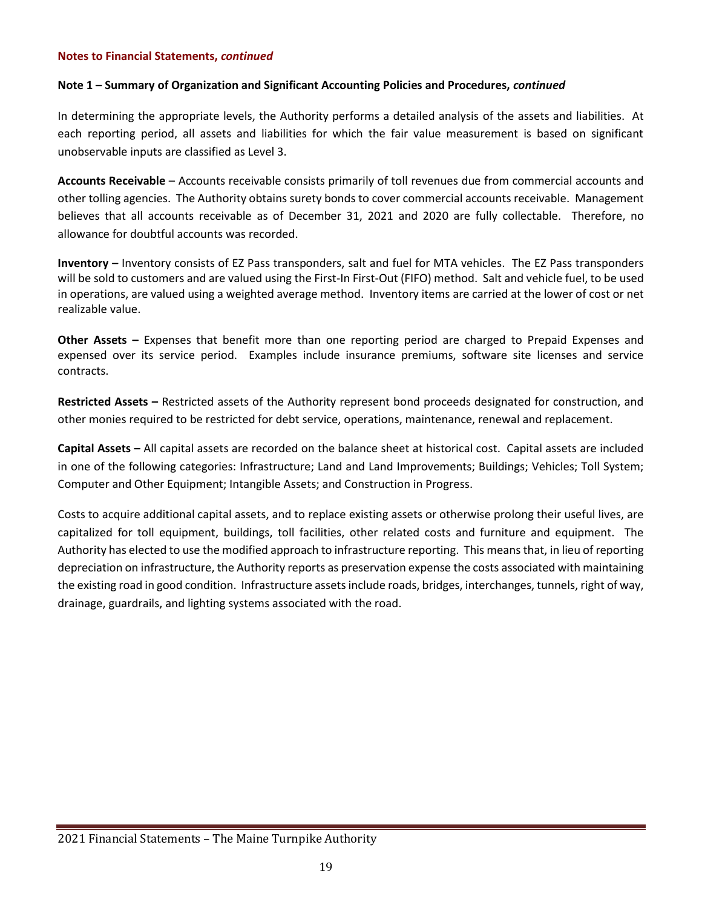**Notes to Financial Statements, *continued***

**Note 1 – Summary of Organization and Significant Accounting Policies and Procedures, *continued***

In determining the appropriate levels, the Authority performs a detailed analysis of the assets and liabilities. At each reporting period, all assets and liabilities for which the fair value measurement is based on significant unobservable inputs are classified as Level 3.

**Accounts Receivable** – Accounts receivable consists primarily of toll revenues due from commercial accounts and other tolling agencies. The Authority obtains surety bonds to cover commercial accounts receivable. Management believes that all accounts receivable as of December 31, 2021 and 2020 are fully collectable. Therefore, no allowance for doubtful accounts was recorded.

**Inventory –** Inventory consists of EZ Pass transponders, salt and fuel for MTA vehicles. The EZ Pass transponders will be sold to customers and are valued using the First-In First-Out (FIFO) method. Salt and vehicle fuel, to be used in operations, are valued using a weighted average method. Inventory items are carried at the lower of cost or net realizable value.

**Other Assets –** Expenses that benefit more than one reporting period are charged to Prepaid Expenses and expensed over its service period. Examples include insurance premiums, software site licenses and service contracts.

**Restricted Assets –** Restricted assets of the Authority represent bond proceeds designated for construction, and other monies required to be restricted for debt service, operations, maintenance, renewal and replacement.

**Capital Assets –** All capital assets are recorded on the balance sheet at historical cost. Capital assets are included in one of the following categories: Infrastructure; Land and Land Improvements; Buildings; Vehicles; Toll System; Computer and Other Equipment; Intangible Assets; and Construction in Progress.

Costs to acquire additional capital assets, and to replace existing assets or otherwise prolong their useful lives, are capitalized for toll equipment, buildings, toll facilities, other related costs and furniture and equipment. The Authority has elected to use the modified approach to infrastructure reporting. This means that, in lieu of reporting depreciation on infrastructure, the Authority reports as preservation expense the costs associated with maintaining the existing road in good condition. Infrastructure assets include roads, bridges, interchanges, tunnels, right of way, drainage, guardrails, and lighting systems associated with the road.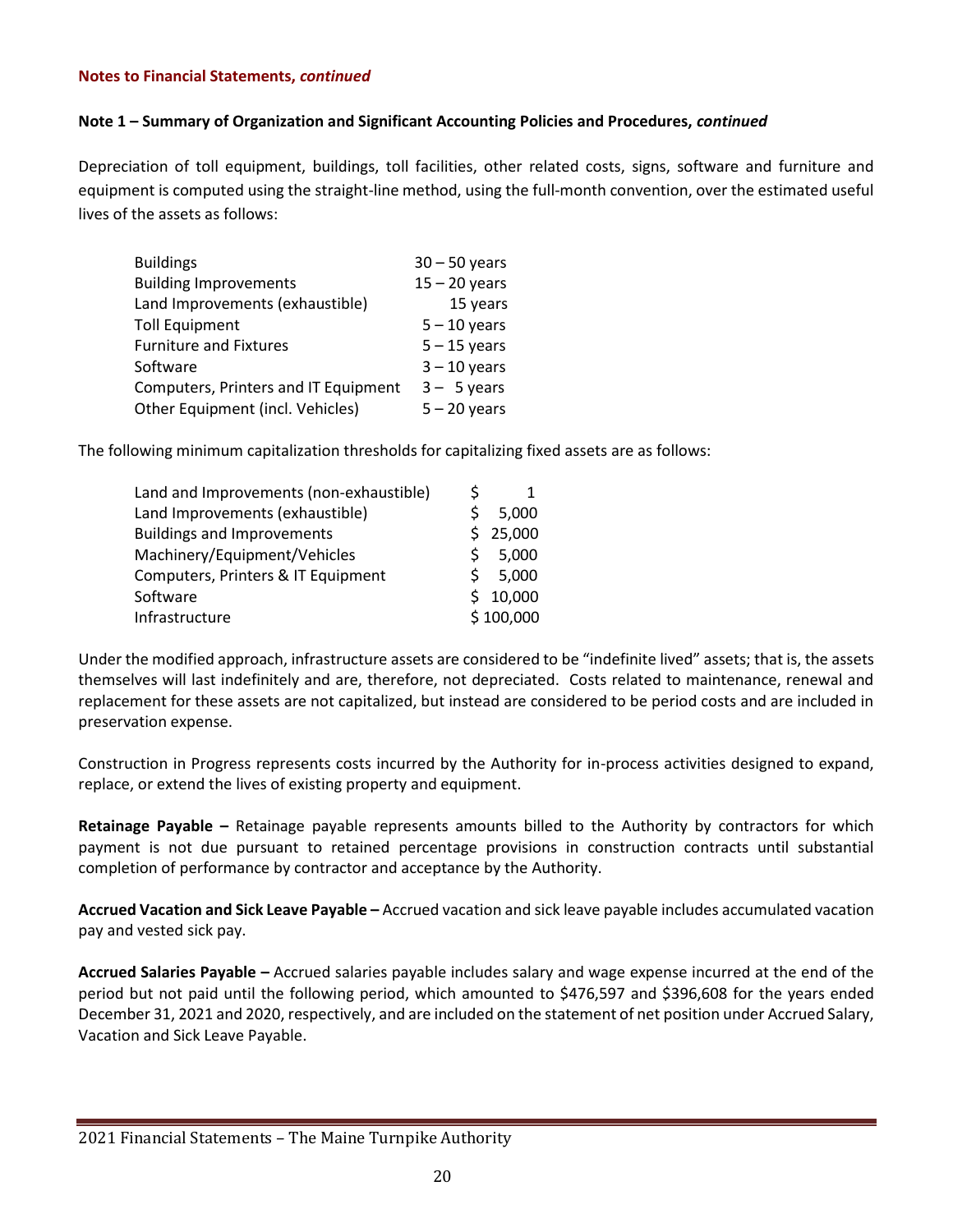**Notes to Financial Statements, *continued***

**Note 1 – Summary of Organization and Significant Accounting Policies and Procedures, *continued***

Depreciation of toll equipment, buildings, toll facilities, other related costs, signs, software and furniture and equipment is computed using the straight-line method, using the full-month convention, over the estimated useful lives of the assets as follows:

| | |
|---|---|
| Buildings | 30 – 50 years |
| Building Improvements | 15 – 20 years |
| Land Improvements (exhaustible) | 15 years |
| Toll Equipment | 5 – 10 years |
| Furniture and Fixtures | 5 – 15 years |
| Software | 3 – 10 years |
| Computers, Printers and IT Equipment | 3 – 5 years |
| Other Equipment (incl. Vehicles) | 5 – 20 years |

The following minimum capitalization thresholds for capitalizing fixed assets are as follows:

| | |
|---|---|
| Land and Improvements (non-exhaustible) | $ 1 |
| Land Improvements (exhaustible) | $ 5,000 |
| Buildings and Improvements | $ 25,000 |
| Machinery/Equipment/Vehicles | $ 5,000 |
| Computers, Printers & IT Equipment | $ 5,000 |
| Software | $ 10,000 |
| Infrastructure | $ 100,000 |

Under the modified approach, infrastructure assets are considered to be "indefinite lived" assets; that is, the assets themselves will last indefinitely and are, therefore, not depreciated. Costs related to maintenance, renewal and replacement for these assets are not capitalized, but instead are considered to be period costs and are included in preservation expense.

Construction in Progress represents costs incurred by the Authority for in-process activities designed to expand, replace, or extend the lives of existing property and equipment.

**Retainage Payable –** Retainage payable represents amounts billed to the Authority by contractors for which payment is not due pursuant to retained percentage provisions in construction contracts until substantial completion of performance by contractor and acceptance by the Authority.

**Accrued Vacation and Sick Leave Payable –** Accrued vacation and sick leave payable includes accumulated vacation pay and vested sick pay.

**Accrued Salaries Payable –** Accrued salaries payable includes salary and wage expense incurred at the end of the period but not paid until the following period, which amounted to $476,597 and $396,608 for the years ended December 31, 2021 and 2020, respectively, and are included on the statement of net position under Accrued Salary, Vacation and Sick Leave Payable.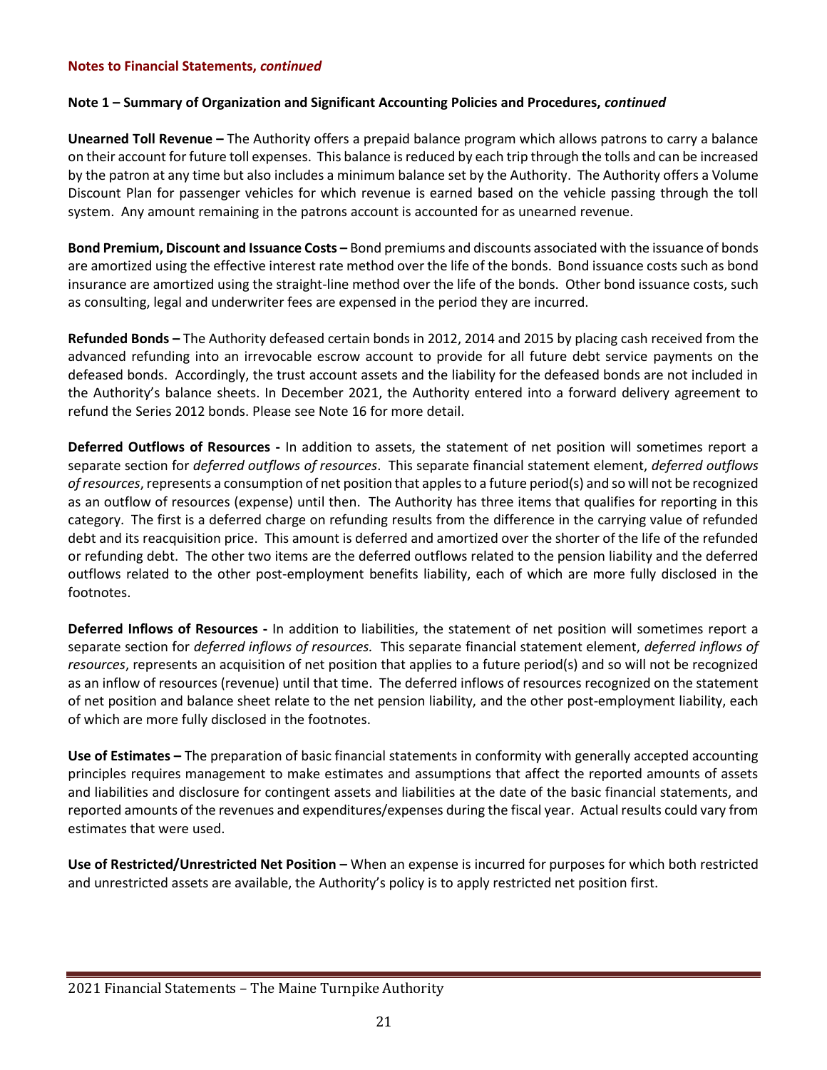**Notes to Financial Statements, *continued***

**Note 1 – Summary of Organization and Significant Accounting Policies and Procedures, *continued***

**Unearned Toll Revenue –** The Authority offers a prepaid balance program which allows patrons to carry a balance on their account for future toll expenses. This balance is reduced by each trip through the tolls and can be increased by the patron at any time but also includes a minimum balance set by the Authority. The Authority offers a Volume Discount Plan for passenger vehicles for which revenue is earned based on the vehicle passing through the toll system. Any amount remaining in the patrons account is accounted for as unearned revenue.

**Bond Premium, Discount and Issuance Costs –** Bond premiums and discounts associated with the issuance of bonds are amortized using the effective interest rate method over the life of the bonds. Bond issuance costs such as bond insurance are amortized using the straight-line method over the life of the bonds. Other bond issuance costs, such as consulting, legal and underwriter fees are expensed in the period they are incurred.

**Refunded Bonds –** The Authority defeased certain bonds in 2012, 2014 and 2015 by placing cash received from the advanced refunding into an irrevocable escrow account to provide for all future debt service payments on the defeased bonds. Accordingly, the trust account assets and the liability for the defeased bonds are not included in the Authority's balance sheets. In December 2021, the Authority entered into a forward delivery agreement to refund the Series 2012 bonds. Please see Note 16 for more detail.

**Deferred Outflows of Resources -** In addition to assets, the statement of net position will sometimes report a separate section for *deferred outflows of resources*. This separate financial statement element, *deferred outflows of resources*, represents a consumption of net position that apples to a future period(s) and so will not be recognized as an outflow of resources (expense) until then. The Authority has three items that qualifies for reporting in this category. The first is a deferred charge on refunding results from the difference in the carrying value of refunded debt and its reacquisition price. This amount is deferred and amortized over the shorter of the life of the refunded or refunding debt. The other two items are the deferred outflows related to the pension liability and the deferred outflows related to the other post-employment benefits liability, each of which are more fully disclosed in the footnotes.

**Deferred Inflows of Resources -** In addition to liabilities, the statement of net position will sometimes report a separate section for *deferred inflows of resources.* This separate financial statement element, *deferred inflows of resources*, represents an acquisition of net position that applies to a future period(s) and so will not be recognized as an inflow of resources (revenue) until that time. The deferred inflows of resources recognized on the statement of net position and balance sheet relate to the net pension liability, and the other post-employment liability, each of which are more fully disclosed in the footnotes.

**Use of Estimates –** The preparation of basic financial statements in conformity with generally accepted accounting principles requires management to make estimates and assumptions that affect the reported amounts of assets and liabilities and disclosure for contingent assets and liabilities at the date of the basic financial statements, and reported amounts of the revenues and expenditures/expenses during the fiscal year. Actual results could vary from estimates that were used.

**Use of Restricted/Unrestricted Net Position –** When an expense is incurred for purposes for which both restricted and unrestricted assets are available, the Authority's policy is to apply restricted net position first.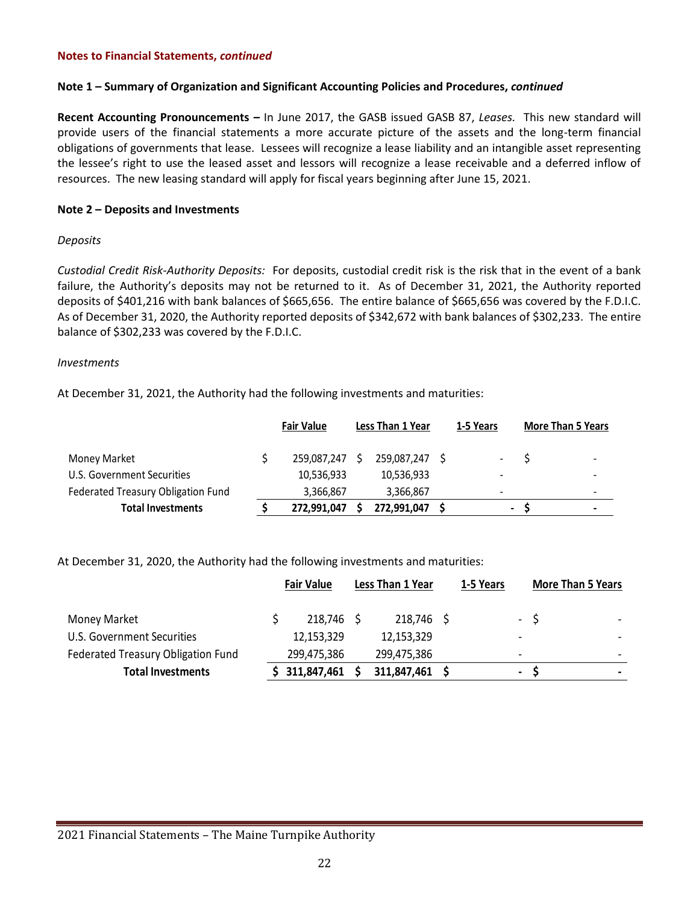**Notes to Financial Statements, *continued***

**Note 1 – Summary of Organization and Significant Accounting Policies and Procedures, *continued***

**Recent Accounting Pronouncements –** In June 2017, the GASB issued GASB 87, *Leases.* This new standard will provide users of the financial statements a more accurate picture of the assets and the long-term financial obligations of governments that lease. Lessees will recognize a lease liability and an intangible asset representing the lessee's right to use the leased asset and lessors will recognize a lease receivable and a deferred inflow of resources. The new leasing standard will apply for fiscal years beginning after June 15, 2021.

**Note 2 – Deposits and Investments**

*Deposits*

*Custodial Credit Risk-Authority Deposits:* For deposits, custodial credit risk is the risk that in the event of a bank failure, the Authority's deposits may not be returned to it. As of December 31, 2021, the Authority reported deposits of $401,216 with bank balances of $665,656. The entire balance of $665,656 was covered by the F.D.I.C. As of December 31, 2020, the Authority reported deposits of $342,672 with bank balances of $302,233. The entire balance of $302,233 was covered by the F.D.I.C.

*Investments*

At December 31, 2021, the Authority had the following investments and maturities:

| | Fair Value | Less Than 1 Year | 1-5 Years | More Than 5 Years |
|---|---|---|---|---|
| Money Market | $ 259,087,247 | $ 259,087,247 | $ - | $ - |
| U.S. Government Securities | 10,536,933 | 10,536,933 | - | - |
| Federated Treasury Obligation Fund | 3,366,867 | 3,366,867 | - | - |
| **Total Investments** | **$ 272,991,047** | **$ 272,991,047** | **$ -** | **$ -** |

At December 31, 2020, the Authority had the following investments and maturities:

| | Fair Value | Less Than 1 Year | 1-5 Years | More Than 5 Years |
|---|---|---|---|---|
| Money Market | $ 218,746 | $ 218,746 | $ - | $ - |
| U.S. Government Securities | 12,153,329 | 12,153,329 | - | - |
| Federated Treasury Obligation Fund | 299,475,386 | 299,475,386 | - | - |
| **Total Investments** | **$ 311,847,461** | **$ 311,847,461** | **$ -** | **$ -** |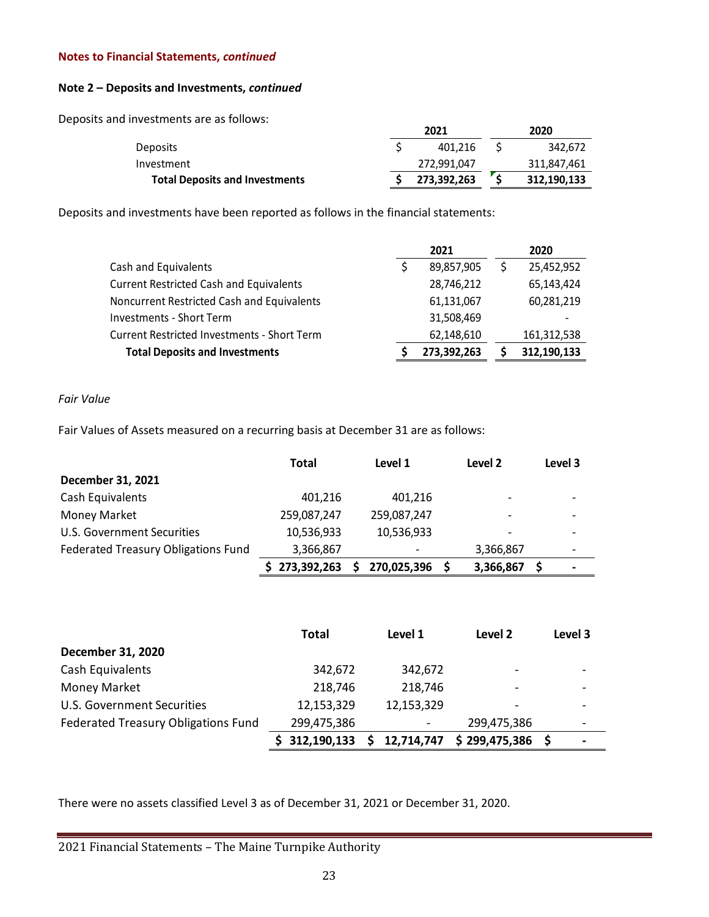**Notes to Financial Statements, *continued***

**Note 2 – Deposits and Investments, *continued***

Deposits and investments are as follows:

| | 2021 | 2020 |
|---|---|---|
| Deposits | $ 401,216 | $ 342,672 |
| Investment | 272,991,047 | 311,847,461 |
| **Total Deposits and Investments** | **$ 273,392,263** | **$ 312,190,133** |

Deposits and investments have been reported as follows in the financial statements:

| | 2021 | 2020 |
|---|---|---|
| Cash and Equivalents | $ 89,857,905 | $ 25,452,952 |
| Current Restricted Cash and Equivalents | 28,746,212 | 65,143,424 |
| Noncurrent Restricted Cash and Equivalents | 61,131,067 | 60,281,219 |
| Investments - Short Term | 31,508,469 | - |
| Current Restricted Investments - Short Term | 62,148,610 | 161,312,538 |
| **Total Deposits and Investments** | **$ 273,392,263** | **$ 312,190,133** |

*Fair Value*

Fair Values of Assets measured on a recurring basis at December 31 are as follows:

| | Total | Level 1 | Level 2 | Level 3 |
|---|---|---|---|---|
| **December 31, 2021** | | | | |
| Cash Equivalents | 401,216 | 401,216 | - | - |
| Money Market | 259,087,247 | 259,087,247 | - | - |
| U.S. Government Securities | 10,536,933 | 10,536,933 | - | - |
| Federated Treasury Obligations Fund | 3,366,867 | - | 3,366,867 | - |
| | **$ 273,392,263** | **$ 270,025,396** | **$ 3,366,867** | **$ -** |

| | Total | Level 1 | Level 2 | Level 3 |
|---|---|---|---|---|
| **December 31, 2020** | | | | |
| Cash Equivalents | 342,672 | 342,672 | - | - |
| Money Market | 218,746 | 218,746 | - | - |
| U.S. Government Securities | 12,153,329 | 12,153,329 | - | - |
| Federated Treasury Obligations Fund | 299,475,386 | - | 299,475,386 | - |
| | **$ 312,190,133** | **$ 12,714,747** | **$ 299,475,386** | **$ -** |

There were no assets classified Level 3 as of December 31, 2021 or December 31, 2020.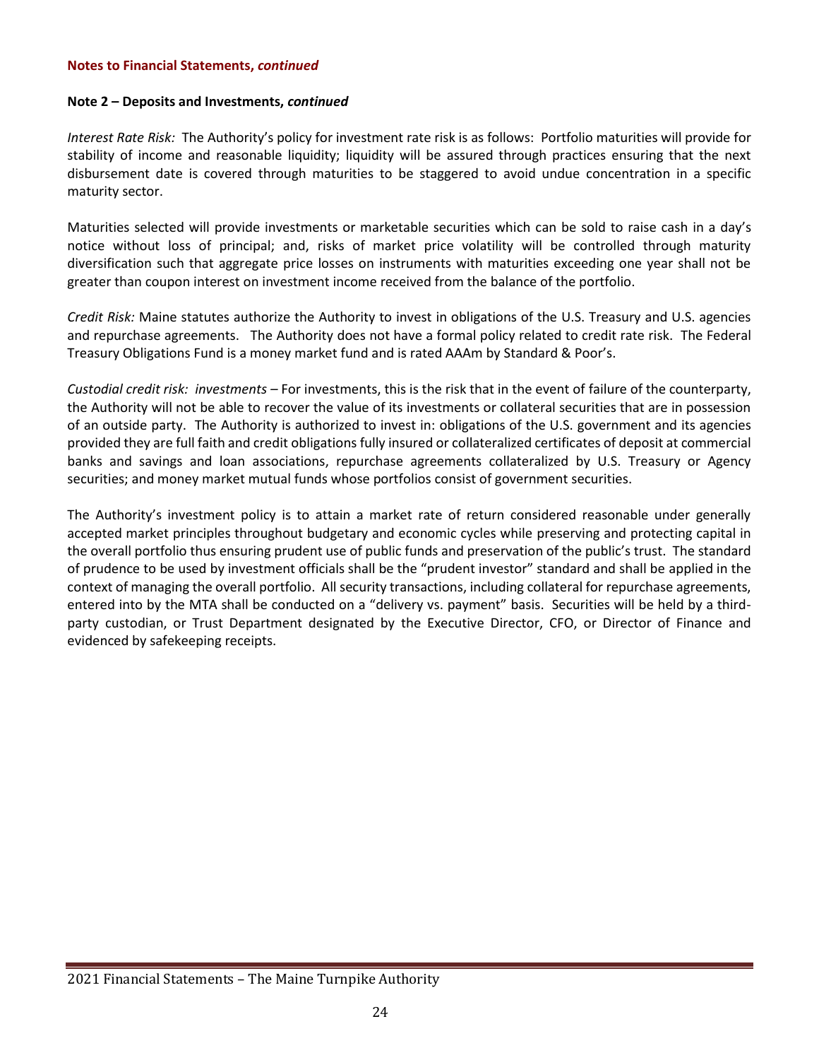**Notes to Financial Statements, *continued***

**Note 2 – Deposits and Investments, *continued***

*Interest Rate Risk:* The Authority's policy for investment rate risk is as follows: Portfolio maturities will provide for stability of income and reasonable liquidity; liquidity will be assured through practices ensuring that the next disbursement date is covered through maturities to be staggered to avoid undue concentration in a specific maturity sector.

Maturities selected will provide investments or marketable securities which can be sold to raise cash in a day's notice without loss of principal; and, risks of market price volatility will be controlled through maturity diversification such that aggregate price losses on instruments with maturities exceeding one year shall not be greater than coupon interest on investment income received from the balance of the portfolio.

*Credit Risk:* Maine statutes authorize the Authority to invest in obligations of the U.S. Treasury and U.S. agencies and repurchase agreements. The Authority does not have a formal policy related to credit rate risk. The Federal Treasury Obligations Fund is a money market fund and is rated AAAm by Standard & Poor's.

*Custodial credit risk: investments* – For investments, this is the risk that in the event of failure of the counterparty, the Authority will not be able to recover the value of its investments or collateral securities that are in possession of an outside party. The Authority is authorized to invest in: obligations of the U.S. government and its agencies provided they are full faith and credit obligations fully insured or collateralized certificates of deposit at commercial banks and savings and loan associations, repurchase agreements collateralized by U.S. Treasury or Agency securities; and money market mutual funds whose portfolios consist of government securities.

The Authority's investment policy is to attain a market rate of return considered reasonable under generally accepted market principles throughout budgetary and economic cycles while preserving and protecting capital in the overall portfolio thus ensuring prudent use of public funds and preservation of the public's trust. The standard of prudence to be used by investment officials shall be the "prudent investor" standard and shall be applied in the context of managing the overall portfolio. All security transactions, including collateral for repurchase agreements, entered into by the MTA shall be conducted on a "delivery vs. payment" basis. Securities will be held by a third-party custodian, or Trust Department designated by the Executive Director, CFO, or Director of Finance and evidenced by safekeeping receipts.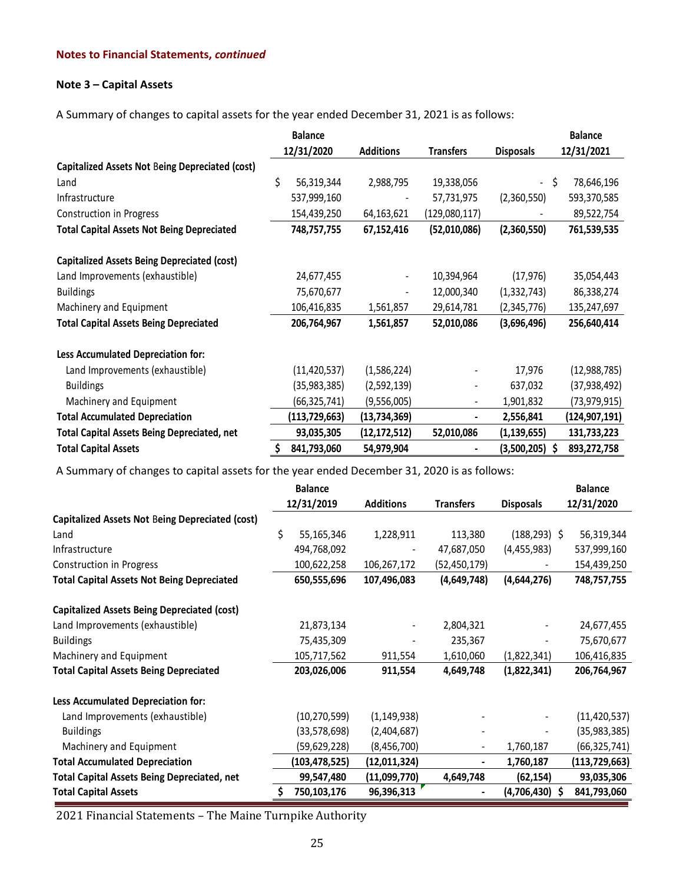**Notes to Financial Statements, *continued***

**Note 3 – Capital Assets**

A Summary of changes to capital assets for the year ended December 31, 2021 is as follows:

| | Balance 12/31/2020 | Additions | Transfers | Disposals | Balance 12/31/2021 |
|---|---|---|---|---|---|
| **Capitalized Assets Not Being Depreciated (cost)** | | | | | |
| Land | $ 56,319,344 | 2,988,795 | 19,338,056 | - | $ 78,646,196 |
| Infrastructure | 537,999,160 | - | 57,731,975 | (2,360,550) | 593,370,585 |
| Construction in Progress | 154,439,250 | 64,163,621 | (129,080,117) | - | 89,522,754 |
| **Total Capital Assets Not Being Depreciated** | **748,757,755** | **67,152,416** | **(52,010,086)** | **(2,360,550)** | **761,539,535** |
| **Capitalized Assets Being Depreciated (cost)** | | | | | |
| Land Improvements (exhaustible) | 24,677,455 | - | 10,394,964 | (17,976) | 35,054,443 |
| Buildings | 75,670,677 | - | 12,000,340 | (1,332,743) | 86,338,274 |
| Machinery and Equipment | 106,416,835 | 1,561,857 | 29,614,781 | (2,345,776) | 135,247,697 |
| **Total Capital Assets Being Depreciated** | **206,764,967** | **1,561,857** | **52,010,086** | **(3,696,496)** | **256,640,414** |
| **Less Accumulated Depreciation for:** | | | | | |
| Land Improvements (exhaustible) | (11,420,537) | (1,586,224) | - | 17,976 | (12,988,785) |
| Buildings | (35,983,385) | (2,592,139) | - | 637,032 | (37,938,492) |
| Machinery and Equipment | (66,325,741) | (9,556,005) | - | 1,901,832 | (73,979,915) |
| **Total Accumulated Depreciation** | **(113,729,663)** | **(13,734,369)** | **-** | **2,556,841** | **(124,907,191)** |
| **Total Capital Assets Being Depreciated, net** | **93,035,305** | **(12,172,512)** | **52,010,086** | **(1,139,655)** | **131,733,223** |
| **Total Capital Assets** | **$ 841,793,060** | **54,979,904** | **-** | **(3,500,205)** | **$ 893,272,758** |

A Summary of changes to capital assets for the year ended December 31, 2020 is as follows:

| | Balance 12/31/2019 | Additions | Transfers | Disposals | Balance 12/31/2020 |
|---|---|---|---|---|---|
| **Capitalized Assets Not Being Depreciated (cost)** | | | | | |
| Land | $ 55,165,346 | 1,228,911 | 113,380 | (188,293) | $ 56,319,344 |
| Infrastructure | 494,768,092 | - | 47,687,050 | (4,455,983) | 537,999,160 |
| Construction in Progress | 100,622,258 | 106,267,172 | (52,450,179) | - | 154,439,250 |
| **Total Capital Assets Not Being Depreciated** | **650,555,696** | **107,496,083** | **(4,649,748)** | **(4,644,276)** | **748,757,755** |
| **Capitalized Assets Being Depreciated (cost)** | | | | | |
| Land Improvements (exhaustible) | 21,873,134 | - | 2,804,321 | - | 24,677,455 |
| Buildings | 75,435,309 | - | 235,367 | - | 75,670,677 |
| Machinery and Equipment | 105,717,562 | 911,554 | 1,610,060 | (1,822,341) | 106,416,835 |
| **Total Capital Assets Being Depreciated** | **203,026,006** | **911,554** | **4,649,748** | **(1,822,341)** | **206,764,967** |
| **Less Accumulated Depreciation for:** | | | | | |
| Land Improvements (exhaustible) | (10,270,599) | (1,149,938) | - | - | (11,420,537) |
| Buildings | (33,578,698) | (2,404,687) | - | - | (35,983,385) |
| Machinery and Equipment | (59,629,228) | (8,456,700) | - | 1,760,187 | (66,325,741) |
| **Total Accumulated Depreciation** | **(103,478,525)** | **(12,011,324)** | **-** | **1,760,187** | **(113,729,663)** |
| **Total Capital Assets Being Depreciated, net** | **99,547,480** | **(11,099,770)** | **4,649,748** | **(62,154)** | **93,035,306** |
| **Total Capital Assets** | **$ 750,103,176** | **96,396,313** | **-** | **(4,706,430)** | **$ 841,793,060** |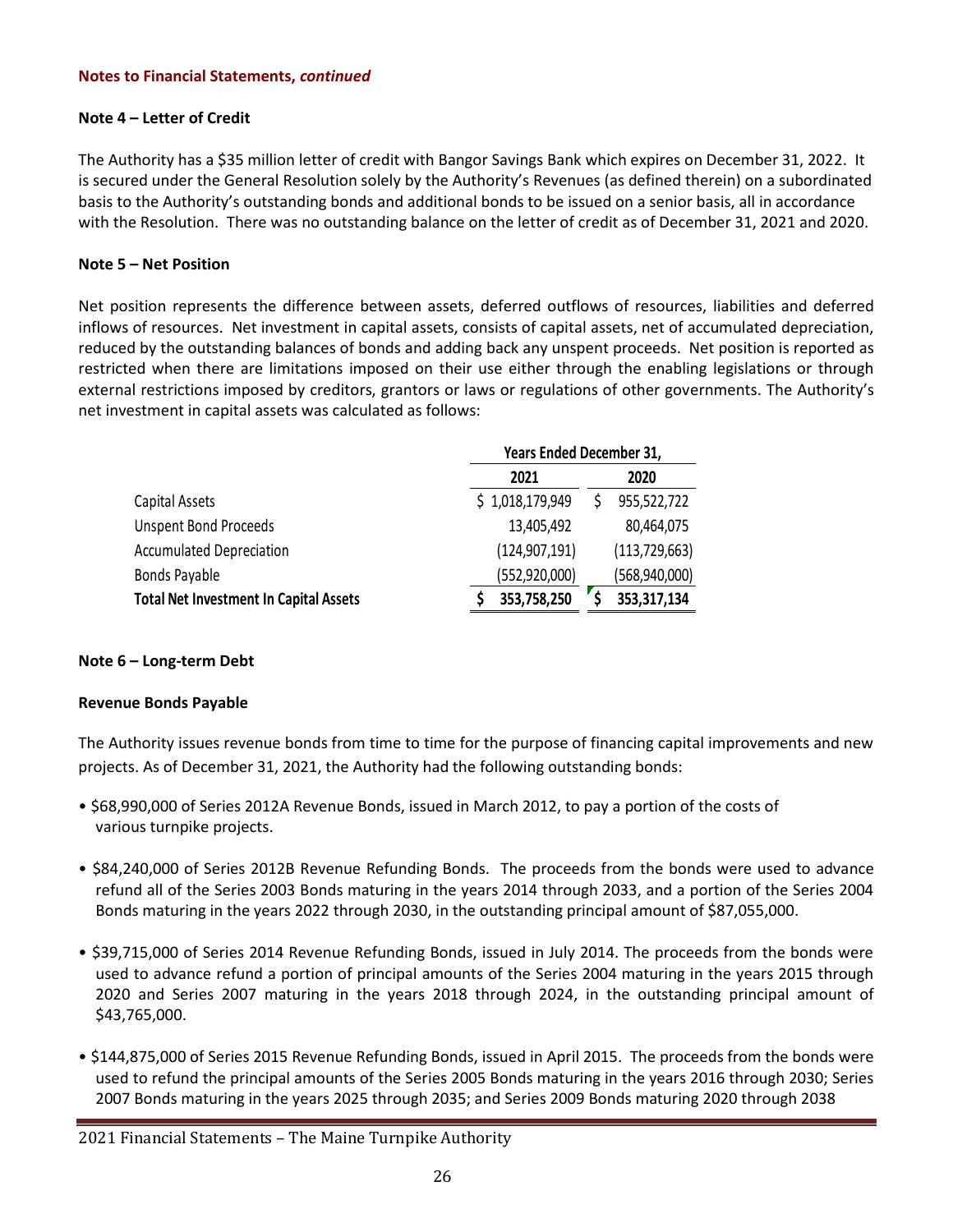**Notes to Financial Statements, *continued***

**Note 4 – Letter of Credit**

The Authority has a $35 million letter of credit with Bangor Savings Bank which expires on December 31, 2022. It is secured under the General Resolution solely by the Authority's Revenues (as defined therein) on a subordinated basis to the Authority's outstanding bonds and additional bonds to be issued on a senior basis, all in accordance with the Resolution. There was no outstanding balance on the letter of credit as of December 31, 2021 and 2020.

**Note 5 – Net Position**

Net position represents the difference between assets, deferred outflows of resources, liabilities and deferred inflows of resources. Net investment in capital assets, consists of capital assets, net of accumulated depreciation, reduced by the outstanding balances of bonds and adding back any unspent proceeds. Net position is reported as restricted when there are limitations imposed on their use either through the enabling legislations or through external restrictions imposed by creditors, grantors or laws or regulations of other governments. The Authority's net investment in capital assets was calculated as follows:

| | Years Ended December 31, | |
|---|---|---|
| | 2021 | 2020 |
| Capital Assets | $ 1,018,179,949 | $ 955,522,722 |
| Unspent Bond Proceeds | 13,405,492 | 80,464,075 |
| Accumulated Depreciation | (124,907,191) | (113,729,663) |
| Bonds Payable | (552,920,000) | (568,940,000) |
| **Total Net Investment In Capital Assets** | **$ 353,758,250** | **$ 353,317,134** |

**Note 6 – Long-term Debt**

**Revenue Bonds Payable**

The Authority issues revenue bonds from time to time for the purpose of financing capital improvements and new projects. As of December 31, 2021, the Authority had the following outstanding bonds:

- $68,990,000 of Series 2012A Revenue Bonds, issued in March 2012, to pay a portion of the costs of various turnpike projects.
- $84,240,000 of Series 2012B Revenue Refunding Bonds. The proceeds from the bonds were used to advance refund all of the Series 2003 Bonds maturing in the years 2014 through 2033, and a portion of the Series 2004 Bonds maturing in the years 2022 through 2030, in the outstanding principal amount of $87,055,000.
- $39,715,000 of Series 2014 Revenue Refunding Bonds, issued in July 2014. The proceeds from the bonds were used to advance refund a portion of principal amounts of the Series 2004 maturing in the years 2015 through 2020 and Series 2007 maturing in the years 2018 through 2024, in the outstanding principal amount of $43,765,000.
- $144,875,000 of Series 2015 Revenue Refunding Bonds, issued in April 2015. The proceeds from the bonds were used to refund the principal amounts of the Series 2005 Bonds maturing in the years 2016 through 2030; Series 2007 Bonds maturing in the years 2025 through 2035; and Series 2009 Bonds maturing 2020 through 2038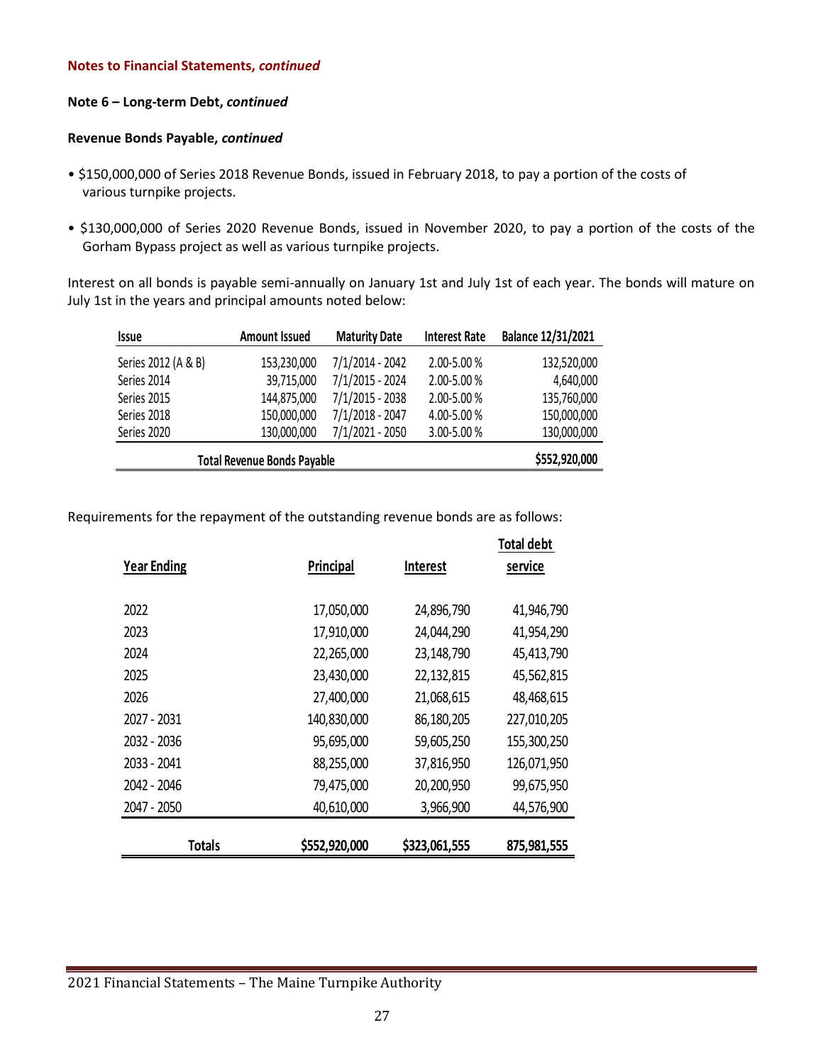**Notes to Financial Statements, *continued***

**Note 6 – Long-term Debt, *continued***

**Revenue Bonds Payable, *continued***

- $150,000,000 of Series 2018 Revenue Bonds, issued in February 2018, to pay a portion of the costs of various turnpike projects.

- $130,000,000 of Series 2020 Revenue Bonds, issued in November 2020, to pay a portion of the costs of the Gorham Bypass project as well as various turnpike projects.

Interest on all bonds is payable semi-annually on January 1st and July 1st of each year. The bonds will mature on July 1st in the years and principal amounts noted below:

| Issue | Amount Issued | Maturity Date | Interest Rate | Balance 12/31/2021 |
|---|---|---|---|---|
| Series 2012 (A & B) | 153,230,000 | 7/1/2014 - 2042 | 2.00-5.00 % | 132,520,000 |
| Series 2014 | 39,715,000 | 7/1/2015 - 2024 | 2.00-5.00 % | 4,640,000 |
| Series 2015 | 144,875,000 | 7/1/2015 - 2038 | 2.00-5.00 % | 135,760,000 |
| Series 2018 | 150,000,000 | 7/1/2018 - 2047 | 4.00-5.00 % | 150,000,000 |
| Series 2020 | 130,000,000 | 7/1/2021 - 2050 | 3.00-5.00 % | 130,000,000 |
| **Total Revenue Bonds Payable** | | | | **$552,920,000** |

Requirements for the repayment of the outstanding revenue bonds are as follows:

| Year Ending | Principal | Interest | Total debt service |
|---|---|---|---|
| 2022 | 17,050,000 | 24,896,790 | 41,946,790 |
| 2023 | 17,910,000 | 24,044,290 | 41,954,290 |
| 2024 | 22,265,000 | 23,148,790 | 45,413,790 |
| 2025 | 23,430,000 | 22,132,815 | 45,562,815 |
| 2026 | 27,400,000 | 21,068,615 | 48,468,615 |
| 2027 - 2031 | 140,830,000 | 86,180,205 | 227,010,205 |
| 2032 - 2036 | 95,695,000 | 59,605,250 | 155,300,250 |
| 2033 - 2041 | 88,255,000 | 37,816,950 | 126,071,950 |
| 2042 - 2046 | 79,475,000 | 20,200,950 | 99,675,950 |
| 2047 - 2050 | 40,610,000 | 3,966,900 | 44,576,900 |
| **Totals** | **$552,920,000** | **$323,061,555** | **875,981,555** |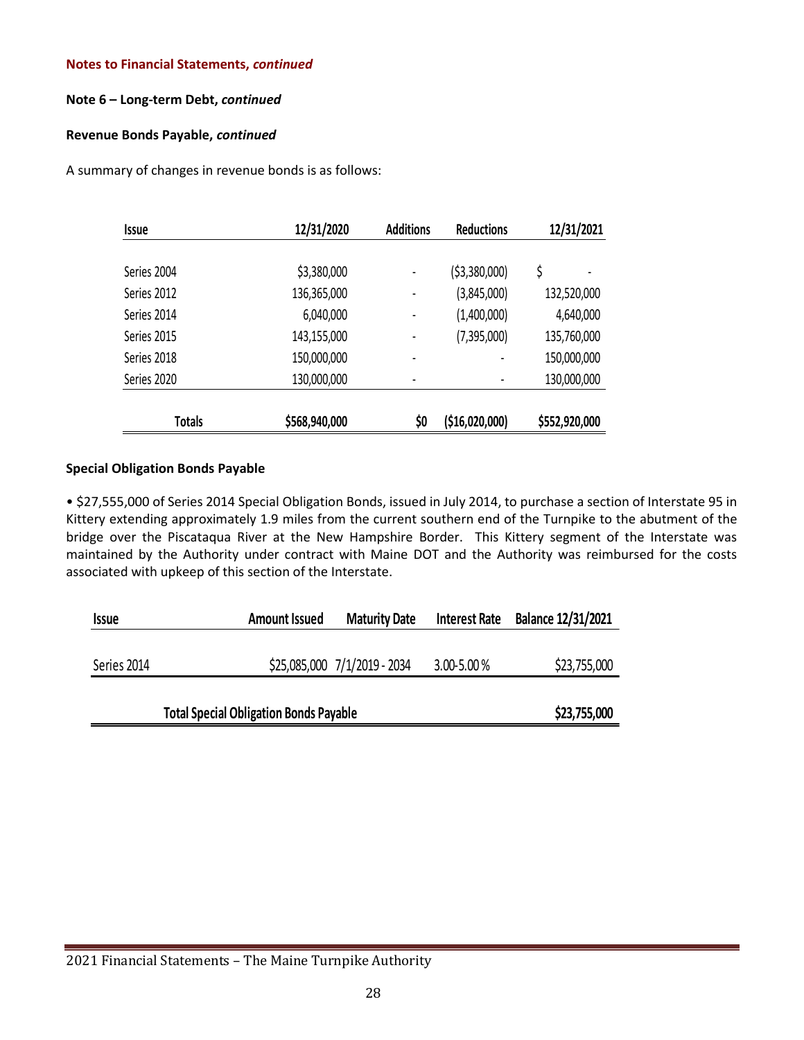**Notes to Financial Statements, *continued***

**Note 6 – Long-term Debt, *continued***

**Revenue Bonds Payable, *continued***

A summary of changes in revenue bonds is as follows:

| Issue | 12/31/2020 | Additions | Reductions | 12/31/2021 |
|---|---|---|---|---|
| Series 2004 | $3,380,000 | - | ($3,380,000) | $ - |
| Series 2012 | 136,365,000 | - | (3,845,000) | 132,520,000 |
| Series 2014 | 6,040,000 | - | (1,400,000) | 4,640,000 |
| Series 2015 | 143,155,000 | - | (7,395,000) | 135,760,000 |
| Series 2018 | 150,000,000 | - | - | 150,000,000 |
| Series 2020 | 130,000,000 | - | - | 130,000,000 |
| **Totals** | **$568,940,000** | **$0** | **($16,020,000)** | **$552,920,000** |

**Special Obligation Bonds Payable**

• $27,555,000 of Series 2014 Special Obligation Bonds, issued in July 2014, to purchase a section of Interstate 95 in Kittery extending approximately 1.9 miles from the current southern end of the Turnpike to the abutment of the bridge over the Piscataqua River at the New Hampshire Border. This Kittery segment of the Interstate was maintained by the Authority under contract with Maine DOT and the Authority was reimbursed for the costs associated with upkeep of this section of the Interstate.

| Issue | Amount Issued | Maturity Date | Interest Rate | Balance 12/31/2021 |
|---|---|---|---|---|
| Series 2014 | $25,085,000 | 7/1/2019 - 2034 | 3.00-5.00 % | $23,755,000 |
| **Total Special Obligation Bonds Payable** | | | | **$23,755,000** |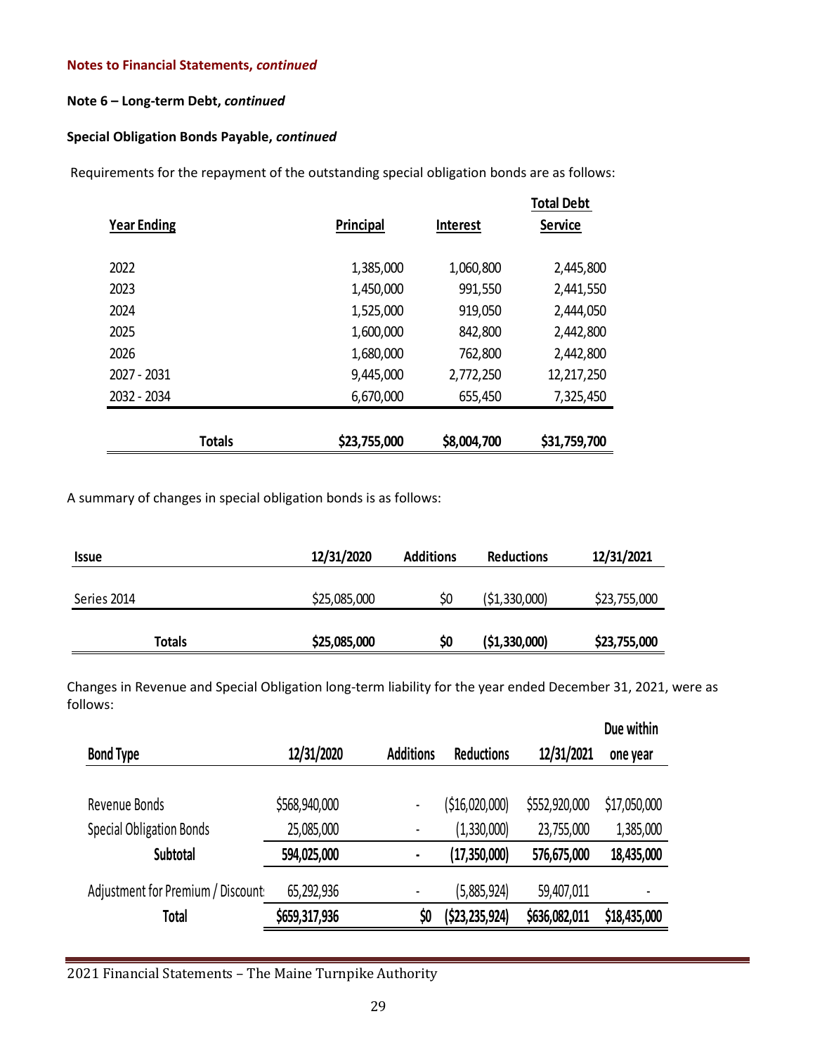**Notes to Financial Statements, *continued***

**Note 6 – Long-term Debt, *continued***

**Special Obligation Bonds Payable, *continued***

Requirements for the repayment of the outstanding special obligation bonds are as follows:

| Year Ending | Principal | Interest | Total Debt Service |
|---|---|---|---|
| 2022 | 1,385,000 | 1,060,800 | 2,445,800 |
| 2023 | 1,450,000 | 991,550 | 2,441,550 |
| 2024 | 1,525,000 | 919,050 | 2,444,050 |
| 2025 | 1,600,000 | 842,800 | 2,442,800 |
| 2026 | 1,680,000 | 762,800 | 2,442,800 |
| 2027 - 2031 | 9,445,000 | 2,772,250 | 12,217,250 |
| 2032 - 2034 | 6,670,000 | 655,450 | 7,325,450 |
| **Totals** | **$23,755,000** | **$8,004,700** | **$31,759,700** |

A summary of changes in special obligation bonds is as follows:

| Issue | 12/31/2020 | Additions | Reductions | 12/31/2021 |
|---|---|---|---|---|
| Series 2014 | $25,085,000 | $0 | ($1,330,000) | $23,755,000 |
| **Totals** | **$25,085,000** | **$0** | **($1,330,000)** | **$23,755,000** |

Changes in Revenue and Special Obligation long-term liability for the year ended December 31, 2021, were as follows:

| Bond Type | 12/31/2020 | Additions | Reductions | 12/31/2021 | Due within one year |
|---|---|---|---|---|---|
| Revenue Bonds | $568,940,000 | - | ($16,020,000) | $552,920,000 | $17,050,000 |
| Special Obligation Bonds | 25,085,000 | - | (1,330,000) | 23,755,000 | 1,385,000 |
| **Subtotal** | **594,025,000** | **-** | **(17,350,000)** | **576,675,000** | **18,435,000** |
| Adjustment for Premium / Discount | 65,292,936 | - | (5,885,924) | 59,407,011 | - |
| **Total** | **$659,317,936** | **$0** | **($23,235,924)** | **$636,082,011** | **$18,435,000** |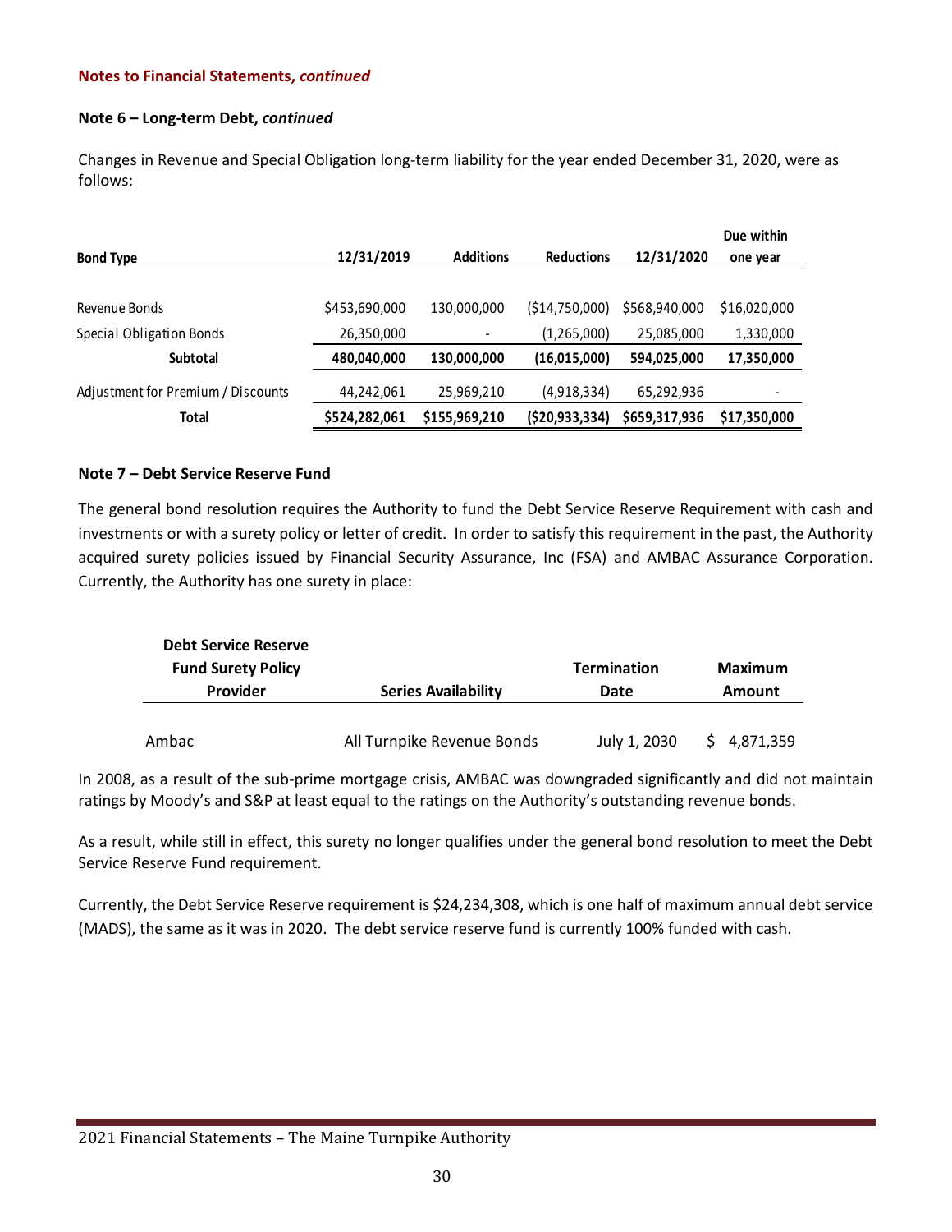**Notes to Financial Statements, *continued***

**Note 6 – Long-term Debt, *continued***

Changes in Revenue and Special Obligation long-term liability for the year ended December 31, 2020, were as follows:

| Bond Type | 12/31/2019 | Additions | Reductions | 12/31/2020 | Due within one year |
|---|---|---|---|---|---|
| Revenue Bonds | $453,690,000 | 130,000,000 | ($14,750,000) | $568,940,000 | $16,020,000 |
| Special Obligation Bonds | 26,350,000 | - | (1,265,000) | 25,085,000 | 1,330,000 |
| **Subtotal** | **480,040,000** | **130,000,000** | **(16,015,000)** | **594,025,000** | **17,350,000** |
| Adjustment for Premium / Discounts | 44,242,061 | 25,969,210 | (4,918,334) | 65,292,936 | - |
| **Total** | **$524,282,061** | **$155,969,210** | **($20,933,334)** | **$659,317,936** | **$17,350,000** |

**Note 7 – Debt Service Reserve Fund**

The general bond resolution requires the Authority to fund the Debt Service Reserve Requirement with cash and investments or with a surety policy or letter of credit. In order to satisfy this requirement in the past, the Authority acquired surety policies issued by Financial Security Assurance, Inc (FSA) and AMBAC Assurance Corporation. Currently, the Authority has one surety in place:

| Debt Service Reserve Fund Surety Policy Provider | Series Availability | Termination Date | Maximum Amount |
|---|---|---|---|
| Ambac | All Turnpike Revenue Bonds | July 1, 2030 | $ 4,871,359 |

In 2008, as a result of the sub-prime mortgage crisis, AMBAC was downgraded significantly and did not maintain ratings by Moody's and S&P at least equal to the ratings on the Authority's outstanding revenue bonds.

As a result, while still in effect, this surety no longer qualifies under the general bond resolution to meet the Debt Service Reserve Fund requirement.

Currently, the Debt Service Reserve requirement is $24,234,308, which is one half of maximum annual debt service (MADS), the same as it was in 2020. The debt service reserve fund is currently 100% funded with cash.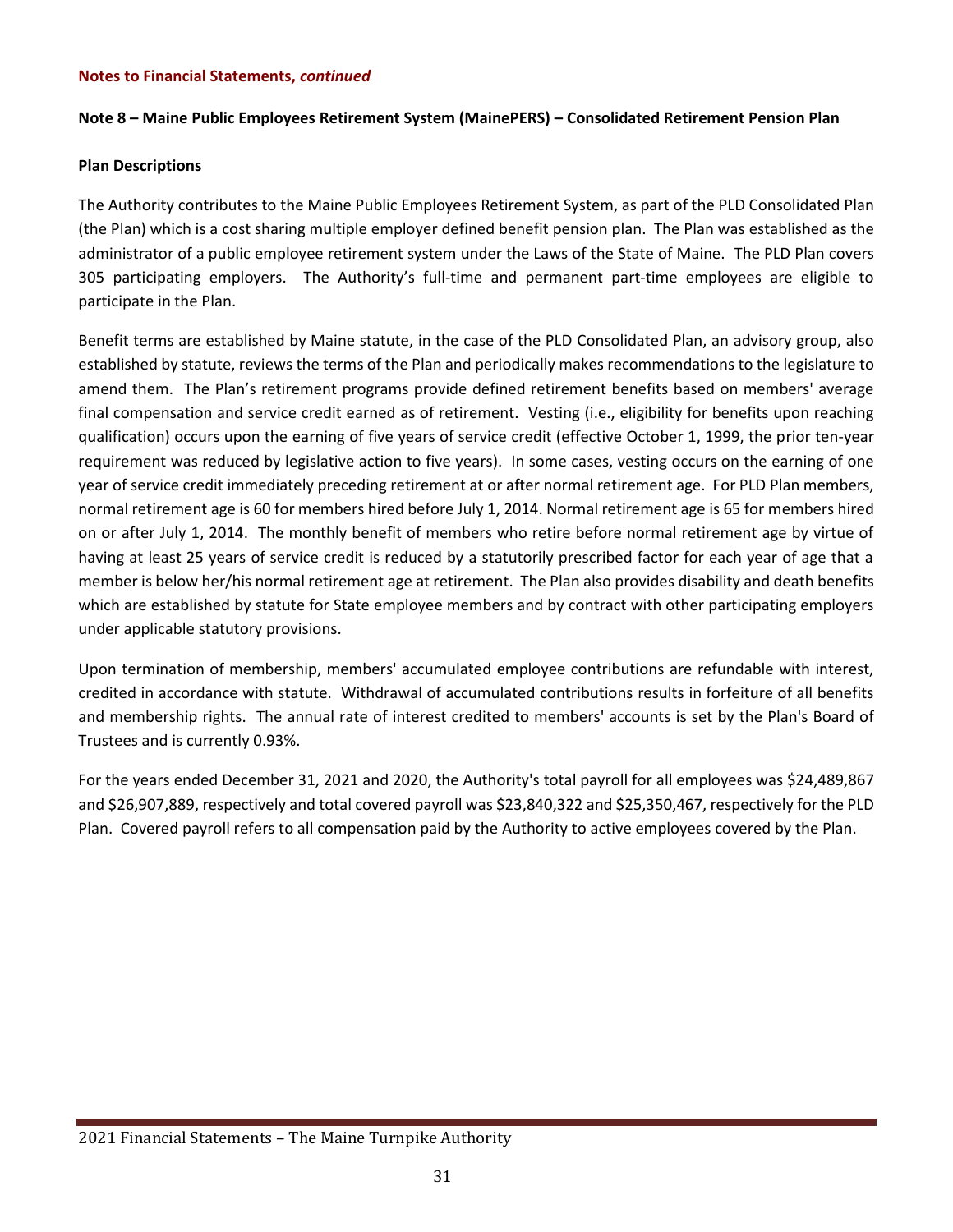**Notes to Financial Statements, *continued***

**Note 8 – Maine Public Employees Retirement System (MainePERS) – Consolidated Retirement Pension Plan**

**Plan Descriptions**

The Authority contributes to the Maine Public Employees Retirement System, as part of the PLD Consolidated Plan (the Plan) which is a cost sharing multiple employer defined benefit pension plan. The Plan was established as the administrator of a public employee retirement system under the Laws of the State of Maine. The PLD Plan covers 305 participating employers. The Authority's full-time and permanent part-time employees are eligible to participate in the Plan.

Benefit terms are established by Maine statute, in the case of the PLD Consolidated Plan, an advisory group, also established by statute, reviews the terms of the Plan and periodically makes recommendations to the legislature to amend them. The Plan's retirement programs provide defined retirement benefits based on members' average final compensation and service credit earned as of retirement. Vesting (i.e., eligibility for benefits upon reaching qualification) occurs upon the earning of five years of service credit (effective October 1, 1999, the prior ten-year requirement was reduced by legislative action to five years). In some cases, vesting occurs on the earning of one year of service credit immediately preceding retirement at or after normal retirement age. For PLD Plan members, normal retirement age is 60 for members hired before July 1, 2014. Normal retirement age is 65 for members hired on or after July 1, 2014. The monthly benefit of members who retire before normal retirement age by virtue of having at least 25 years of service credit is reduced by a statutorily prescribed factor for each year of age that a member is below her/his normal retirement age at retirement. The Plan also provides disability and death benefits which are established by statute for State employee members and by contract with other participating employers under applicable statutory provisions.

Upon termination of membership, members' accumulated employee contributions are refundable with interest, credited in accordance with statute. Withdrawal of accumulated contributions results in forfeiture of all benefits and membership rights. The annual rate of interest credited to members' accounts is set by the Plan's Board of Trustees and is currently 0.93%.

For the years ended December 31, 2021 and 2020, the Authority's total payroll for all employees was $24,489,867 and $26,907,889, respectively and total covered payroll was $23,840,322 and $25,350,467, respectively for the PLD Plan. Covered payroll refers to all compensation paid by the Authority to active employees covered by the Plan.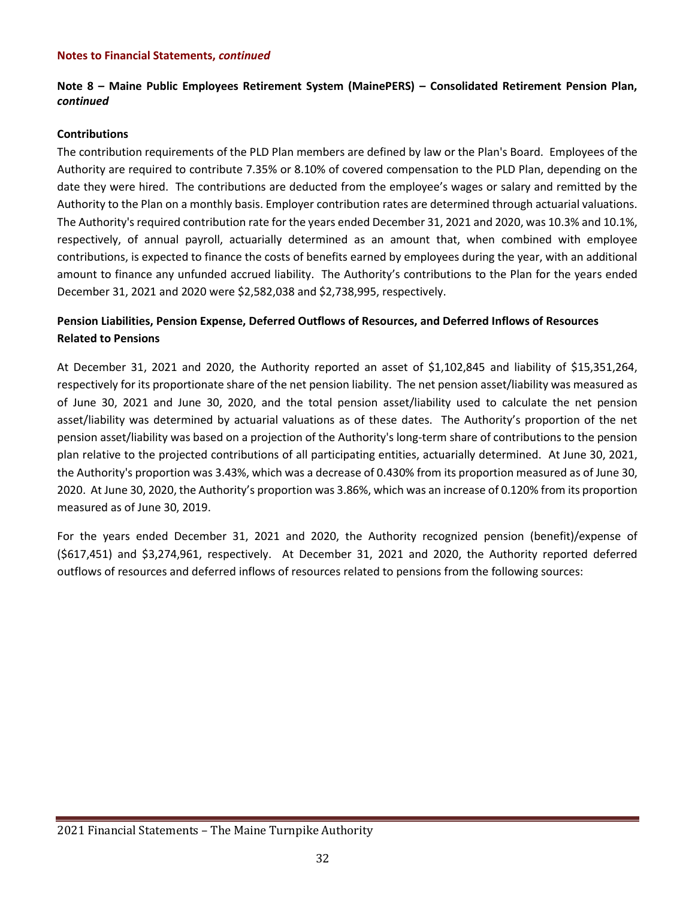**Notes to Financial Statements, *continued***

**Note 8 – Maine Public Employees Retirement System (MainePERS) – Consolidated Retirement Pension Plan, *continued***

**Contributions**

The contribution requirements of the PLD Plan members are defined by law or the Plan's Board. Employees of the Authority are required to contribute 7.35% or 8.10% of covered compensation to the PLD Plan, depending on the date they were hired. The contributions are deducted from the employee's wages or salary and remitted by the Authority to the Plan on a monthly basis. Employer contribution rates are determined through actuarial valuations. The Authority's required contribution rate for the years ended December 31, 2021 and 2020, was 10.3% and 10.1%, respectively, of annual payroll, actuarially determined as an amount that, when combined with employee contributions, is expected to finance the costs of benefits earned by employees during the year, with an additional amount to finance any unfunded accrued liability. The Authority's contributions to the Plan for the years ended December 31, 2021 and 2020 were $2,582,038 and $2,738,995, respectively.

**Pension Liabilities, Pension Expense, Deferred Outflows of Resources, and Deferred Inflows of Resources Related to Pensions**

At December 31, 2021 and 2020, the Authority reported an asset of $1,102,845 and liability of $15,351,264, respectively for its proportionate share of the net pension liability. The net pension asset/liability was measured as of June 30, 2021 and June 30, 2020, and the total pension asset/liability used to calculate the net pension asset/liability was determined by actuarial valuations as of these dates. The Authority's proportion of the net pension asset/liability was based on a projection of the Authority's long-term share of contributions to the pension plan relative to the projected contributions of all participating entities, actuarially determined. At June 30, 2021, the Authority's proportion was 3.43%, which was a decrease of 0.430% from its proportion measured as of June 30, 2020. At June 30, 2020, the Authority's proportion was 3.86%, which was an increase of 0.120% from its proportion measured as of June 30, 2019.

For the years ended December 31, 2021 and 2020, the Authority recognized pension (benefit)/expense of ($617,451) and $3,274,961, respectively. At December 31, 2021 and 2020, the Authority reported deferred outflows of resources and deferred inflows of resources related to pensions from the following sources: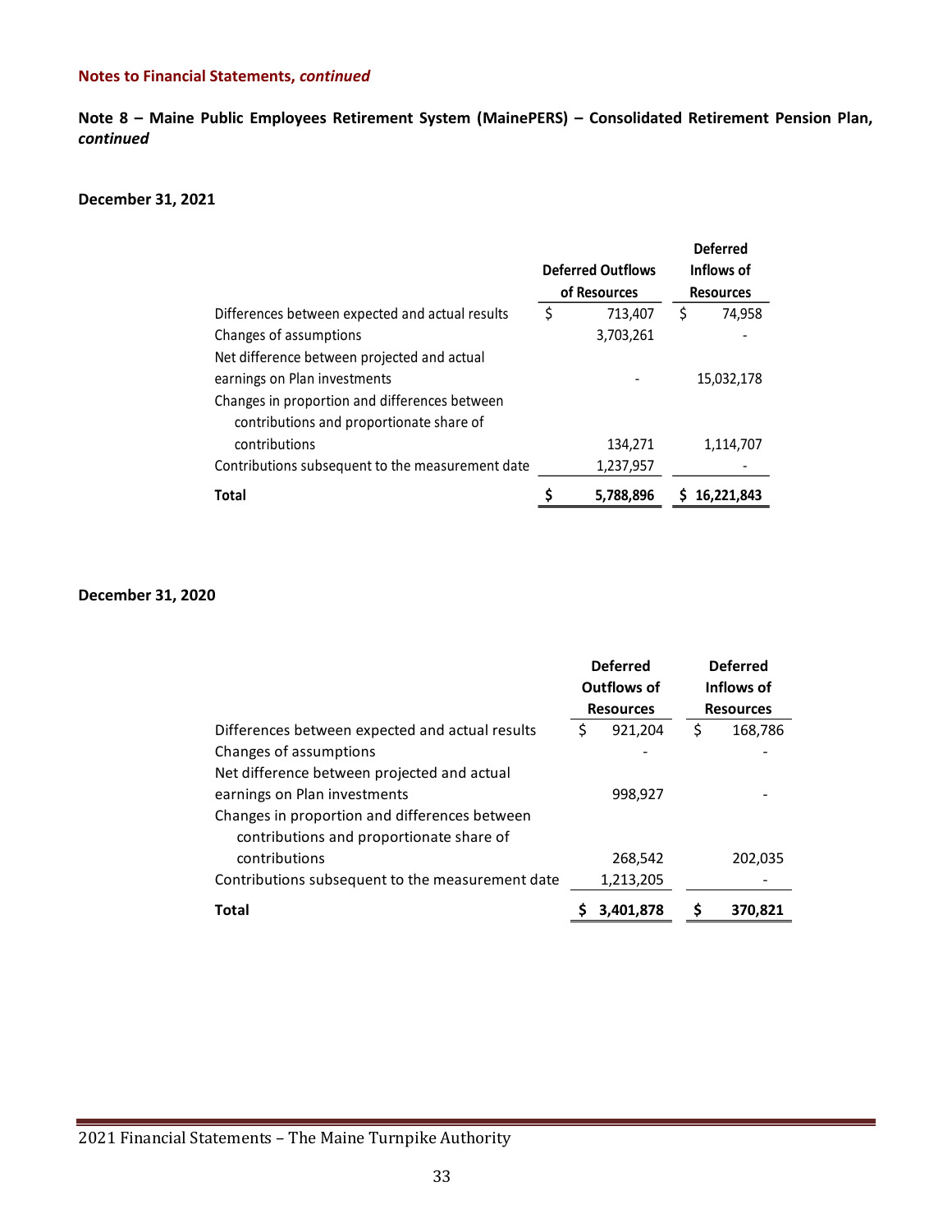**Notes to Financial Statements, *continued***

**Note 8 – Maine Public Employees Retirement System (MainePERS) – Consolidated Retirement Pension Plan, *continued***

**December 31, 2021**

| | Deferred Outflows of Resources | Deferred Inflows of Resources |
|---|---|---|
| Differences between expected and actual results | $ 713,407 | $ 74,958 |
| Changes of assumptions | 3,703,261 | - |
| Net difference between projected and actual earnings on Plan investments | - | 15,032,178 |
| Changes in proportion and differences between contributions and proportionate share of contributions | 134,271 | 1,114,707 |
| Contributions subsequent to the measurement date | 1,237,957 | - |
| **Total** | **$ 5,788,896** | **$ 16,221,843** |

**December 31, 2020**

| | Deferred Outflows of Resources | Deferred Inflows of Resources |
|---|---|---|
| Differences between expected and actual results | $ 921,204 | $ 168,786 |
| Changes of assumptions | - | - |
| Net difference between projected and actual earnings on Plan investments | 998,927 | - |
| Changes in proportion and differences between contributions and proportionate share of contributions | 268,542 | 202,035 |
| Contributions subsequent to the measurement date | 1,213,205 | - |
| **Total** | **$ 3,401,878** | **$ 370,821** |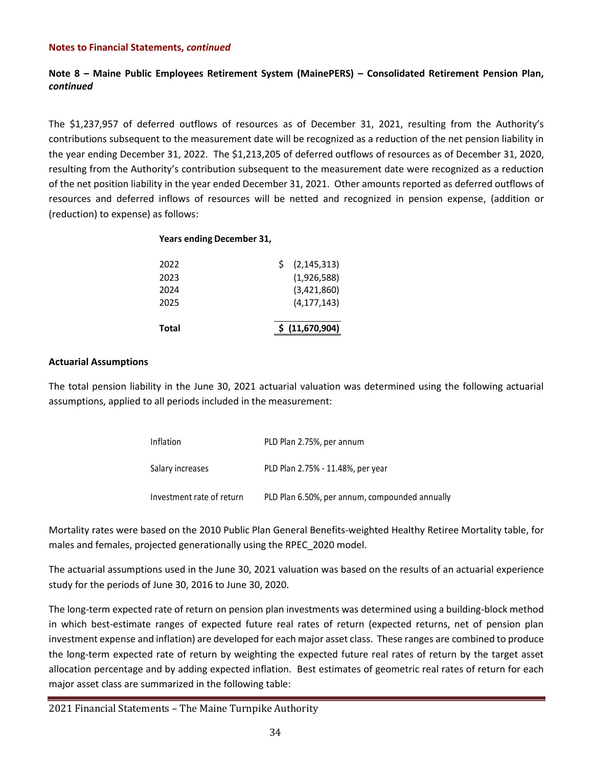**Notes to Financial Statements, *continued***

**Note 8 – Maine Public Employees Retirement System (MainePERS) – Consolidated Retirement Pension Plan, *continued***

The $1,237,957 of deferred outflows of resources as of December 31, 2021, resulting from the Authority's contributions subsequent to the measurement date will be recognized as a reduction of the net pension liability in the year ending December 31, 2022. The $1,213,205 of deferred outflows of resources as of December 31, 2020, resulting from the Authority's contribution subsequent to the measurement date were recognized as a reduction of the net position liability in the year ended December 31, 2021. Other amounts reported as deferred outflows of resources and deferred inflows of resources will be netted and recognized in pension expense, (addition or (reduction) to expense) as follows:

| **Years ending December 31,** | |
|---|---|
| 2022 | $ (2,145,313) |
| 2023 | (1,926,588) |
| 2024 | (3,421,860) |
| 2025 | (4,177,143) |
| **Total** | **$ (11,670,904)** |

**Actuarial Assumptions**

The total pension liability in the June 30, 2021 actuarial valuation was determined using the following actuarial assumptions, applied to all periods included in the measurement:

| | |
|---|---|
| Inflation | PLD Plan 2.75%, per annum |
| Salary increases | PLD Plan 2.75% - 11.48%, per year |
| Investment rate of return | PLD Plan 6.50%, per annum, compounded annually |

Mortality rates were based on the 2010 Public Plan General Benefits-weighted Healthy Retiree Mortality table, for males and females, projected generationally using the RPEC_2020 model.

The actuarial assumptions used in the June 30, 2021 valuation was based on the results of an actuarial experience study for the periods of June 30, 2016 to June 30, 2020.

The long-term expected rate of return on pension plan investments was determined using a building-block method in which best-estimate ranges of expected future real rates of return (expected returns, net of pension plan investment expense and inflation) are developed for each major asset class. These ranges are combined to produce the long-term expected rate of return by weighting the expected future real rates of return by the target asset allocation percentage and by adding expected inflation. Best estimates of geometric real rates of return for each major asset class are summarized in the following table: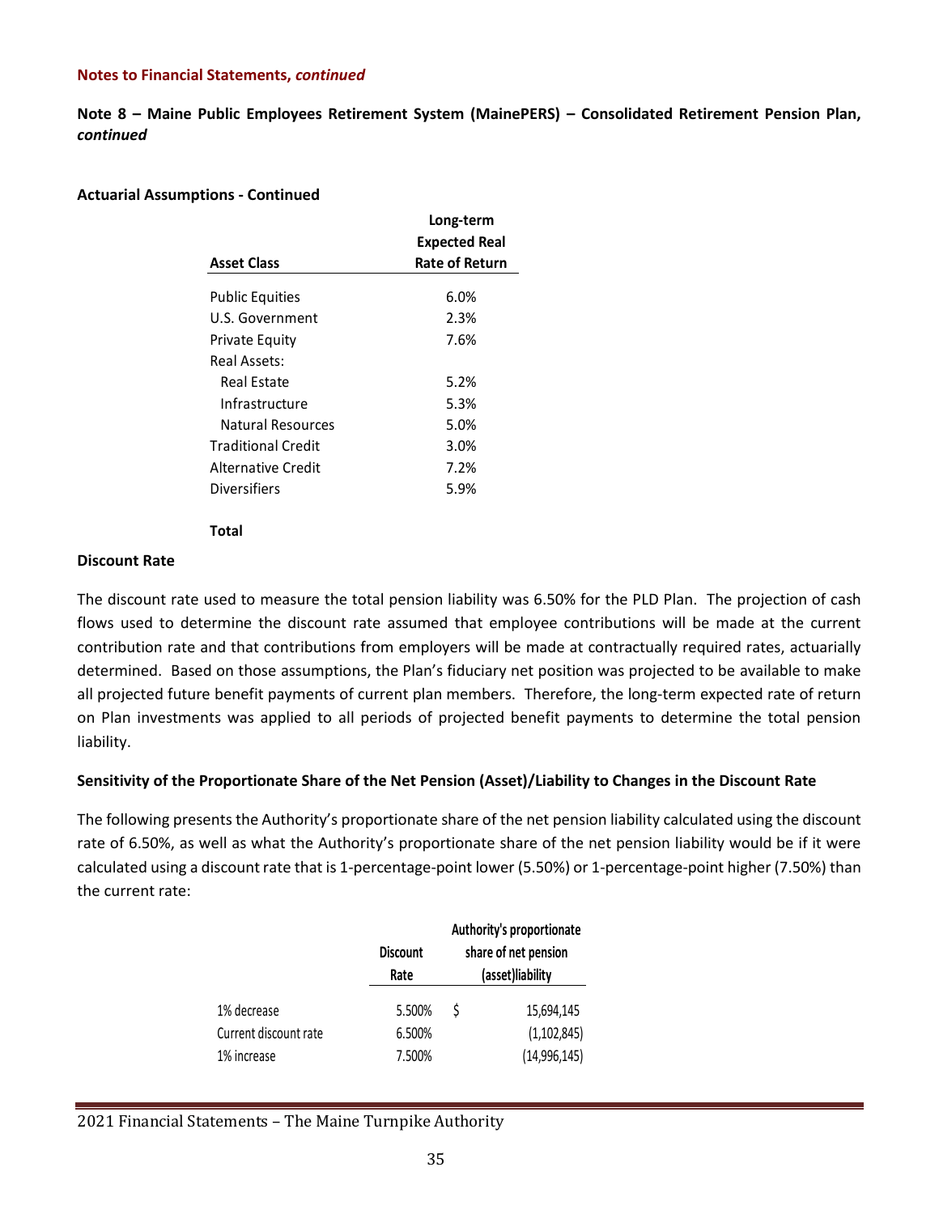**Notes to Financial Statements, *continued***

**Note 8 – Maine Public Employees Retirement System (MainePERS) – Consolidated Retirement Pension Plan, *continued***

**Actuarial Assumptions - Continued**

| Asset Class | Long-term Expected Real Rate of Return |
|---|---|
| Public Equities | 6.0% |
| U.S. Government | 2.3% |
| Private Equity | 7.6% |
| Real Assets: | |
| Real Estate | 5.2% |
| Infrastructure | 5.3% |
| Natural Resources | 5.0% |
| Traditional Credit | 3.0% |
| Alternative Credit | 7.2% |
| Diversifiers | 5.9% |
| **Total** | |

**Discount Rate**

The discount rate used to measure the total pension liability was 6.50% for the PLD Plan. The projection of cash flows used to determine the discount rate assumed that employee contributions will be made at the current contribution rate and that contributions from employers will be made at contractually required rates, actuarially determined. Based on those assumptions, the Plan's fiduciary net position was projected to be available to make all projected future benefit payments of current plan members. Therefore, the long-term expected rate of return on Plan investments was applied to all periods of projected benefit payments to determine the total pension liability.

**Sensitivity of the Proportionate Share of the Net Pension (Asset)/Liability to Changes in the Discount Rate**

The following presents the Authority's proportionate share of the net pension liability calculated using the discount rate of 6.50%, as well as what the Authority's proportionate share of the net pension liability would be if it were calculated using a discount rate that is 1-percentage-point lower (5.50%) or 1-percentage-point higher (7.50%) than the current rate:

| | Discount Rate | Authority's proportionate share of net pension (asset)liability |
|---|---|---|
| 1% decrease | 5.500% | $ 15,694,145 |
| Current discount rate | 6.500% | (1,102,845) |
| 1% increase | 7.500% | (14,996,145) |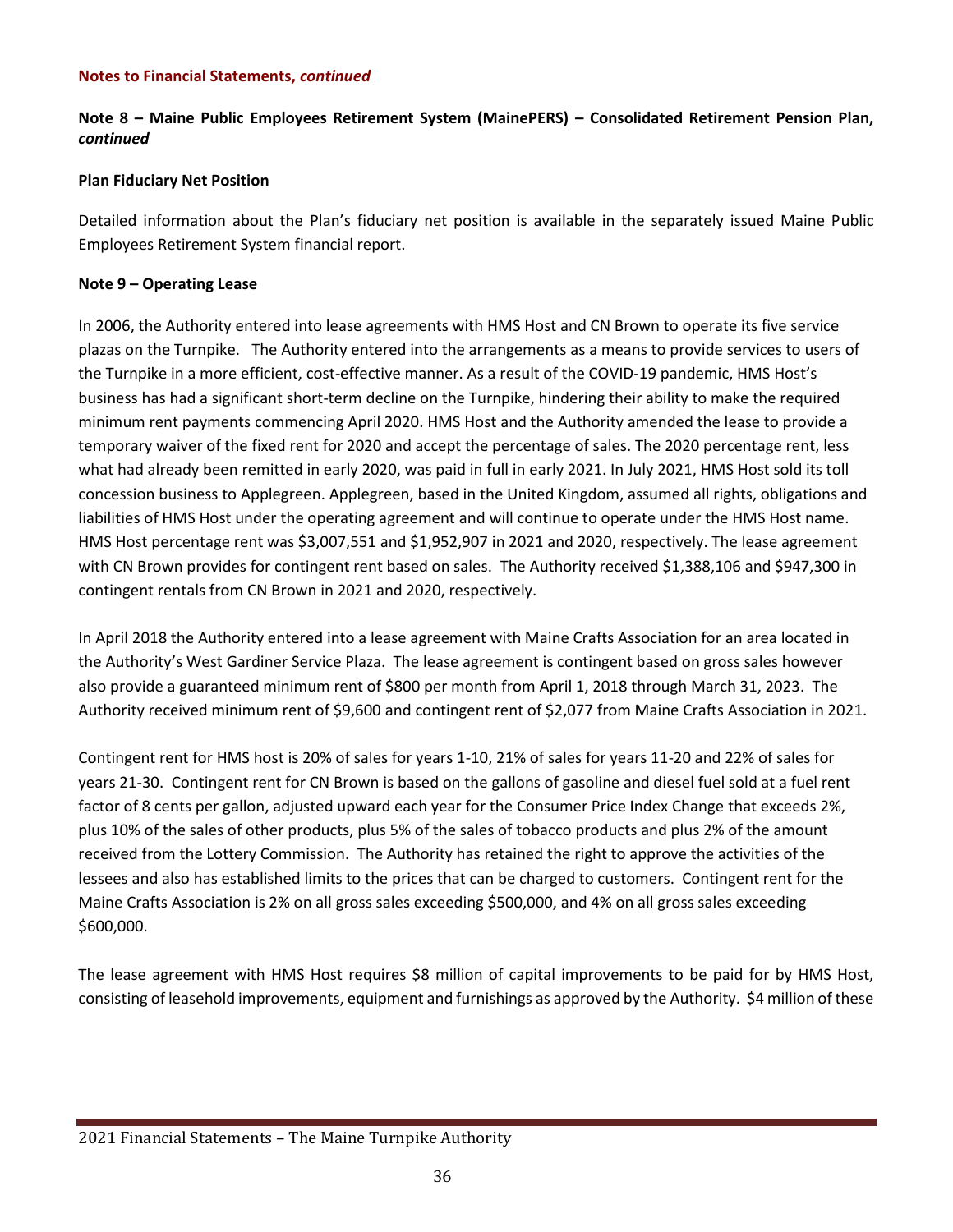**Notes to Financial Statements, *continued***

**Note 8 – Maine Public Employees Retirement System (MainePERS) – Consolidated Retirement Pension Plan, *continued***

**Plan Fiduciary Net Position**

Detailed information about the Plan's fiduciary net position is available in the separately issued Maine Public Employees Retirement System financial report.

**Note 9 – Operating Lease**

In 2006, the Authority entered into lease agreements with HMS Host and CN Brown to operate its five service plazas on the Turnpike. The Authority entered into the arrangements as a means to provide services to users of the Turnpike in a more efficient, cost-effective manner. As a result of the COVID-19 pandemic, HMS Host's business has had a significant short-term decline on the Turnpike, hindering their ability to make the required minimum rent payments commencing April 2020. HMS Host and the Authority amended the lease to provide a temporary waiver of the fixed rent for 2020 and accept the percentage of sales. The 2020 percentage rent, less what had already been remitted in early 2020, was paid in full in early 2021. In July 2021, HMS Host sold its toll concession business to Applegreen. Applegreen, based in the United Kingdom, assumed all rights, obligations and liabilities of HMS Host under the operating agreement and will continue to operate under the HMS Host name. HMS Host percentage rent was $3,007,551 and $1,952,907 in 2021 and 2020, respectively. The lease agreement with CN Brown provides for contingent rent based on sales. The Authority received $1,388,106 and $947,300 in contingent rentals from CN Brown in 2021 and 2020, respectively.

In April 2018 the Authority entered into a lease agreement with Maine Crafts Association for an area located in the Authority's West Gardiner Service Plaza. The lease agreement is contingent based on gross sales however also provide a guaranteed minimum rent of $800 per month from April 1, 2018 through March 31, 2023. The Authority received minimum rent of $9,600 and contingent rent of $2,077 from Maine Crafts Association in 2021.

Contingent rent for HMS host is 20% of sales for years 1-10, 21% of sales for years 11-20 and 22% of sales for years 21-30. Contingent rent for CN Brown is based on the gallons of gasoline and diesel fuel sold at a fuel rent factor of 8 cents per gallon, adjusted upward each year for the Consumer Price Index Change that exceeds 2%, plus 10% of the sales of other products, plus 5% of the sales of tobacco products and plus 2% of the amount received from the Lottery Commission. The Authority has retained the right to approve the activities of the lessees and also has established limits to the prices that can be charged to customers. Contingent rent for the Maine Crafts Association is 2% on all gross sales exceeding $500,000, and 4% on all gross sales exceeding $600,000.

The lease agreement with HMS Host requires $8 million of capital improvements to be paid for by HMS Host, consisting of leasehold improvements, equipment and furnishings as approved by the Authority. $4 million of these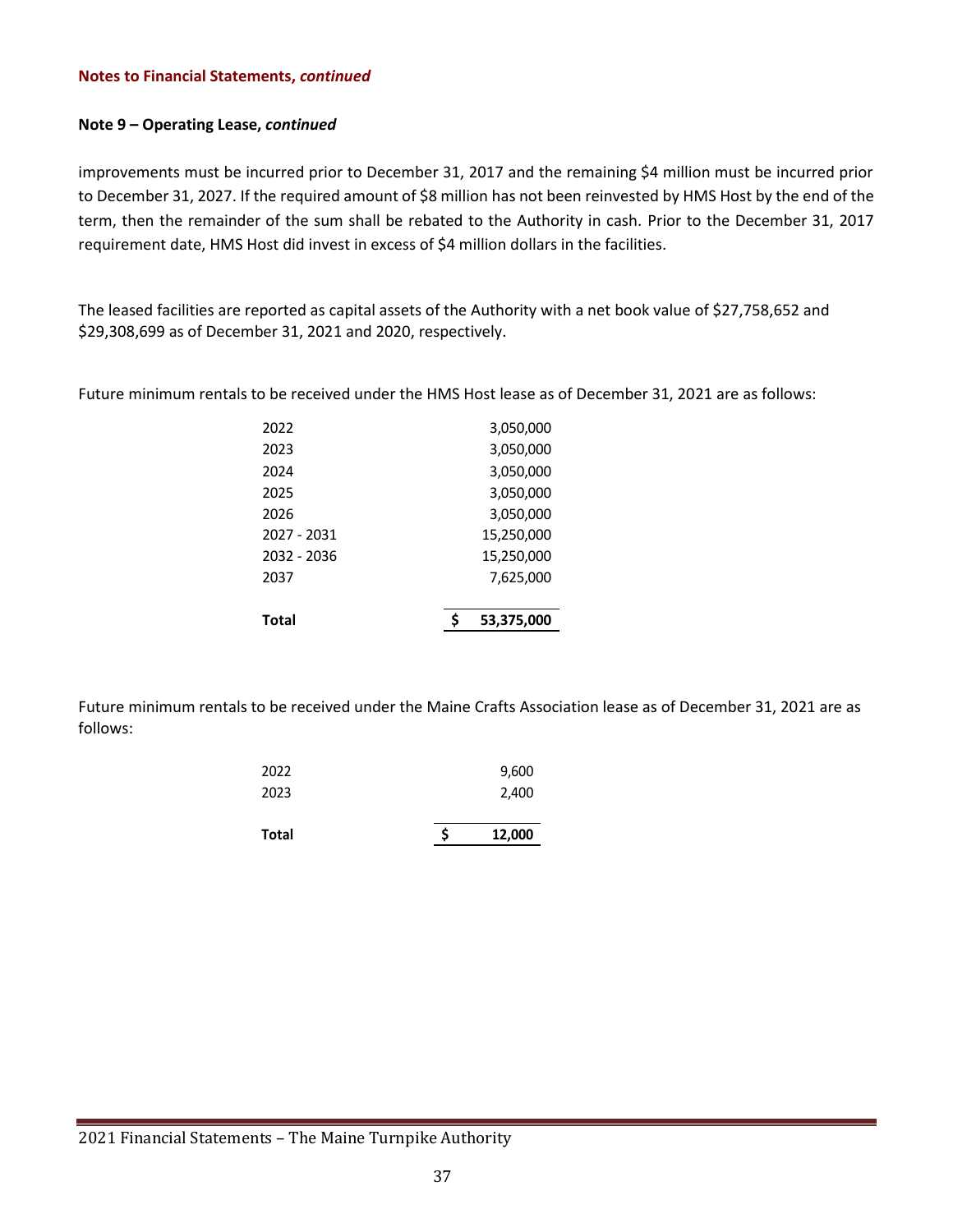**Notes to Financial Statements, *continued***

**Note 9 – Operating Lease, *continued***

improvements must be incurred prior to December 31, 2017 and the remaining $4 million must be incurred prior to December 31, 2027. If the required amount of $8 million has not been reinvested by HMS Host by the end of the term, then the remainder of the sum shall be rebated to the Authority in cash. Prior to the December 31, 2017 requirement date, HMS Host did invest in excess of $4 million dollars in the facilities.

The leased facilities are reported as capital assets of the Authority with a net book value of $27,758,652 and $29,308,699 as of December 31, 2021 and 2020, respectively.

Future minimum rentals to be received under the HMS Host lease as of December 31, 2021 are as follows:

| | |
|---|---|
| 2022 | 3,050,000 |
| 2023 | 3,050,000 |
| 2024 | 3,050,000 |
| 2025 | 3,050,000 |
| 2026 | 3,050,000 |
| 2027 - 2031 | 15,250,000 |
| 2032 - 2036 | 15,250,000 |
| 2037 | 7,625,000 |
| **Total** | **$ 53,375,000** |

Future minimum rentals to be received under the Maine Crafts Association lease as of December 31, 2021 are as follows:

| | |
|---|---|
| 2022 | 9,600 |
| 2023 | 2,400 |
| **Total** | **$ 12,000** |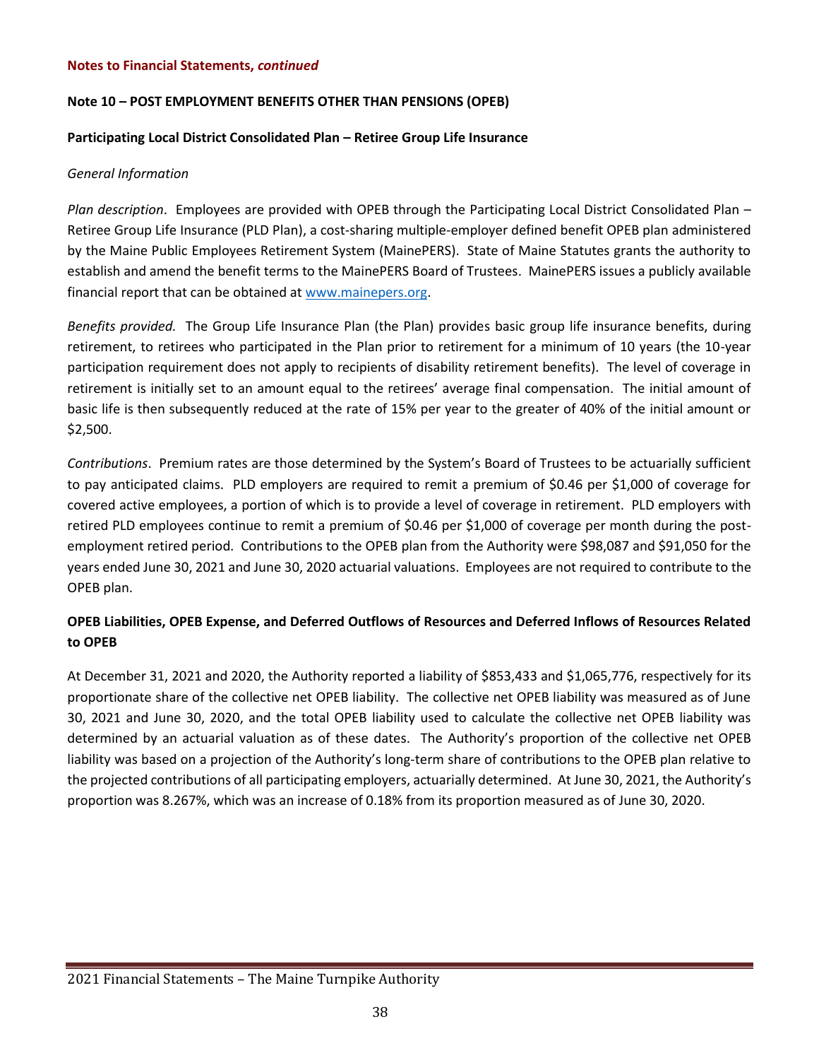**Notes to Financial Statements, *continued***

## Note 10 – POST EMPLOYMENT BENEFITS OTHER THAN PENSIONS (OPEB)

### Participating Local District Consolidated Plan – Retiree Group Life Insurance

*General Information*

*Plan description*. Employees are provided with OPEB through the Participating Local District Consolidated Plan – Retiree Group Life Insurance (PLD Plan), a cost-sharing multiple-employer defined benefit OPEB plan administered by the Maine Public Employees Retirement System (MainePERS). State of Maine Statutes grants the authority to establish and amend the benefit terms to the MainePERS Board of Trustees. MainePERS issues a publicly available financial report that can be obtained at www.mainepers.org.

*Benefits provided.* The Group Life Insurance Plan (the Plan) provides basic group life insurance benefits, during retirement, to retirees who participated in the Plan prior to retirement for a minimum of 10 years (the 10-year participation requirement does not apply to recipients of disability retirement benefits). The level of coverage in retirement is initially set to an amount equal to the retirees' average final compensation. The initial amount of basic life is then subsequently reduced at the rate of 15% per year to the greater of 40% of the initial amount or $2,500.

*Contributions*. Premium rates are those determined by the System's Board of Trustees to be actuarially sufficient to pay anticipated claims. PLD employers are required to remit a premium of $0.46 per $1,000 of coverage for covered active employees, a portion of which is to provide a level of coverage in retirement. PLD employers with retired PLD employees continue to remit a premium of $0.46 per $1,000 of coverage per month during the post-employment retired period. Contributions to the OPEB plan from the Authority were $98,087 and $91,050 for the years ended June 30, 2021 and June 30, 2020 actuarial valuations. Employees are not required to contribute to the OPEB plan.

### OPEB Liabilities, OPEB Expense, and Deferred Outflows of Resources and Deferred Inflows of Resources Related to OPEB

At December 31, 2021 and 2020, the Authority reported a liability of $853,433 and $1,065,776, respectively for its proportionate share of the collective net OPEB liability. The collective net OPEB liability was measured as of June 30, 2021 and June 30, 2020, and the total OPEB liability used to calculate the collective net OPEB liability was determined by an actuarial valuation as of these dates. The Authority's proportion of the collective net OPEB liability was based on a projection of the Authority's long-term share of contributions to the OPEB plan relative to the projected contributions of all participating employers, actuarially determined. At June 30, 2021, the Authority's proportion was 8.267%, which was an increase of 0.18% from its proportion measured as of June 30, 2020.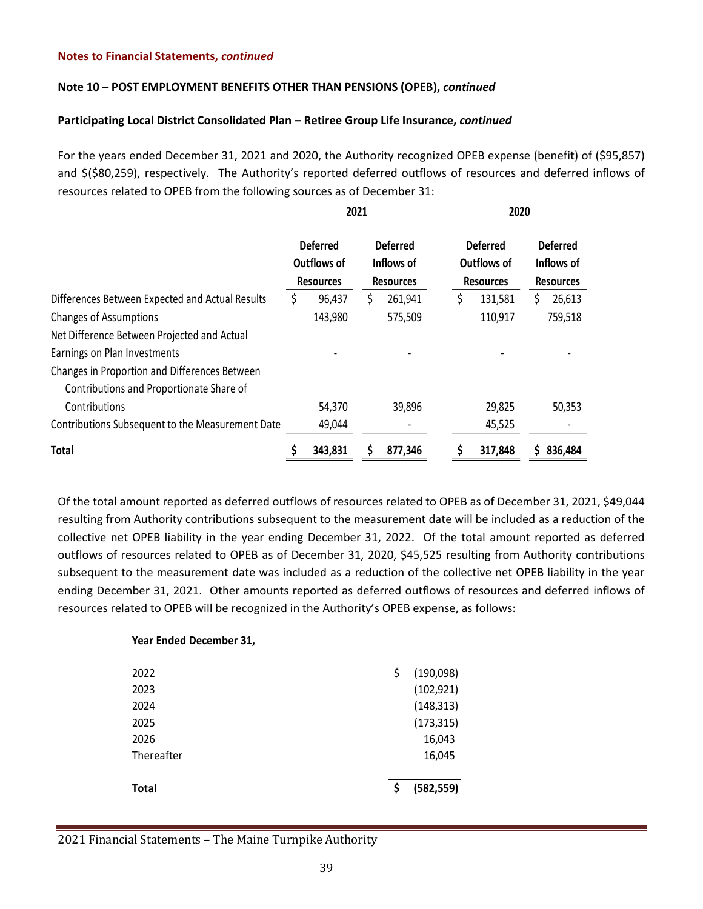**Notes to Financial Statements, *continued***

**Note 10 – POST EMPLOYMENT BENEFITS OTHER THAN PENSIONS (OPEB), *continued***

**Participating Local District Consolidated Plan – Retiree Group Life Insurance, *continued***

For the years ended December 31, 2021 and 2020, the Authority recognized OPEB expense (benefit) of ($95,857) and $($80,259), respectively. The Authority's reported deferred outflows of resources and deferred inflows of resources related to OPEB from the following sources as of December 31:

| | 2021 | | 2020 | |
|---|---|---|---|---|
| | Deferred Outflows of Resources | Deferred Inflows of Resources | Deferred Outflows of Resources | Deferred Inflows of Resources |
| Differences Between Expected and Actual Results | $ 96,437 | $ 261,941 | $ 131,581 | $ 26,613 |
| Changes of Assumptions | 143,980 | 575,509 | 110,917 | 759,518 |
| Net Difference Between Projected and Actual Earnings on Plan Investments | - | - | - | - |
| Changes in Proportion and Differences Between Contributions and Proportionate Share of Contributions | 54,370 | 39,896 | 29,825 | 50,353 |
| Contributions Subsequent to the Measurement Date | 49,044 | - | 45,525 | - |
| **Total** | **$ 343,831** | **$ 877,346** | **$ 317,848** | **$ 836,484** |

Of the total amount reported as deferred outflows of resources related to OPEB as of December 31, 2021, $49,044 resulting from Authority contributions subsequent to the measurement date will be included as a reduction of the collective net OPEB liability in the year ending December 31, 2022. Of the total amount reported as deferred outflows of resources related to OPEB as of December 31, 2020, $45,525 resulting from Authority contributions subsequent to the measurement date was included as a reduction of the collective net OPEB liability in the year ending December 31, 2021. Other amounts reported as deferred outflows of resources and deferred inflows of resources related to OPEB will be recognized in the Authority's OPEB expense, as follows:

| Year Ended December 31, | |
|---|---|
| 2022 | $ (190,098) |
| 2023 | (102,921) |
| 2024 | (148,313) |
| 2025 | (173,315) |
| 2026 | 16,043 |
| Thereafter | 16,045 |
| **Total** | **$ (582,559)** |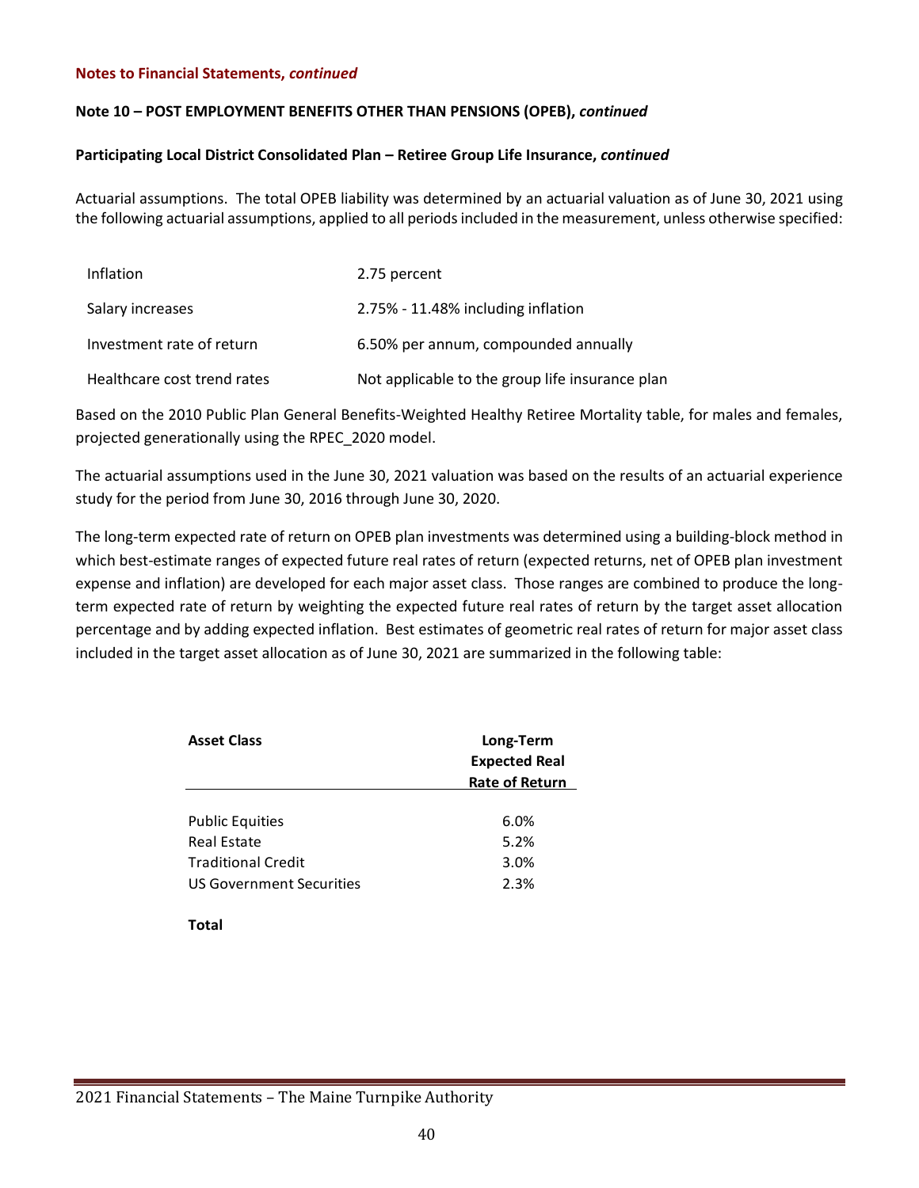**Notes to Financial Statements, *continued***

**Note 10 – POST EMPLOYMENT BENEFITS OTHER THAN PENSIONS (OPEB), *continued***

**Participating Local District Consolidated Plan – Retiree Group Life Insurance, *continued***

Actuarial assumptions. The total OPEB liability was determined by an actuarial valuation as of June 30, 2021 using the following actuarial assumptions, applied to all periods included in the measurement, unless otherwise specified:

| | |
|---|---|
| Inflation | 2.75 percent |
| Salary increases | 2.75% - 11.48% including inflation |
| Investment rate of return | 6.50% per annum, compounded annually |
| Healthcare cost trend rates | Not applicable to the group life insurance plan |

Based on the 2010 Public Plan General Benefits-Weighted Healthy Retiree Mortality table, for males and females, projected generationally using the RPEC_2020 model.

The actuarial assumptions used in the June 30, 2021 valuation was based on the results of an actuarial experience study for the period from June 30, 2016 through June 30, 2020.

The long-term expected rate of return on OPEB plan investments was determined using a building-block method in which best-estimate ranges of expected future real rates of return (expected returns, net of OPEB plan investment expense and inflation) are developed for each major asset class. Those ranges are combined to produce the long-term expected rate of return by weighting the expected future real rates of return by the target asset allocation percentage and by adding expected inflation. Best estimates of geometric real rates of return for major asset class included in the target asset allocation as of June 30, 2021 are summarized in the following table:

| **Asset Class** | **Long-Term Expected Real Rate of Return** |
|---|---|
| Public Equities | 6.0% |
| Real Estate | 5.2% |
| Traditional Credit | 3.0% |
| US Government Securities | 2.3% |
| **Total** | |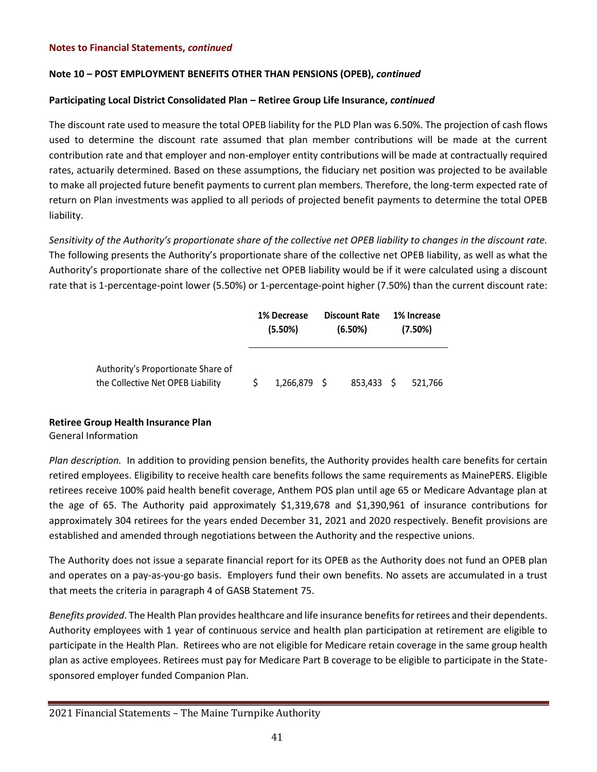**Notes to Financial Statements, *continued***

**Note 10 – POST EMPLOYMENT BENEFITS OTHER THAN PENSIONS (OPEB), *continued***

**Participating Local District Consolidated Plan – Retiree Group Life Insurance, *continued***

The discount rate used to measure the total OPEB liability for the PLD Plan was 6.50%. The projection of cash flows used to determine the discount rate assumed that plan member contributions will be made at the current contribution rate and that employer and non-employer entity contributions will be made at contractually required rates, actuarially determined. Based on these assumptions, the fiduciary net position was projected to be available to make all projected future benefit payments to current plan members. Therefore, the long-term expected rate of return on Plan investments was applied to all periods of projected benefit payments to determine the total OPEB liability.

*Sensitivity of the Authority's proportionate share of the collective net OPEB liability to changes in the discount rate.* The following presents the Authority's proportionate share of the collective net OPEB liability, as well as what the Authority's proportionate share of the collective net OPEB liability would be if it were calculated using a discount rate that is 1-percentage-point lower (5.50%) or 1-percentage-point higher (7.50%) than the current discount rate:

| | 1% Decrease (5.50%) | Discount Rate (6.50%) | 1% Increase (7.50%) |
|---|---|---|---|
| Authority's Proportionate Share of the Collective Net OPEB Liability | $ 1,266,879 | $ 853,433 | $ 521,766 |

**Retiree Group Health Insurance Plan**

General Information

*Plan description.* In addition to providing pension benefits, the Authority provides health care benefits for certain retired employees. Eligibility to receive health care benefits follows the same requirements as MainePERS. Eligible retirees receive 100% paid health benefit coverage, Anthem POS plan until age 65 or Medicare Advantage plan at the age of 65. The Authority paid approximately $1,319,678 and $1,390,961 of insurance contributions for approximately 304 retirees for the years ended December 31, 2021 and 2020 respectively. Benefit provisions are established and amended through negotiations between the Authority and the respective unions.

The Authority does not issue a separate financial report for its OPEB as the Authority does not fund an OPEB plan and operates on a pay-as-you-go basis. Employers fund their own benefits. No assets are accumulated in a trust that meets the criteria in paragraph 4 of GASB Statement 75.

*Benefits provided*. The Health Plan provides healthcare and life insurance benefits for retirees and their dependents. Authority employees with 1 year of continuous service and health plan participation at retirement are eligible to participate in the Health Plan. Retirees who are not eligible for Medicare retain coverage in the same group health plan as active employees. Retirees must pay for Medicare Part B coverage to be eligible to participate in the State-sponsored employer funded Companion Plan.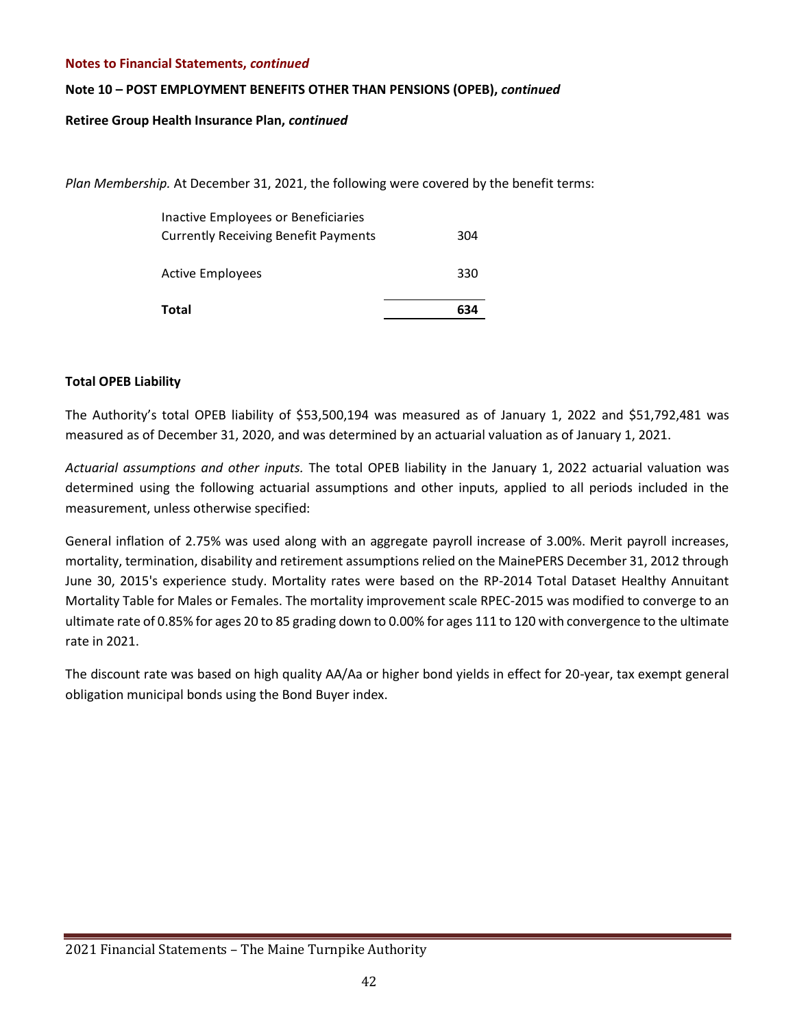**Notes to Financial Statements, *continued***

**Note 10 – POST EMPLOYMENT BENEFITS OTHER THAN PENSIONS (OPEB), *continued***

**Retiree Group Health Insurance Plan, *continued***

*Plan Membership.* At December 31, 2021, the following were covered by the benefit terms:

| | |
|---|---|
| Inactive Employees or Beneficiaries Currently Receiving Benefit Payments | 304 |
| Active Employees | 330 |
| **Total** | **634** |

**Total OPEB Liability**

The Authority's total OPEB liability of $53,500,194 was measured as of January 1, 2022 and $51,792,481 was measured as of December 31, 2020, and was determined by an actuarial valuation as of January 1, 2021.

*Actuarial assumptions and other inputs.* The total OPEB liability in the January 1, 2022 actuarial valuation was determined using the following actuarial assumptions and other inputs, applied to all periods included in the measurement, unless otherwise specified:

General inflation of 2.75% was used along with an aggregate payroll increase of 3.00%. Merit payroll increases, mortality, termination, disability and retirement assumptions relied on the MainePERS December 31, 2012 through June 30, 2015's experience study. Mortality rates were based on the RP-2014 Total Dataset Healthy Annuitant Mortality Table for Males or Females. The mortality improvement scale RPEC-2015 was modified to converge to an ultimate rate of 0.85% for ages 20 to 85 grading down to 0.00% for ages 111 to 120 with convergence to the ultimate rate in 2021.

The discount rate was based on high quality AA/Aa or higher bond yields in effect for 20-year, tax exempt general obligation municipal bonds using the Bond Buyer index.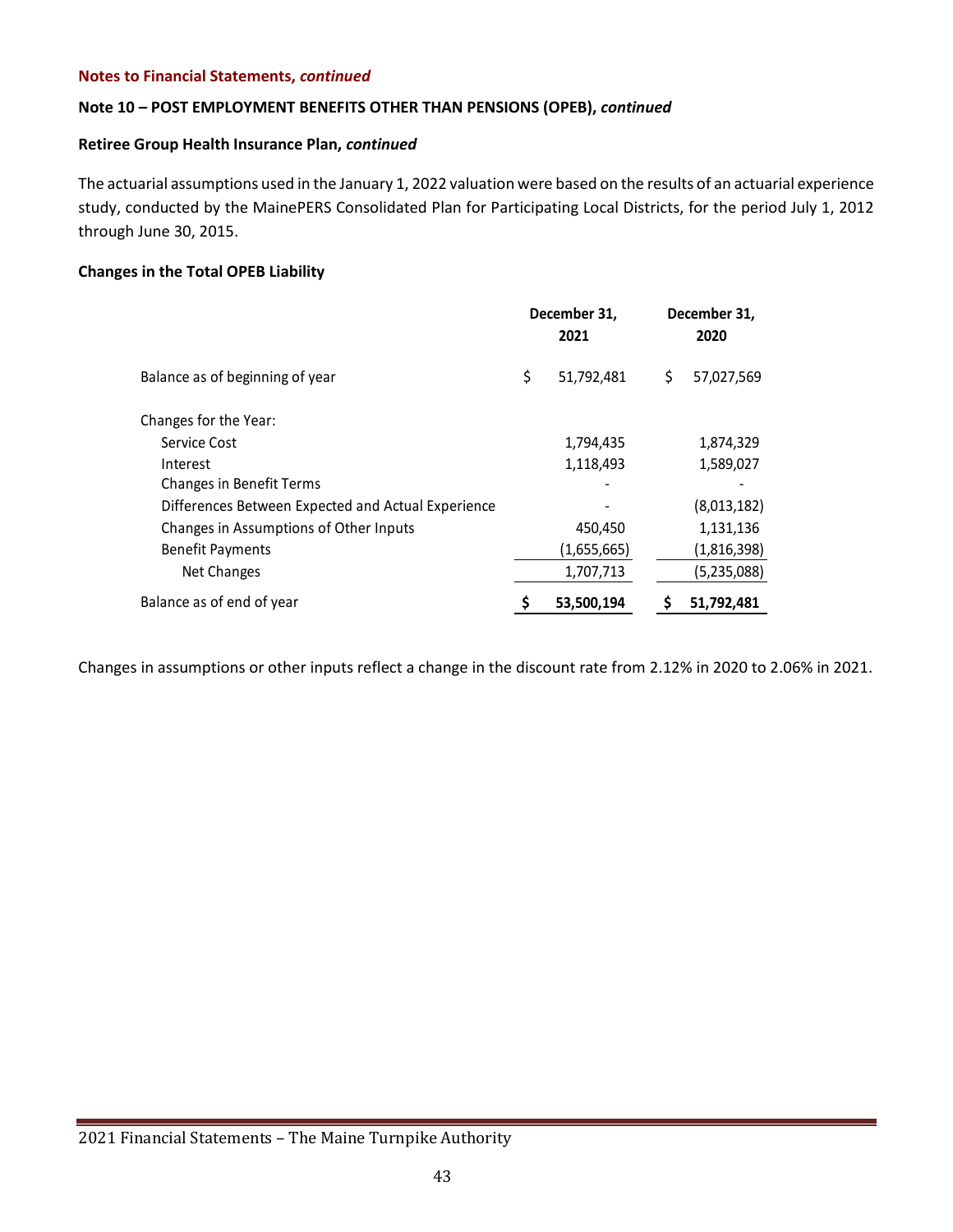**Notes to Financial Statements, *continued***

**Note 10 – POST EMPLOYMENT BENEFITS OTHER THAN PENSIONS (OPEB), *continued***

**Retiree Group Health Insurance Plan, *continued***

The actuarial assumptions used in the January 1, 2022 valuation were based on the results of an actuarial experience study, conducted by the MainePERS Consolidated Plan for Participating Local Districts, for the period July 1, 2012 through June 30, 2015.

**Changes in the Total OPEB Liability**

| | December 31, 2021 | December 31, 2020 |
|---|---|---|
| Balance as of beginning of year | $ 51,792,481 | $ 57,027,569 |
| Changes for the Year: | | |
| Service Cost | 1,794,435 | 1,874,329 |
| Interest | 1,118,493 | 1,589,027 |
| Changes in Benefit Terms | - | - |
| Differences Between Expected and Actual Experience | - | (8,013,182) |
| Changes in Assumptions of Other Inputs | 450,450 | 1,131,136 |
| Benefit Payments | (1,655,665) | (1,816,398) |
| Net Changes | 1,707,713 | (5,235,088) |
| Balance as of end of year | **$ 53,500,194** | **$ 51,792,481** |

Changes in assumptions or other inputs reflect a change in the discount rate from 2.12% in 2020 to 2.06% in 2021.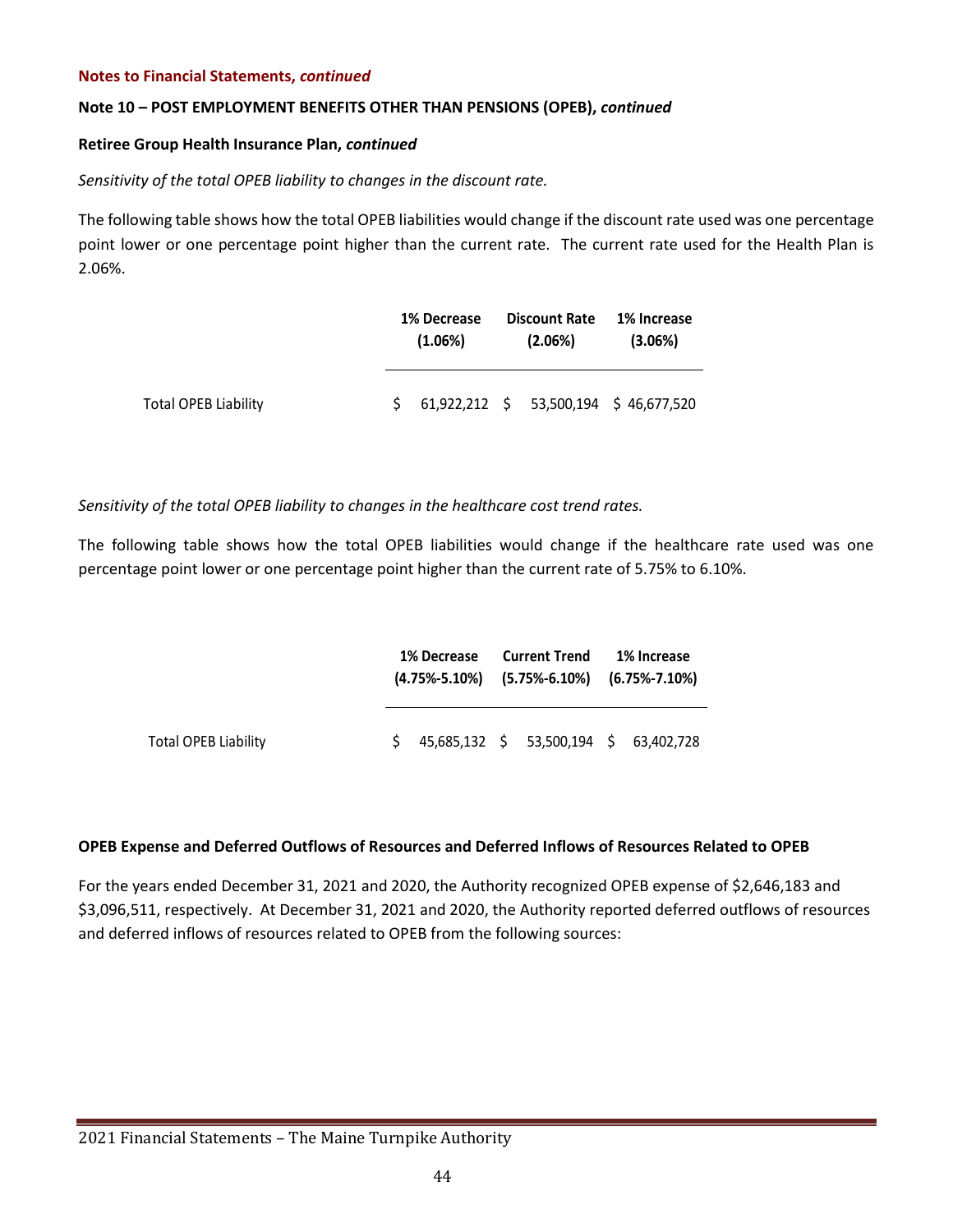**Notes to Financial Statements, *continued***

**Note 10 – POST EMPLOYMENT BENEFITS OTHER THAN PENSIONS (OPEB), *continued***

**Retiree Group Health Insurance Plan, *continued***

*Sensitivity of the total OPEB liability to changes in the discount rate.*

The following table shows how the total OPEB liabilities would change if the discount rate used was one percentage point lower or one percentage point higher than the current rate. The current rate used for the Health Plan is 2.06%.

| | 1% Decrease (1.06%) | Discount Rate (2.06%) | 1% Increase (3.06%) |
|---|---|---|---|
| Total OPEB Liability | $ 61,922,212 | $ 53,500,194 | $ 46,677,520 |

*Sensitivity of the total OPEB liability to changes in the healthcare cost trend rates.*

The following table shows how the total OPEB liabilities would change if the healthcare rate used was one percentage point lower or one percentage point higher than the current rate of 5.75% to 6.10%.

| | 1% Decrease (4.75%-5.10%) | Current Trend (5.75%-6.10%) | 1% Increase (6.75%-7.10%) |
|---|---|---|---|
| Total OPEB Liability | $ 45,685,132 | $ 53,500,194 | $ 63,402,728 |

**OPEB Expense and Deferred Outflows of Resources and Deferred Inflows of Resources Related to OPEB**

For the years ended December 31, 2021 and 2020, the Authority recognized OPEB expense of $2,646,183 and $3,096,511, respectively. At December 31, 2021 and 2020, the Authority reported deferred outflows of resources and deferred inflows of resources related to OPEB from the following sources: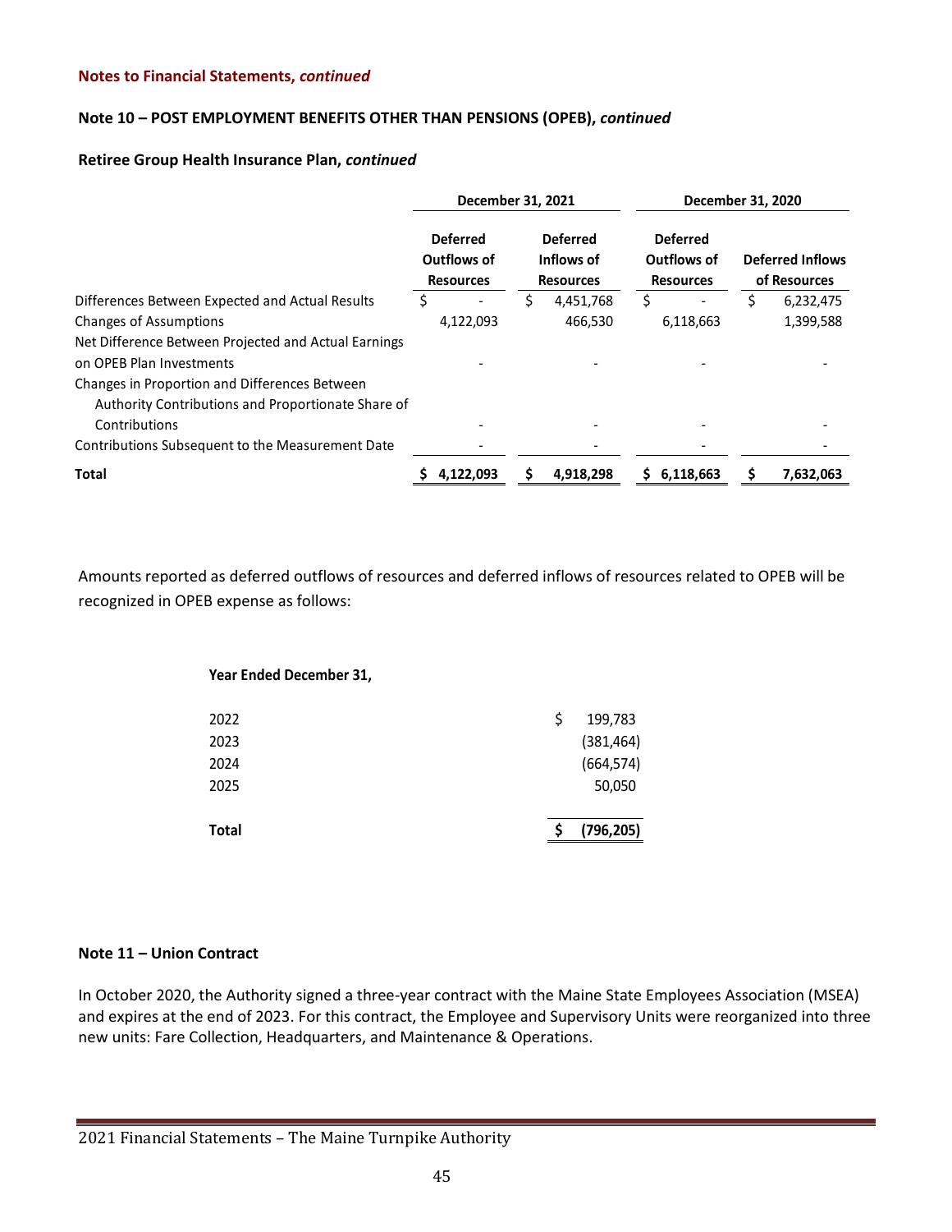**Notes to Financial Statements, *continued***

**Note 10 – POST EMPLOYMENT BENEFITS OTHER THAN PENSIONS (OPEB), *continued***

**Retiree Group Health Insurance Plan, *continued***

| | December 31, 2021 | | December 31, 2020 | |
|---|---|---|---|---|
| | Deferred Outflows of Resources | Deferred Inflows of Resources | Deferred Outflows of Resources | Deferred Inflows of Resources |
| Differences Between Expected and Actual Results | $ - | $ 4,451,768 | $ - | $ 6,232,475 |
| Changes of Assumptions | 4,122,093 | 466,530 | 6,118,663 | 1,399,588 |
| Net Difference Between Projected and Actual Earnings on OPEB Plan Investments | - | - | - | - |
| Changes in Proportion and Differences Between Authority Contributions and Proportionate Share of Contributions | - | - | - | - |
| Contributions Subsequent to the Measurement Date | - | - | - | - |
| **Total** | **$ 4,122,093** | **$ 4,918,298** | **$ 6,118,663** | **$ 7,632,063** |

Amounts reported as deferred outflows of resources and deferred inflows of resources related to OPEB will be recognized in OPEB expense as follows:

| Year Ended December 31, | |
|---|---|
| 2022 | $ 199,783 |
| 2023 | (381,464) |
| 2024 | (664,574) |
| 2025 | 50,050 |
| **Total** | **$ (796,205)** |

**Note 11 – Union Contract**

In October 2020, the Authority signed a three-year contract with the Maine State Employees Association (MSEA) and expires at the end of 2023. For this contract, the Employee and Supervisory Units were reorganized into three new units: Fare Collection, Headquarters, and Maintenance & Operations.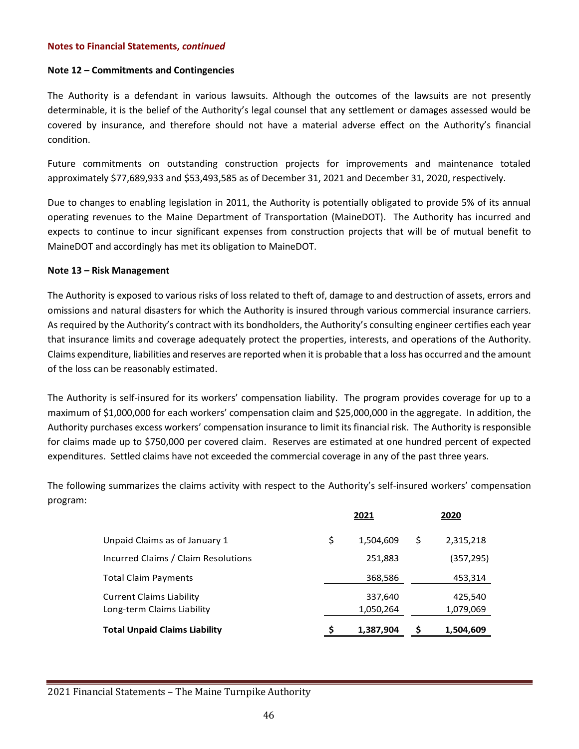**Notes to Financial Statements, *continued***

**Note 12 – Commitments and Contingencies**

The Authority is a defendant in various lawsuits. Although the outcomes of the lawsuits are not presently determinable, it is the belief of the Authority's legal counsel that any settlement or damages assessed would be covered by insurance, and therefore should not have a material adverse effect on the Authority's financial condition.

Future commitments on outstanding construction projects for improvements and maintenance totaled approximately $77,689,933 and $53,493,585 as of December 31, 2021 and December 31, 2020, respectively.

Due to changes to enabling legislation in 2011, the Authority is potentially obligated to provide 5% of its annual operating revenues to the Maine Department of Transportation (MaineDOT). The Authority has incurred and expects to continue to incur significant expenses from construction projects that will be of mutual benefit to MaineDOT and accordingly has met its obligation to MaineDOT.

**Note 13 – Risk Management**

The Authority is exposed to various risks of loss related to theft of, damage to and destruction of assets, errors and omissions and natural disasters for which the Authority is insured through various commercial insurance carriers. As required by the Authority's contract with its bondholders, the Authority's consulting engineer certifies each year that insurance limits and coverage adequately protect the properties, interests, and operations of the Authority. Claims expenditure, liabilities and reserves are reported when it is probable that a loss has occurred and the amount of the loss can be reasonably estimated.

The Authority is self-insured for its workers' compensation liability. The program provides coverage for up to a maximum of $1,000,000 for each workers' compensation claim and $25,000,000 in the aggregate. In addition, the Authority purchases excess workers' compensation insurance to limit its financial risk. The Authority is responsible for claims made up to $750,000 per covered claim. Reserves are estimated at one hundred percent of expected expenditures. Settled claims have not exceeded the commercial coverage in any of the past three years.

The following summarizes the claims activity with respect to the Authority's self-insured workers' compensation program:

| | 2021 | 2020 |
|---|---|---|
| Unpaid Claims as of January 1 | $ 1,504,609 | $ 2,315,218 |
| Incurred Claims / Claim Resolutions | 251,883 | (357,295) |
| Total Claim Payments | 368,586 | 453,314 |
| Current Claims Liability | 337,640 | 425,540 |
| Long-term Claims Liability | 1,050,264 | 1,079,069 |
| **Total Unpaid Claims Liability** | **$ 1,387,904** | **$ 1,504,609** |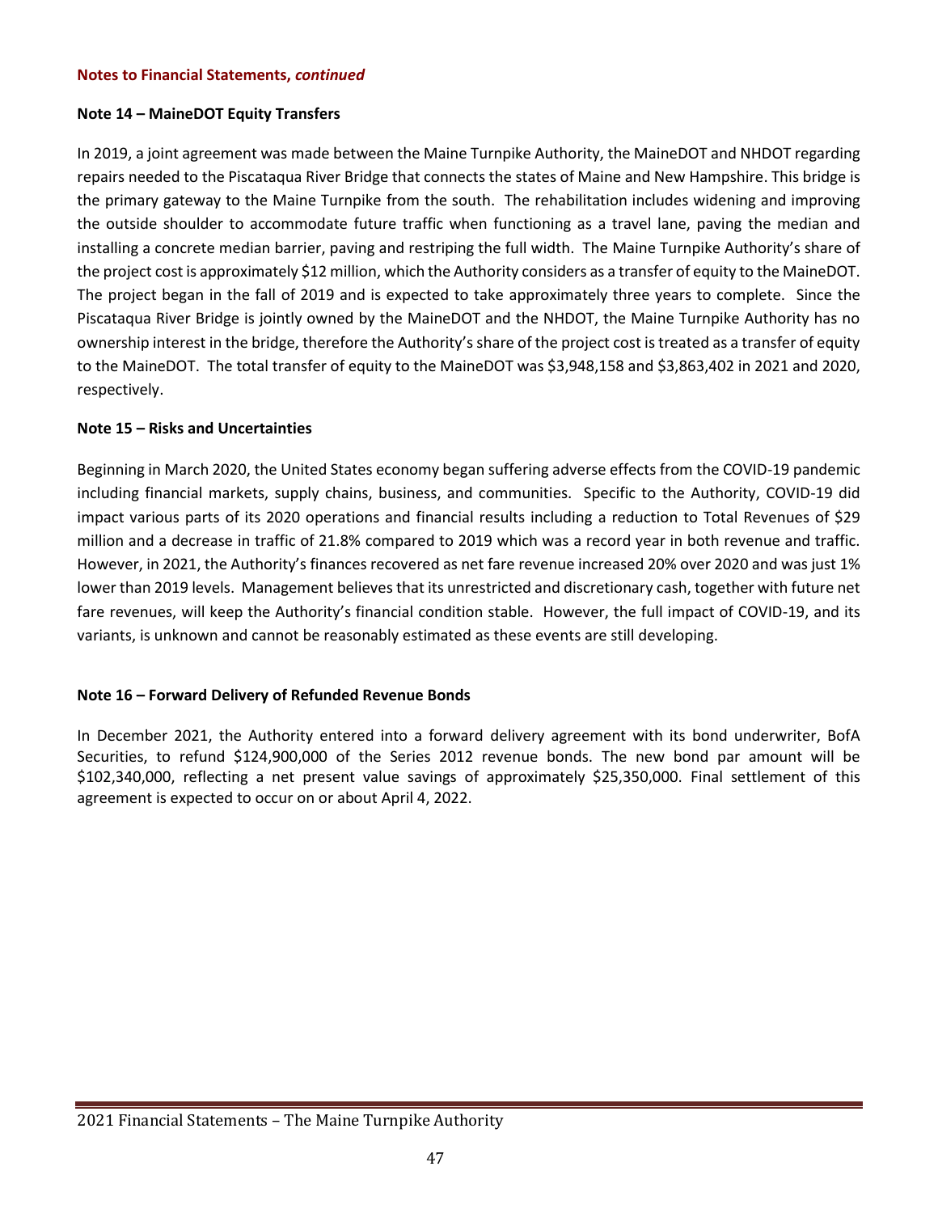**Notes to Financial Statements, *continued***

**Note 14 – MaineDOT Equity Transfers**

In 2019, a joint agreement was made between the Maine Turnpike Authority, the MaineDOT and NHDOT regarding repairs needed to the Piscataqua River Bridge that connects the states of Maine and New Hampshire. This bridge is the primary gateway to the Maine Turnpike from the south. The rehabilitation includes widening and improving the outside shoulder to accommodate future traffic when functioning as a travel lane, paving the median and installing a concrete median barrier, paving and restriping the full width. The Maine Turnpike Authority's share of the project cost is approximately $12 million, which the Authority considers as a transfer of equity to the MaineDOT. The project began in the fall of 2019 and is expected to take approximately three years to complete. Since the Piscataqua River Bridge is jointly owned by the MaineDOT and the NHDOT, the Maine Turnpike Authority has no ownership interest in the bridge, therefore the Authority's share of the project cost is treated as a transfer of equity to the MaineDOT. The total transfer of equity to the MaineDOT was $3,948,158 and $3,863,402 in 2021 and 2020, respectively.

**Note 15 – Risks and Uncertainties**

Beginning in March 2020, the United States economy began suffering adverse effects from the COVID-19 pandemic including financial markets, supply chains, business, and communities. Specific to the Authority, COVID-19 did impact various parts of its 2020 operations and financial results including a reduction to Total Revenues of $29 million and a decrease in traffic of 21.8% compared to 2019 which was a record year in both revenue and traffic. However, in 2021, the Authority's finances recovered as net fare revenue increased 20% over 2020 and was just 1% lower than 2019 levels. Management believes that its unrestricted and discretionary cash, together with future net fare revenues, will keep the Authority's financial condition stable. However, the full impact of COVID-19, and its variants, is unknown and cannot be reasonably estimated as these events are still developing.

**Note 16 – Forward Delivery of Refunded Revenue Bonds**

In December 2021, the Authority entered into a forward delivery agreement with its bond underwriter, BofA Securities, to refund $124,900,000 of the Series 2012 revenue bonds. The new bond par amount will be $102,340,000, reflecting a net present value savings of approximately $25,350,000. Final settlement of this agreement is expected to occur on or about April 4, 2022.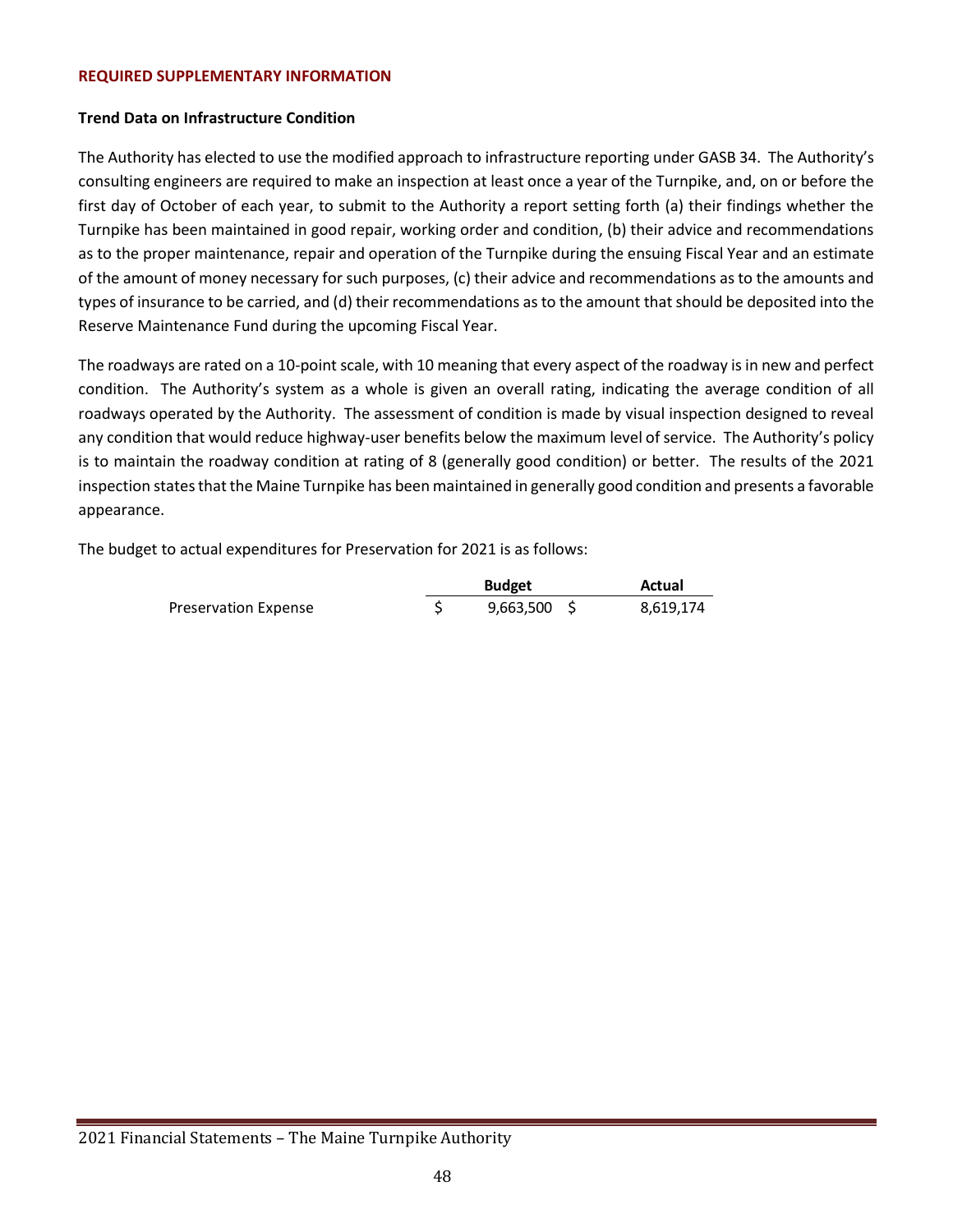## REQUIRED SUPPLEMENTARY INFORMATION

### Trend Data on Infrastructure Condition

The Authority has elected to use the modified approach to infrastructure reporting under GASB 34. The Authority's consulting engineers are required to make an inspection at least once a year of the Turnpike, and, on or before the first day of October of each year, to submit to the Authority a report setting forth (a) their findings whether the Turnpike has been maintained in good repair, working order and condition, (b) their advice and recommendations as to the proper maintenance, repair and operation of the Turnpike during the ensuing Fiscal Year and an estimate of the amount of money necessary for such purposes, (c) their advice and recommendations as to the amounts and types of insurance to be carried, and (d) their recommendations as to the amount that should be deposited into the Reserve Maintenance Fund during the upcoming Fiscal Year.

The roadways are rated on a 10-point scale, with 10 meaning that every aspect of the roadway is in new and perfect condition. The Authority's system as a whole is given an overall rating, indicating the average condition of all roadways operated by the Authority. The assessment of condition is made by visual inspection designed to reveal any condition that would reduce highway-user benefits below the maximum level of service. The Authority's policy is to maintain the roadway condition at rating of 8 (generally good condition) or better. The results of the 2021 inspection states that the Maine Turnpike has been maintained in generally good condition and presents a favorable appearance.

The budget to actual expenditures for Preservation for 2021 is as follows:

| | Budget | Actual |
|---|---|---|
| Preservation Expense | $ 9,663,500 | $ 8,619,174 |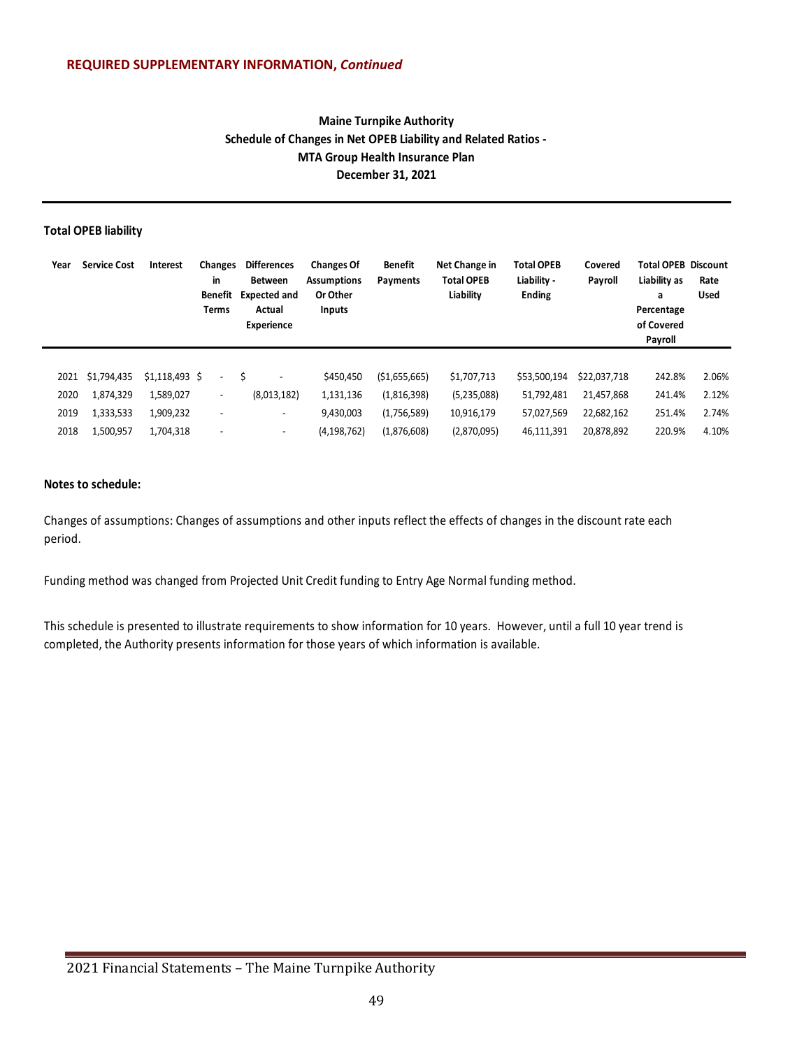**REQUIRED SUPPLEMENTARY INFORMATION, *Continued***

## Maine Turnpike Authority
## Schedule of Changes in Net OPEB Liability and Related Ratios - MTA Group Health Insurance Plan
## December 31, 2021

**Total OPEB liability**

| Year | Service Cost | Interest | Changes in Benefit Terms | Differences Between Expected and Actual Experience | Changes Of Assumptions Or Other Inputs | Benefit Payments | Net Change in Total OPEB Liability | Total OPEB Liability - Ending | Covered Payroll | Total OPEB Liability as a Percentage of Covered Payroll | Discount Rate Used |
|---|---|---|---|---|---|---|---|---|---|---|---|
| 2021 | $1,794,435 | $1,118,493 | $ - | $ - | $450,450 | ($1,655,665) | $1,707,713 | $53,500,194 | $22,037,718 | 242.8% | 2.06% |
| 2020 | 1,874,329 | 1,589,027 | - | (8,013,182) | 1,131,136 | (1,816,398) | (5,235,088) | 51,792,481 | 21,457,868 | 241.4% | 2.12% |
| 2019 | 1,333,533 | 1,909,232 | - | - | 9,430,003 | (1,756,589) | 10,916,179 | 57,027,569 | 22,682,162 | 251.4% | 2.74% |
| 2018 | 1,500,957 | 1,704,318 | - | - | (4,198,762) | (1,876,608) | (2,870,095) | 46,111,391 | 20,878,892 | 220.9% | 4.10% |

**Notes to schedule:**

Changes of assumptions: Changes of assumptions and other inputs reflect the effects of changes in the discount rate each period.

Funding method was changed from Projected Unit Credit funding to Entry Age Normal funding method.

This schedule is presented to illustrate requirements to show information for 10 years. However, until a full 10 year trend is completed, the Authority presents information for those years of which information is available.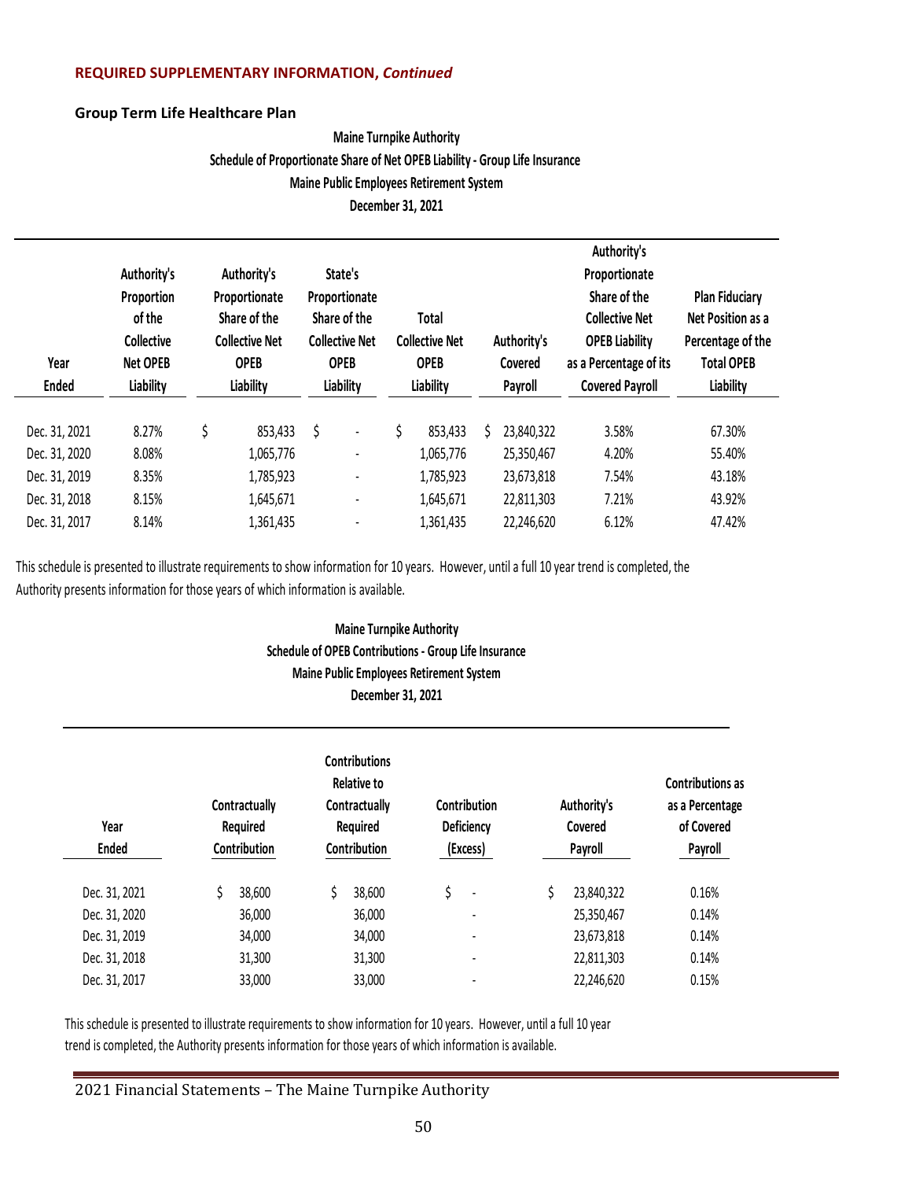**REQUIRED SUPPLEMENTARY INFORMATION, *Continued***

**Group Term Life Healthcare Plan**

**Maine Turnpike Authority**
**Schedule of Proportionate Share of Net OPEB Liability - Group Life Insurance**
**Maine Public Employees Retirement System**
**December 31, 2021**

| Year Ended | Authority's Proportion of the Collective Net OPEB Liability | Authority's Proportionate Share of the Collective Net OPEB Liability | State's Proportionate Share of the Collective Net OPEB Liability | Total Collective Net OPEB Liability | Authority's Covered Payroll | Authority's Proportionate Share of the Collective Net OPEB Liability as a Percentage of its Covered Payroll | Plan Fiduciary Net Position as a Percentage of the Total OPEB Liability |
|---|---|---|---|---|---|---|---|
| Dec. 31, 2021 | 8.27% | $ 853,433 | $ - | $ 853,433 | $ 23,840,322 | 3.58% | 67.30% |
| Dec. 31, 2020 | 8.08% | 1,065,776 | - | 1,065,776 | 25,350,467 | 4.20% | 55.40% |
| Dec. 31, 2019 | 8.35% | 1,785,923 | - | 1,785,923 | 23,673,818 | 7.54% | 43.18% |
| Dec. 31, 2018 | 8.15% | 1,645,671 | - | 1,645,671 | 22,811,303 | 7.21% | 43.92% |
| Dec. 31, 2017 | 8.14% | 1,361,435 | - | 1,361,435 | 22,246,620 | 6.12% | 47.42% |

This schedule is presented to illustrate requirements to show information for 10 years. However, until a full 10 year trend is completed, the Authority presents information for those years of which information is available.

**Maine Turnpike Authority**
**Schedule of OPEB Contributions - Group Life Insurance**
**Maine Public Employees Retirement System**
**December 31, 2021**

| Year Ended | Contractually Required Contribution | Contributions Relative to Contractually Required Contribution | Contribution Deficiency (Excess) | Authority's Covered Payroll | Contributions as as a Percentage of Covered Payroll |
|---|---|---|---|---|---|
| Dec. 31, 2021 | $ 38,600 | $ 38,600 | $ - | $ 23,840,322 | 0.16% |
| Dec. 31, 2020 | 36,000 | 36,000 | - | 25,350,467 | 0.14% |
| Dec. 31, 2019 | 34,000 | 34,000 | - | 23,673,818 | 0.14% |
| Dec. 31, 2018 | 31,300 | 31,300 | - | 22,811,303 | 0.14% |
| Dec. 31, 2017 | 33,000 | 33,000 | - | 22,246,620 | 0.15% |

This schedule is presented to illustrate requirements to show information for 10 years. However, until a full 10 year trend is completed, the Authority presents information for those years of which information is available.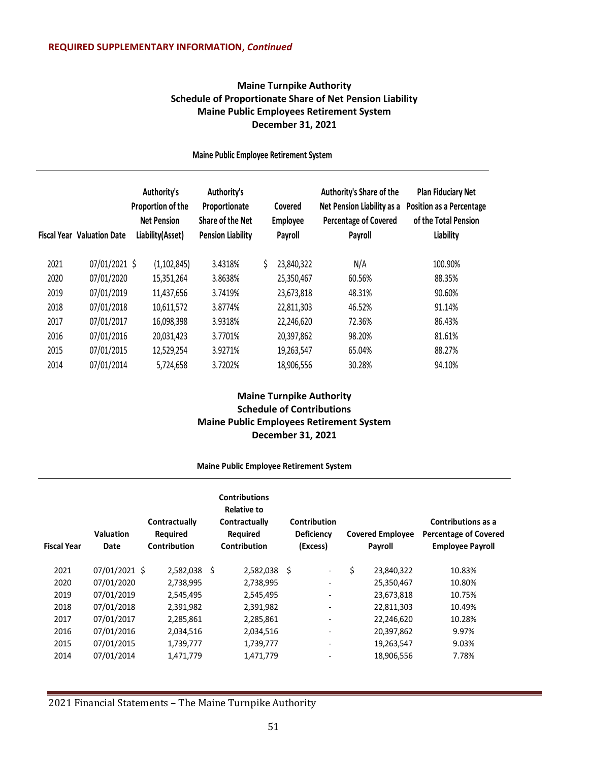**REQUIRED SUPPLEMENTARY INFORMATION, *Continued***

## Maine Turnpike Authority
## Schedule of Proportionate Share of Net Pension Liability
## Maine Public Employees Retirement System
## December 31, 2021

**Maine Public Employee Retirement System**

| Fiscal Year | Valuation Date | Authority's Proportion of the Net Pension Liability(Asset) | Authority's Proportionate Share of the Net Pension Liability | Covered Employee Payroll | Authority's Share of the Net Pension Liability as a Percentage of Covered Payroll | Plan Fiduciary Net Position as a Percentage of the Total Pension Liability |
|---|---|---|---|---|---|---|
| 2021 | 07/01/2021 | $ (1,102,845) | 3.4318% | $ 23,840,322 | N/A | 100.90% |
| 2020 | 07/01/2020 | 15,351,264 | 3.8638% | 25,350,467 | 60.56% | 88.35% |
| 2019 | 07/01/2019 | 11,437,656 | 3.7419% | 23,673,818 | 48.31% | 90.60% |
| 2018 | 07/01/2018 | 10,611,572 | 3.8774% | 22,811,303 | 46.52% | 91.14% |
| 2017 | 07/01/2017 | 16,098,398 | 3.9318% | 22,246,620 | 72.36% | 86.43% |
| 2016 | 07/01/2016 | 20,031,423 | 3.7701% | 20,397,862 | 98.20% | 81.61% |
| 2015 | 07/01/2015 | 12,529,254 | 3.9271% | 19,263,547 | 65.04% | 88.27% |
| 2014 | 07/01/2014 | 5,724,658 | 3.7202% | 18,906,556 | 30.28% | 94.10% |

## Maine Turnpike Authority
## Schedule of Contributions
## Maine Public Employees Retirement System
## December 31, 2021

**Maine Public Employee Retirement System**

| Fiscal Year | Valuation Date | Contractually Required Contribution | Contributions Relative to Contractually Required Contribution | Contribution Deficiency (Excess) | Covered Employee Payroll | Contributions as a Percentage of Covered Employee Payroll |
|---|---|---|---|---|---|---|
| 2021 | 07/01/2021 | $ 2,582,038 | $ 2,582,038 | $ - | $ 23,840,322 | 10.83% |
| 2020 | 07/01/2020 | 2,738,995 | 2,738,995 | - | 25,350,467 | 10.80% |
| 2019 | 07/01/2019 | 2,545,495 | 2,545,495 | - | 23,673,818 | 10.75% |
| 2018 | 07/01/2018 | 2,391,982 | 2,391,982 | - | 22,811,303 | 10.49% |
| 2017 | 07/01/2017 | 2,285,861 | 2,285,861 | - | 22,246,620 | 10.28% |
| 2016 | 07/01/2016 | 2,034,516 | 2,034,516 | - | 20,397,862 | 9.97% |
| 2015 | 07/01/2015 | 1,739,777 | 1,739,777 | - | 19,263,547 | 9.03% |
| 2014 | 07/01/2014 | 1,471,779 | 1,471,779 | - | 18,906,556 | 7.78% |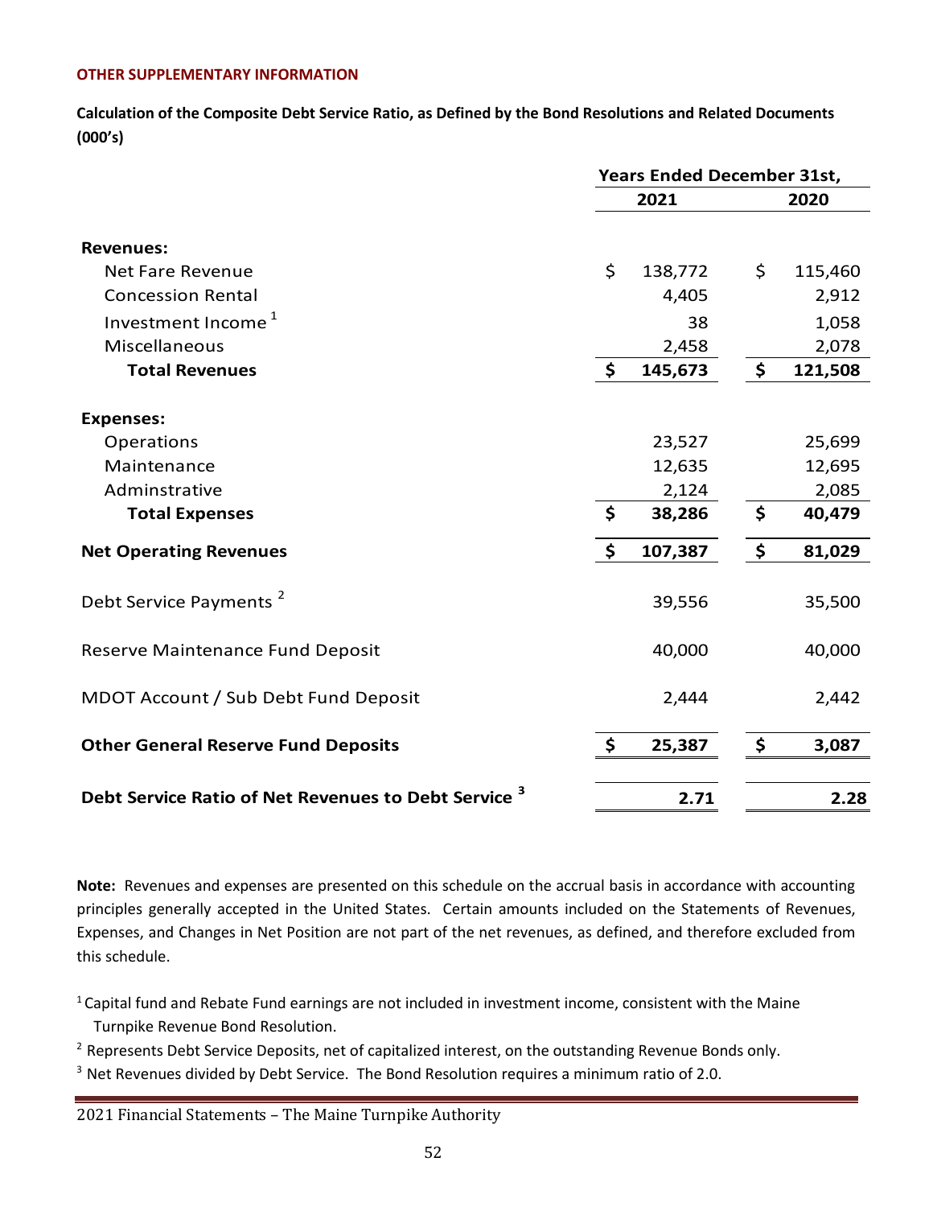**OTHER SUPPLEMENTARY INFORMATION**

**Calculation of the Composite Debt Service Ratio, as Defined by the Bond Resolutions and Related Documents (000's)**

| | Years Ended December 31st, | |
|---|---|---|
| | **2021** | **2020** |
| **Revenues:** | | |
| Net Fare Revenue | $ 138,772 | $ 115,460 |
| Concession Rental | 4,405 | 2,912 |
| Investment Income [1] | 38 | 1,058 |
| Miscellaneous | 2,458 | 2,078 |
| **Total Revenues** | **$ 145,673** | **$ 121,508** |
| **Expenses:** | | |
| Operations | 23,527 | 25,699 |
| Maintenance | 12,635 | 12,695 |
| Adminstrative | 2,124 | 2,085 |
| **Total Expenses** | **$ 38,286** | **$ 40,479** |
| **Net Operating Revenues** | **$ 107,387** | **$ 81,029** |
| Debt Service Payments [2] | 39,556 | 35,500 |
| Reserve Maintenance Fund Deposit | 40,000 | 40,000 |
| MDOT Account / Sub Debt Fund Deposit | 2,444 | 2,442 |
| **Other General Reserve Fund Deposits** | **$ 25,387** | **$ 3,087** |
| **Debt Service Ratio of Net Revenues to Debt Service [3]** | **2.71** | **2.28** |

**Note:** Revenues and expenses are presented on this schedule on the accrual basis in accordance with accounting principles generally accepted in the United States. Certain amounts included on the Statements of Revenues, Expenses, and Changes in Net Position are not part of the net revenues, as defined, and therefore excluded from this schedule.

[1] Capital fund and Rebate Fund earnings are not included in investment income, consistent with the Maine Turnpike Revenue Bond Resolution.

[2] Represents Debt Service Deposits, net of capitalized interest, on the outstanding Revenue Bonds only.

[3] Net Revenues divided by Debt Service. The Bond Resolution requires a minimum ratio of 2.0.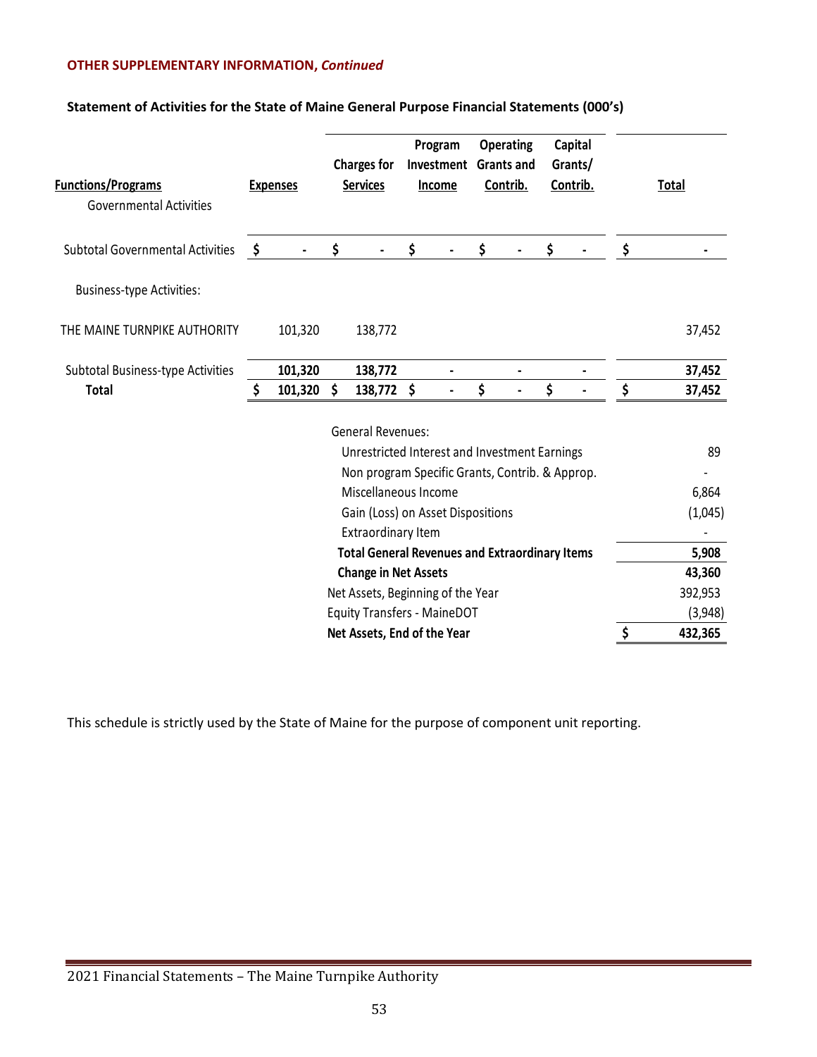**OTHER SUPPLEMENTARY INFORMATION, *Continued***

**Statement of Activities for the State of Maine General Purpose Financial Statements (000's)**

| Functions/Programs | Expenses | Charges for Services | Program Investment Income | Operating Grants and Contrib. | Capital Grants/ Contrib. | Total |
|---|---|---|---|---|---|---|
| Governmental Activities | | | | | | |
| Subtotal Governmental Activities | $ - | $ - | $ - | $ - | $ - | $ - |
| Business-type Activities: | | | | | | |
| THE MAINE TURNPIKE AUTHORITY | 101,320 | 138,772 | | | | 37,452 |
| Subtotal Business-type Activities | **101,320** | **138,772** | **-** | **-** | **-** | **37,452** |
| **Total** | **$ 101,320** | **$ 138,772** | **$ -** | **$ -** | **$ -** | **$ 37,452** |

| | |
|---|---|
| General Revenues: | |
| Unrestricted Interest and Investment Earnings | 89 |
| Non program Specific Grants, Contrib. & Approp. | - |
| Miscellaneous Income | 6,864 |
| Gain (Loss) on Asset Dispositions | (1,045) |
| Extraordinary Item | - |
| **Total General Revenues and Extraordinary Items** | **5,908** |
| **Change in Net Assets** | **43,360** |
| Net Assets, Beginning of the Year | 392,953 |
| Equity Transfers - MaineDOT | (3,948) |
| **Net Assets, End of the Year** | **$ 432,365** |

This schedule is strictly used by the State of Maine for the purpose of component unit reporting.